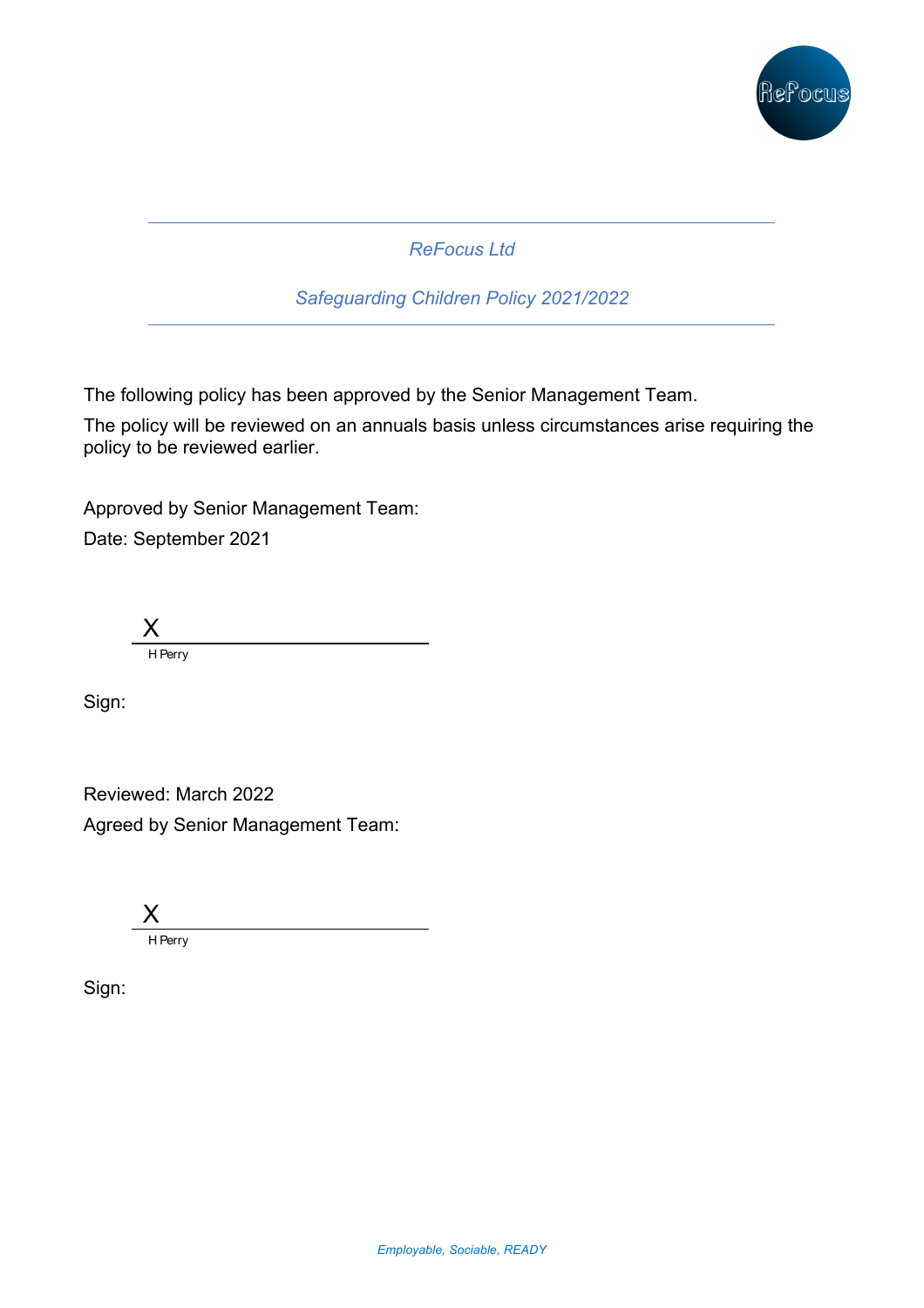*ReFocus Ltd*

*Safeguarding Children Policy 2021/2022*

The following policy has been approved by the Senior Management Team.

The policy will be reviewed on an annuals basis unless circumstances arise requiring the policy to be reviewed earlier.

Approved by Senior Management Team:

Date: September 2021

X \_\_\_\_\_\_\_\_\_\_\_\_\_\_\_\_\_\_\_\_\_\_\_\_\_\_\_\_\_\_

H Perry

Sign:

Reviewed: March 2022

Agreed by Senior Management Team:

X \_\_\_\_\_\_\_\_\_\_\_\_\_\_\_\_\_\_\_\_\_\_\_\_\_\_\_\_\_\_

H Perry

Sign:

*Employable, Sociable, READY*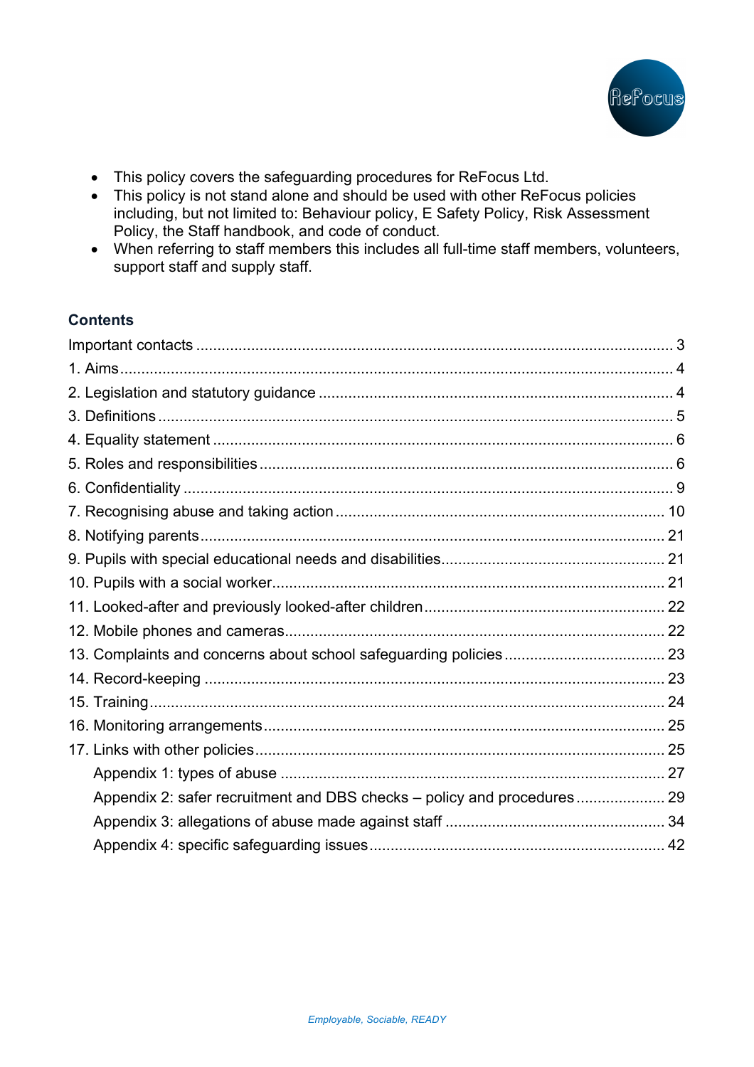- This policy covers the safeguarding procedures for ReFocus Ltd.
- This policy is not stand alone and should be used with other ReFocus policies including, but not limited to: Behaviour policy, E Safety Policy, Risk Assessment Policy, the Staff handbook, and code of conduct.
- When referring to staff members this includes all full-time staff members, volunteers, support staff and supply staff.

## Contents

Important contacts ........ 3
1. Aims ........ 4
2. Legislation and statutory guidance ........ 4
3. Definitions ........ 5
4. Equality statement ........ 6
5. Roles and responsibilities ........ 6
6. Confidentiality ........ 9
7. Recognising abuse and taking action ........ 10
8. Notifying parents ........ 21
9. Pupils with special educational needs and disabilities ........ 21
10. Pupils with a social worker ........ 21
11. Looked-after and previously looked-after children ........ 22
12. Mobile phones and cameras ........ 22
13. Complaints and concerns about school safeguarding policies ........ 23
14. Record-keeping ........ 23
15. Training ........ 24
16. Monitoring arrangements ........ 25
17. Links with other policies ........ 25
  Appendix 1: types of abuse ........ 27
  Appendix 2: safer recruitment and DBS checks – policy and procedures ........ 29
  Appendix 3: allegations of abuse made against staff ........ 34
  Appendix 4: specific safeguarding issues ........ 42

*Employable, Sociable, READY*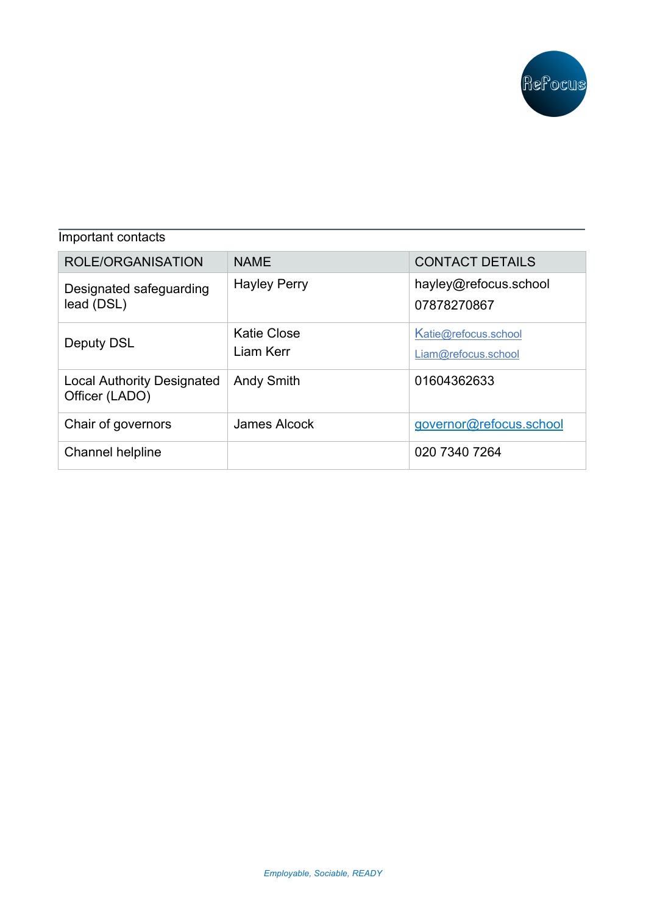## Important contacts

| ROLE/ORGANISATION | NAME | CONTACT DETAILS |
| --- | --- | --- |
| Designated safeguarding lead (DSL) | Hayley Perry | hayley@refocus.school<br>07878270867 |
| Deputy DSL | Katie Close<br>Liam Kerr | Katie@refocus.school<br>Liam@refocus.school |
| Local Authority Designated Officer (LADO) | Andy Smith | 01604362633 |
| Chair of governors | James Alcock | governor@refocus.school |
| Channel helpline | | 020 7340 7264 |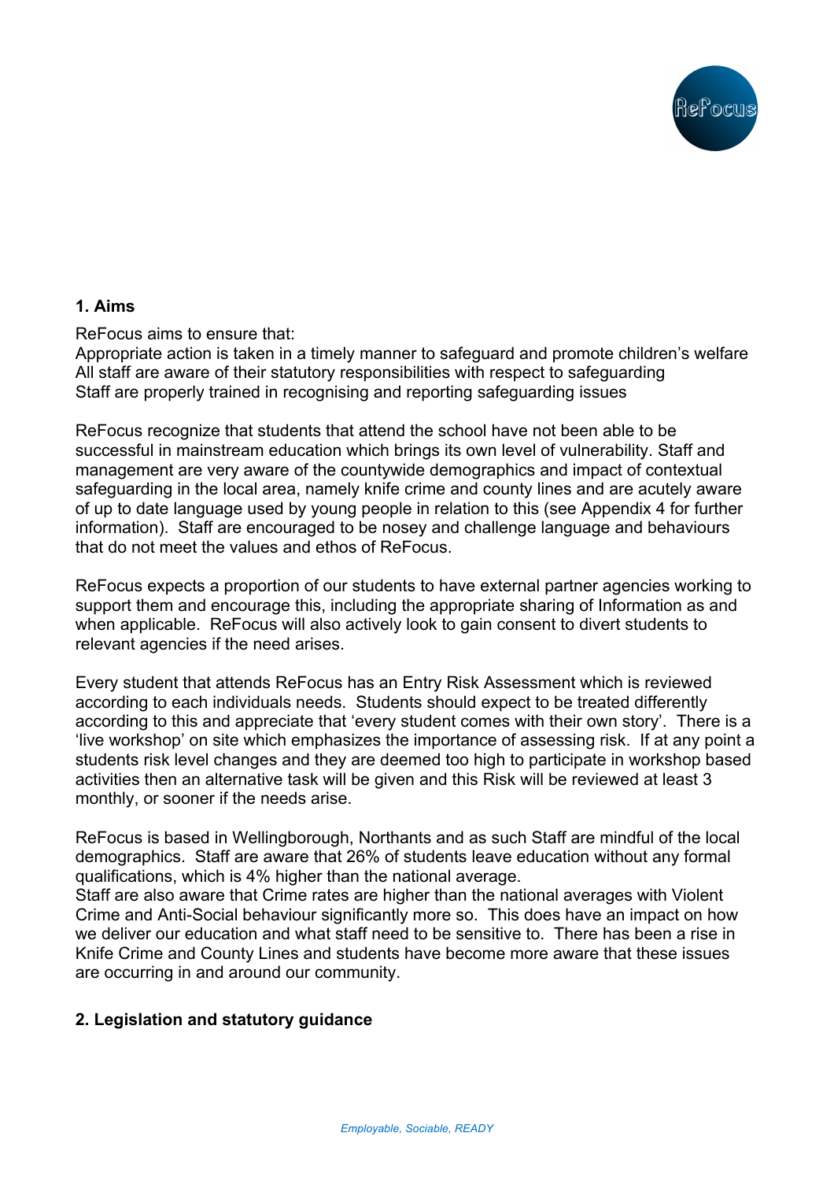## 1. Aims

ReFocus aims to ensure that:

Appropriate action is taken in a timely manner to safeguard and promote children's welfare
All staff are aware of their statutory responsibilities with respect to safeguarding
Staff are properly trained in recognising and reporting safeguarding issues

ReFocus recognize that students that attend the school have not been able to be successful in mainstream education which brings its own level of vulnerability. Staff and management are very aware of the countywide demographics and impact of contextual safeguarding in the local area, namely knife crime and county lines and are acutely aware of up to date language used by young people in relation to this (see Appendix 4 for further information). Staff are encouraged to be nosey and challenge language and behaviours that do not meet the values and ethos of ReFocus.

ReFocus expects a proportion of our students to have external partner agencies working to support them and encourage this, including the appropriate sharing of Information as and when applicable. ReFocus will also actively look to gain consent to divert students to relevant agencies if the need arises.

Every student that attends ReFocus has an Entry Risk Assessment which is reviewed according to each individuals needs. Students should expect to be treated differently according to this and appreciate that 'every student comes with their own story'. There is a 'live workshop' on site which emphasizes the importance of assessing risk. If at any point a students risk level changes and they are deemed too high to participate in workshop based activities then an alternative task will be given and this Risk will be reviewed at least 3 monthly, or sooner if the needs arise.

ReFocus is based in Wellingborough, Northants and as such Staff are mindful of the local demographics. Staff are aware that 26% of students leave education without any formal qualifications, which is 4% higher than the national average.
Staff are also aware that Crime rates are higher than the national averages with Violent Crime and Anti-Social behaviour significantly more so. This does have an impact on how we deliver our education and what staff need to be sensitive to. There has been a rise in Knife Crime and County Lines and students have become more aware that these issues are occurring in and around our community.

## 2. Legislation and statutory guidance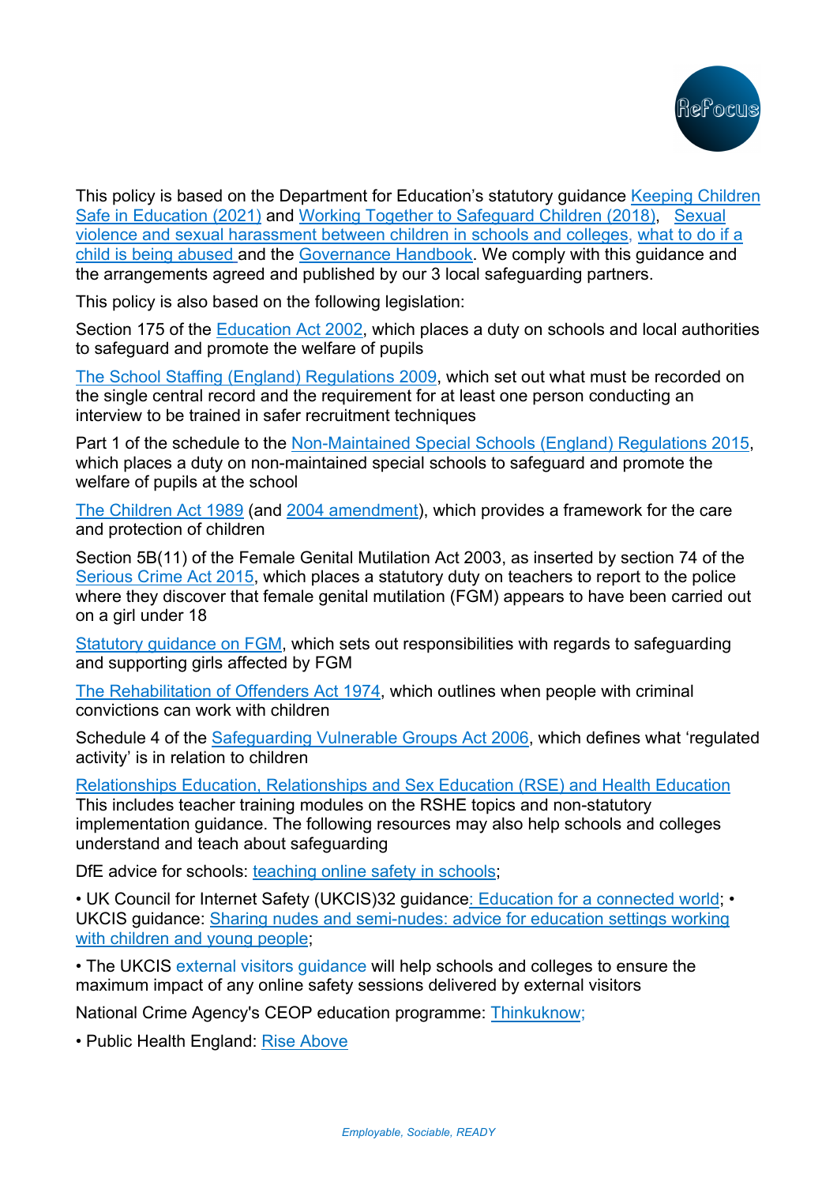This policy is based on the Department for Education's statutory guidance Keeping Children Safe in Education (2021) and Working Together to Safeguard Children (2018), Sexual violence and sexual harassment between children in schools and colleges, what to do if a child is being abused and the Governance Handbook. We comply with this guidance and the arrangements agreed and published by our 3 local safeguarding partners.

This policy is also based on the following legislation:

Section 175 of the Education Act 2002, which places a duty on schools and local authorities to safeguard and promote the welfare of pupils

The School Staffing (England) Regulations 2009, which set out what must be recorded on the single central record and the requirement for at least one person conducting an interview to be trained in safer recruitment techniques

Part 1 of the schedule to the Non-Maintained Special Schools (England) Regulations 2015, which places a duty on non-maintained special schools to safeguard and promote the welfare of pupils at the school

The Children Act 1989 (and 2004 amendment), which provides a framework for the care and protection of children

Section 5B(11) of the Female Genital Mutilation Act 2003, as inserted by section 74 of the Serious Crime Act 2015, which places a statutory duty on teachers to report to the police where they discover that female genital mutilation (FGM) appears to have been carried out on a girl under 18

Statutory guidance on FGM, which sets out responsibilities with regards to safeguarding and supporting girls affected by FGM

The Rehabilitation of Offenders Act 1974, which outlines when people with criminal convictions can work with children

Schedule 4 of the Safeguarding Vulnerable Groups Act 2006, which defines what 'regulated activity' is in relation to children

Relationships Education, Relationships and Sex Education (RSE) and Health Education
This includes teacher training modules on the RSHE topics and non-statutory implementation guidance. The following resources may also help schools and colleges understand and teach about safeguarding

DfE advice for schools: teaching online safety in schools;

• UK Council for Internet Safety (UKCIS)32 guidance: Education for a connected world; • UKCIS guidance: Sharing nudes and semi-nudes: advice for education settings working with children and young people;

• The UKCIS external visitors guidance will help schools and colleges to ensure the maximum impact of any online safety sessions delivered by external visitors

National Crime Agency's CEOP education programme: Thinkuknow;

• Public Health England: Rise Above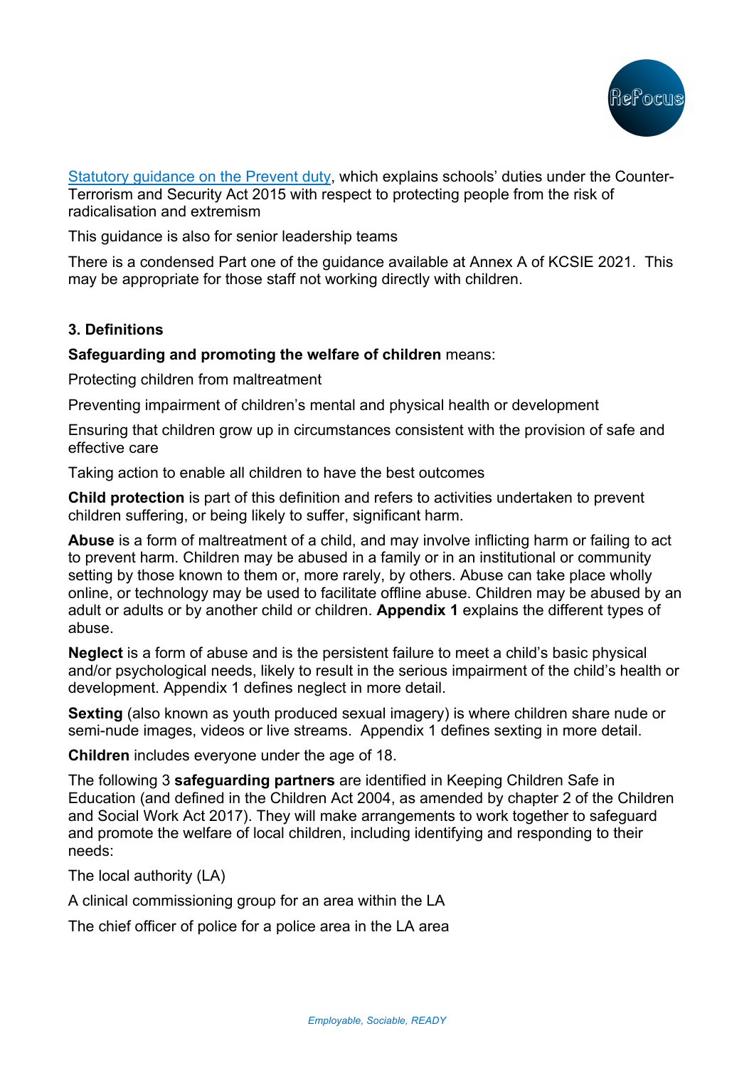[Statutory guidance on the Prevent duty](), which explains schools' duties under the Counter-Terrorism and Security Act 2015 with respect to protecting people from the risk of radicalisation and extremism

This guidance is also for senior leadership teams

There is a condensed Part one of the guidance available at Annex A of KCSIE 2021. This may be appropriate for those staff not working directly with children.

### 3. Definitions

**Safeguarding and promoting the welfare of children** means:

Protecting children from maltreatment

Preventing impairment of children's mental and physical health or development

Ensuring that children grow up in circumstances consistent with the provision of safe and effective care

Taking action to enable all children to have the best outcomes

**Child protection** is part of this definition and refers to activities undertaken to prevent children suffering, or being likely to suffer, significant harm.

**Abuse** is a form of maltreatment of a child, and may involve inflicting harm or failing to act to prevent harm. Children may be abused in a family or in an institutional or community setting by those known to them or, more rarely, by others. Abuse can take place wholly online, or technology may be used to facilitate offline abuse. Children may be abused by an adult or adults or by another child or children. **Appendix 1** explains the different types of abuse.

**Neglect** is a form of abuse and is the persistent failure to meet a child's basic physical and/or psychological needs, likely to result in the serious impairment of the child's health or development. Appendix 1 defines neglect in more detail.

**Sexting** (also known as youth produced sexual imagery) is where children share nude or semi-nude images, videos or live streams. Appendix 1 defines sexting in more detail.

**Children** includes everyone under the age of 18.

The following 3 **safeguarding partners** are identified in Keeping Children Safe in Education (and defined in the Children Act 2004, as amended by chapter 2 of the Children and Social Work Act 2017). They will make arrangements to work together to safeguard and promote the welfare of local children, including identifying and responding to their needs:

The local authority (LA)

A clinical commissioning group for an area within the LA

The chief officer of police for a police area in the LA area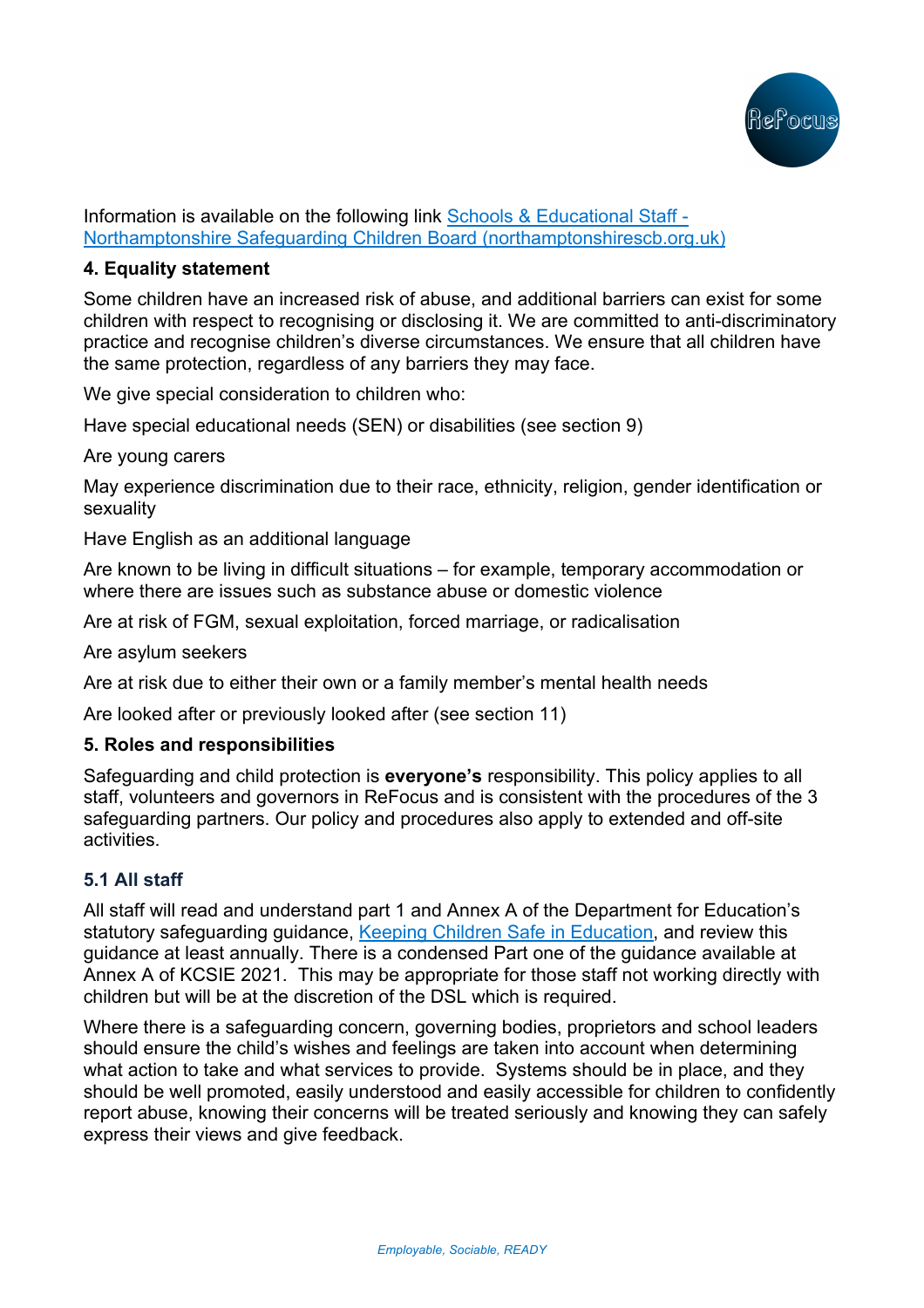Information is available on the following link [Schools & Educational Staff - Northamptonshire Safeguarding Children Board (northamptonshirescb.org.uk)](northamptonshirescb.org.uk)

## 4. Equality statement

Some children have an increased risk of abuse, and additional barriers can exist for some children with respect to recognising or disclosing it. We are committed to anti-discriminatory practice and recognise children's diverse circumstances. We ensure that all children have the same protection, regardless of any barriers they may face.

We give special consideration to children who:

Have special educational needs (SEN) or disabilities (see section 9)

Are young carers

May experience discrimination due to their race, ethnicity, religion, gender identification or sexuality

Have English as an additional language

Are known to be living in difficult situations – for example, temporary accommodation or where there are issues such as substance abuse or domestic violence

Are at risk of FGM, sexual exploitation, forced marriage, or radicalisation

Are asylum seekers

Are at risk due to either their own or a family member's mental health needs

Are looked after or previously looked after (see section 11)

## 5. Roles and responsibilities

Safeguarding and child protection is **everyone's** responsibility. This policy applies to all staff, volunteers and governors in ReFocus and is consistent with the procedures of the 3 safeguarding partners. Our policy and procedures also apply to extended and off-site activities.

### 5.1 All staff

All staff will read and understand part 1 and Annex A of the Department for Education's statutory safeguarding guidance, Keeping Children Safe in Education, and review this guidance at least annually. There is a condensed Part one of the guidance available at Annex A of KCSIE 2021. This may be appropriate for those staff not working directly with children but will be at the discretion of the DSL which is required.

Where there is a safeguarding concern, governing bodies, proprietors and school leaders should ensure the child's wishes and feelings are taken into account when determining what action to take and what services to provide. Systems should be in place, and they should be well promoted, easily understood and easily accessible for children to confidently report abuse, knowing their concerns will be treated seriously and knowing they can safely express their views and give feedback.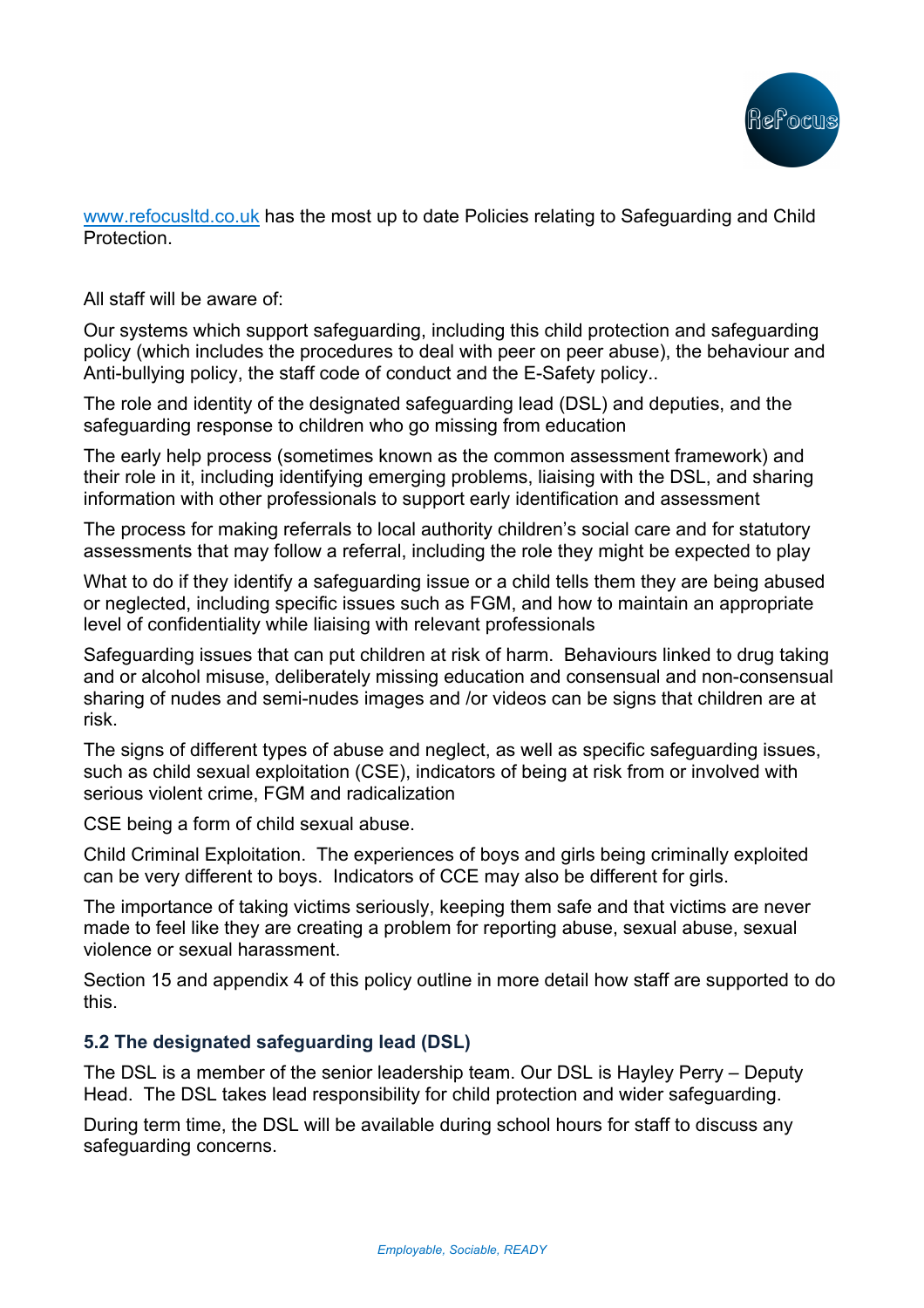[www.refocusltd.co.uk](http://www.refocusltd.co.uk) has the most up to date Policies relating to Safeguarding and Child Protection.

All staff will be aware of:

Our systems which support safeguarding, including this child protection and safeguarding policy (which includes the procedures to deal with peer on peer abuse), the behaviour and Anti-bullying policy, the staff code of conduct and the E-Safety policy..

The role and identity of the designated safeguarding lead (DSL) and deputies, and the safeguarding response to children who go missing from education

The early help process (sometimes known as the common assessment framework) and their role in it, including identifying emerging problems, liaising with the DSL, and sharing information with other professionals to support early identification and assessment

The process for making referrals to local authority children's social care and for statutory assessments that may follow a referral, including the role they might be expected to play

What to do if they identify a safeguarding issue or a child tells them they are being abused or neglected, including specific issues such as FGM, and how to maintain an appropriate level of confidentiality while liaising with relevant professionals

Safeguarding issues that can put children at risk of harm. Behaviours linked to drug taking and or alcohol misuse, deliberately missing education and consensual and non-consensual sharing of nudes and semi-nudes images and /or videos can be signs that children are at risk.

The signs of different types of abuse and neglect, as well as specific safeguarding issues, such as child sexual exploitation (CSE), indicators of being at risk from or involved with serious violent crime, FGM and radicalization

CSE being a form of child sexual abuse.

Child Criminal Exploitation. The experiences of boys and girls being criminally exploited can be very different to boys. Indicators of CCE may also be different for girls.

The importance of taking victims seriously, keeping them safe and that victims are never made to feel like they are creating a problem for reporting abuse, sexual abuse, sexual violence or sexual harassment.

Section 15 and appendix 4 of this policy outline in more detail how staff are supported to do this.

### 5.2 The designated safeguarding lead (DSL)

The DSL is a member of the senior leadership team. Our DSL is Hayley Perry – Deputy Head. The DSL takes lead responsibility for child protection and wider safeguarding.

During term time, the DSL will be available during school hours for staff to discuss any safeguarding concerns.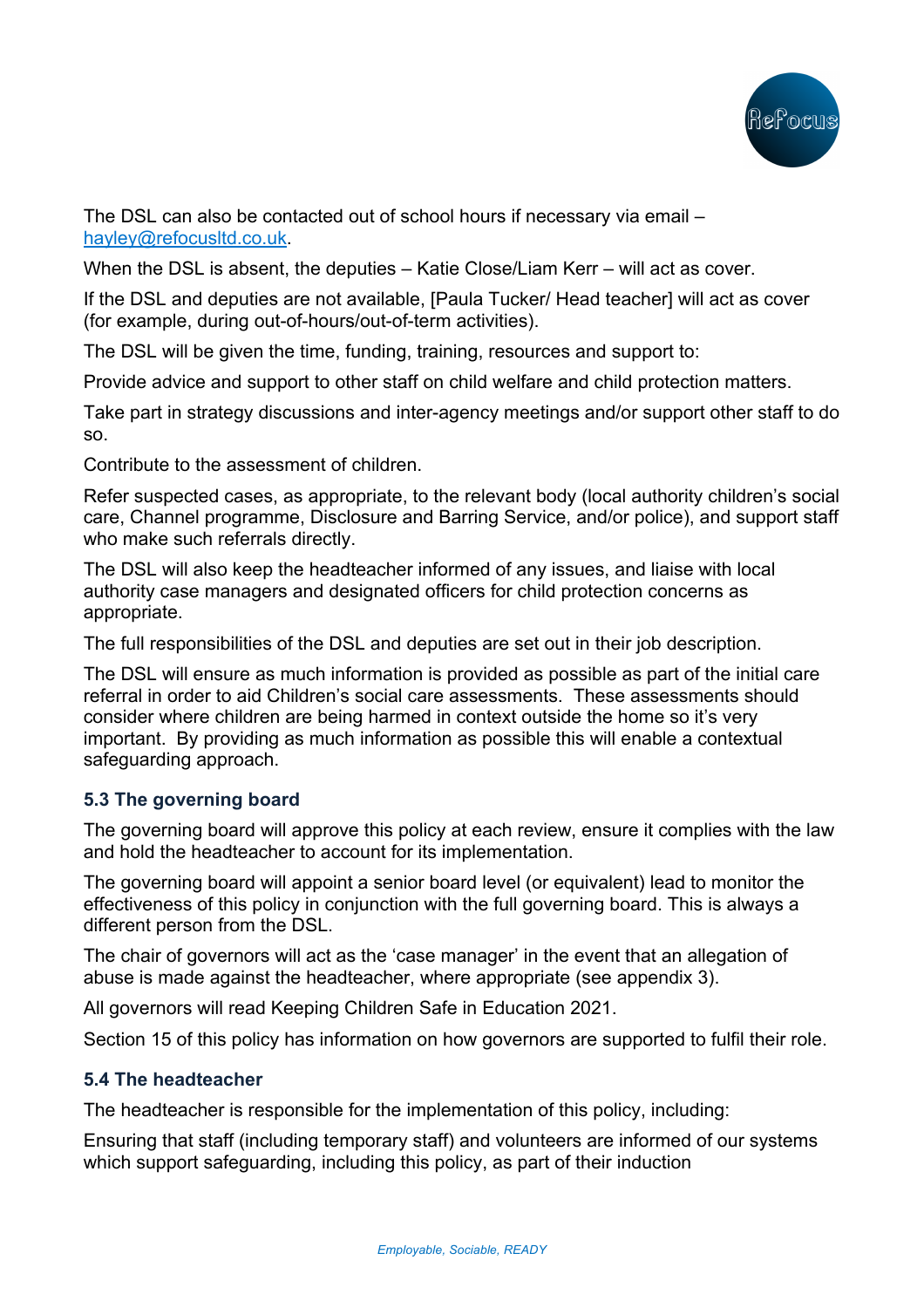The DSL can also be contacted out of school hours if necessary via email – [hayley@refocusltd.co.uk](mailto:hayley@refocusltd.co.uk).

When the DSL is absent, the deputies – Katie Close/Liam Kerr – will act as cover.

If the DSL and deputies are not available, [Paula Tucker/ Head teacher] will act as cover (for example, during out-of-hours/out-of-term activities).

The DSL will be given the time, funding, training, resources and support to:

Provide advice and support to other staff on child welfare and child protection matters.

Take part in strategy discussions and inter-agency meetings and/or support other staff to do so.

Contribute to the assessment of children.

Refer suspected cases, as appropriate, to the relevant body (local authority children's social care, Channel programme, Disclosure and Barring Service, and/or police), and support staff who make such referrals directly.

The DSL will also keep the headteacher informed of any issues, and liaise with local authority case managers and designated officers for child protection concerns as appropriate.

The full responsibilities of the DSL and deputies are set out in their job description.

The DSL will ensure as much information is provided as possible as part of the initial care referral in order to aid Children's social care assessments. These assessments should consider where children are being harmed in context outside the home so it's very important. By providing as much information as possible this will enable a contextual safeguarding approach.

### 5.3 The governing board

The governing board will approve this policy at each review, ensure it complies with the law and hold the headteacher to account for its implementation.

The governing board will appoint a senior board level (or equivalent) lead to monitor the effectiveness of this policy in conjunction with the full governing board. This is always a different person from the DSL.

The chair of governors will act as the 'case manager' in the event that an allegation of abuse is made against the headteacher, where appropriate (see appendix 3).

All governors will read Keeping Children Safe in Education 2021.

Section 15 of this policy has information on how governors are supported to fulfil their role.

### 5.4 The headteacher

The headteacher is responsible for the implementation of this policy, including:

Ensuring that staff (including temporary staff) and volunteers are informed of our systems which support safeguarding, including this policy, as part of their induction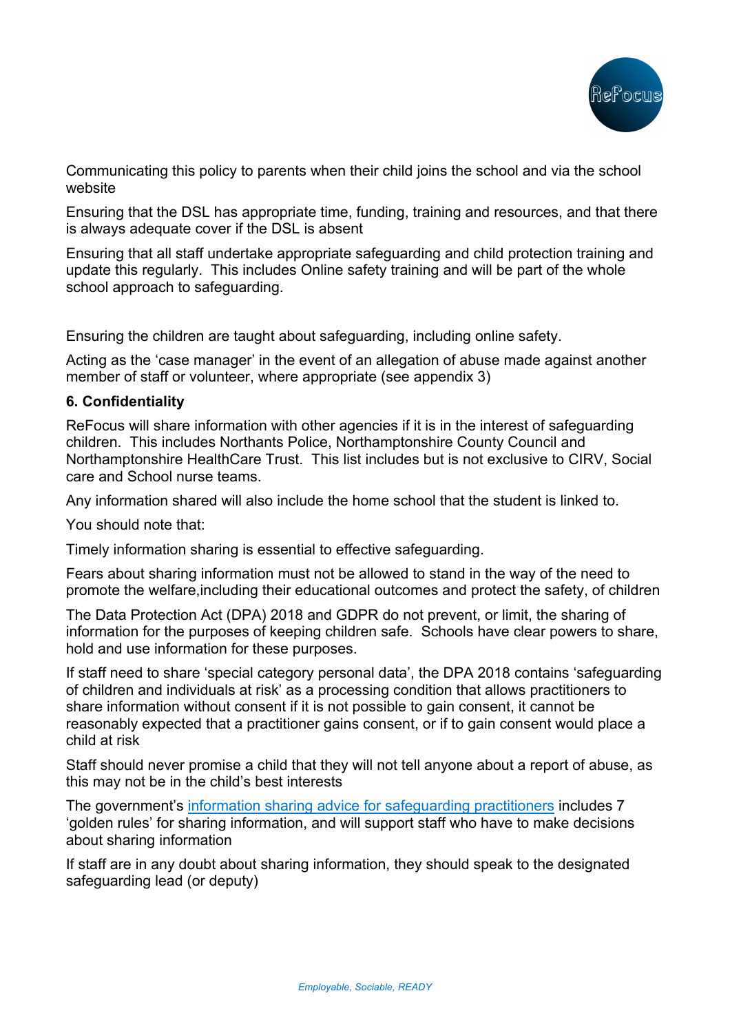Communicating this policy to parents when their child joins the school and via the school website

Ensuring that the DSL has appropriate time, funding, training and resources, and that there is always adequate cover if the DSL is absent

Ensuring that all staff undertake appropriate safeguarding and child protection training and update this regularly.  This includes Online safety training and will be part of the whole school approach to safeguarding.

Ensuring the children are taught about safeguarding, including online safety.

Acting as the 'case manager' in the event of an allegation of abuse made against another member of staff or volunteer, where appropriate (see appendix 3)

**6. Confidentiality**

ReFocus will share information with other agencies if it is in the interest of safeguarding children.  This includes Northants Police, Northamptonshire County Council and Northamptonshire HealthCare Trust.  This list includes but is not exclusive to CIRV, Social care and School nurse teams.

Any information shared will also include the home school that the student is linked to.

You should note that:

Timely information sharing is essential to effective safeguarding.

Fears about sharing information must not be allowed to stand in the way of the need to promote the welfare,including their educational outcomes and protect the safety, of children

The Data Protection Act (DPA) 2018 and GDPR do not prevent, or limit, the sharing of information for the purposes of keeping children safe.  Schools have clear powers to share, hold and use information for these purposes.

If staff need to share 'special category personal data', the DPA 2018 contains 'safeguarding of children and individuals at risk' as a processing condition that allows practitioners to share information without consent if it is not possible to gain consent, it cannot be reasonably expected that a practitioner gains consent, or if to gain consent would place a child at risk

Staff should never promise a child that they will not tell anyone about a report of abuse, as this may not be in the child's best interests

The government's information sharing advice for safeguarding practitioners includes 7 'golden rules' for sharing information, and will support staff who have to make decisions about sharing information

If staff are in any doubt about sharing information, they should speak to the designated safeguarding lead (or deputy)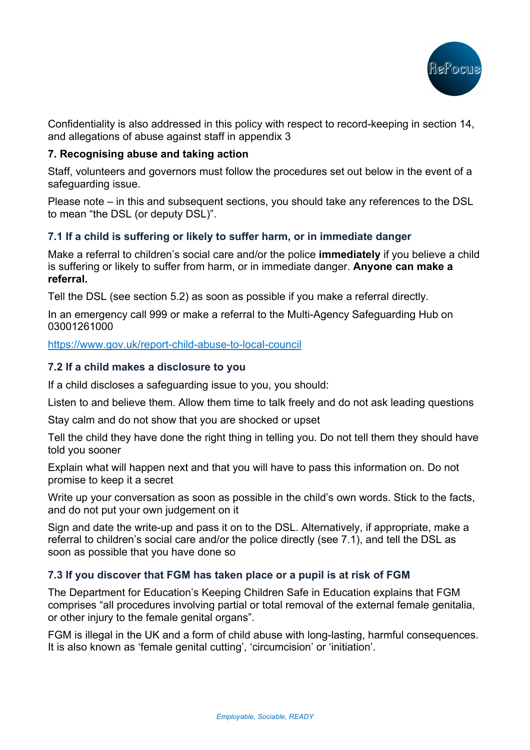Confidentiality is also addressed in this policy with respect to record-keeping in section 14, and allegations of abuse against staff in appendix 3

### 7. Recognising abuse and taking action

Staff, volunteers and governors must follow the procedures set out below in the event of a safeguarding issue.

Please note – in this and subsequent sections, you should take any references to the DSL to mean "the DSL (or deputy DSL)".

#### 7.1 If a child is suffering or likely to suffer harm, or in immediate danger

Make a referral to children's social care and/or the police **immediately** if you believe a child is suffering or likely to suffer from harm, or in immediate danger. **Anyone can make a referral.**

Tell the DSL (see section 5.2) as soon as possible if you make a referral directly.

In an emergency call 999 or make a referral to the Multi-Agency Safeguarding Hub on 03001261000

https://www.gov.uk/report-child-abuse-to-local-council

#### 7.2 If a child makes a disclosure to you

If a child discloses a safeguarding issue to you, you should:

Listen to and believe them. Allow them time to talk freely and do not ask leading questions

Stay calm and do not show that you are shocked or upset

Tell the child they have done the right thing in telling you. Do not tell them they should have told you sooner

Explain what will happen next and that you will have to pass this information on. Do not promise to keep it a secret

Write up your conversation as soon as possible in the child's own words. Stick to the facts, and do not put your own judgement on it

Sign and date the write-up and pass it on to the DSL. Alternatively, if appropriate, make a referral to children's social care and/or the police directly (see 7.1), and tell the DSL as soon as possible that you have done so

#### 7.3 If you discover that FGM has taken place or a pupil is at risk of FGM

The Department for Education's Keeping Children Safe in Education explains that FGM comprises "all procedures involving partial or total removal of the external female genitalia, or other injury to the female genital organs".

FGM is illegal in the UK and a form of child abuse with long-lasting, harmful consequences. It is also known as 'female genital cutting', 'circumcision' or 'initiation'.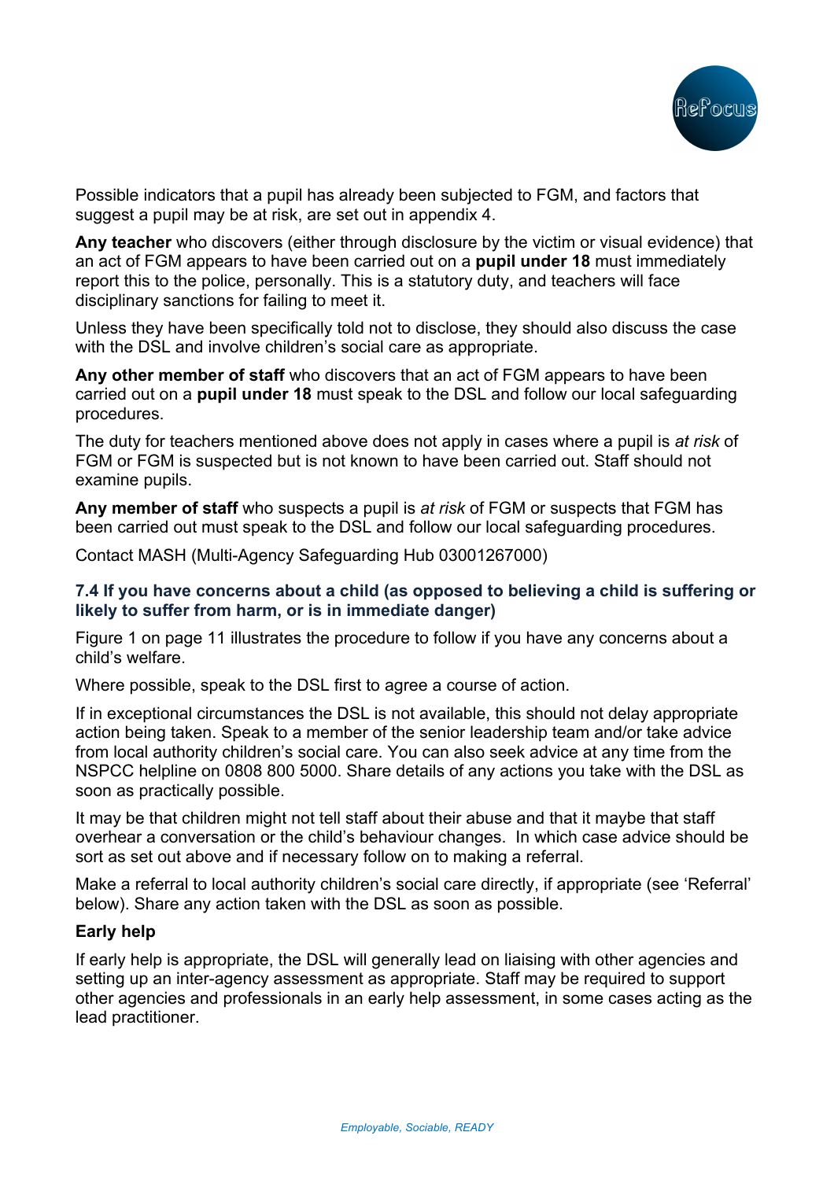Possible indicators that a pupil has already been subjected to FGM, and factors that suggest a pupil may be at risk, are set out in appendix 4.

**Any teacher** who discovers (either through disclosure by the victim or visual evidence) that an act of FGM appears to have been carried out on a **pupil under 18** must immediately report this to the police, personally. This is a statutory duty, and teachers will face disciplinary sanctions for failing to meet it.

Unless they have been specifically told not to disclose, they should also discuss the case with the DSL and involve children's social care as appropriate.

**Any other member of staff** who discovers that an act of FGM appears to have been carried out on a **pupil under 18** must speak to the DSL and follow our local safeguarding procedures.

The duty for teachers mentioned above does not apply in cases where a pupil is *at risk* of FGM or FGM is suspected but is not known to have been carried out. Staff should not examine pupils.

**Any member of staff** who suspects a pupil is *at risk* of FGM or suspects that FGM has been carried out must speak to the DSL and follow our local safeguarding procedures.

Contact MASH (Multi-Agency Safeguarding Hub 03001267000)

### 7.4 If you have concerns about a child (as opposed to believing a child is suffering or likely to suffer from harm, or is in immediate danger)

Figure 1 on page 11 illustrates the procedure to follow if you have any concerns about a child's welfare.

Where possible, speak to the DSL first to agree a course of action.

If in exceptional circumstances the DSL is not available, this should not delay appropriate action being taken. Speak to a member of the senior leadership team and/or take advice from local authority children's social care. You can also seek advice at any time from the NSPCC helpline on 0808 800 5000. Share details of any actions you take with the DSL as soon as practically possible.

It may be that children might not tell staff about their abuse and that it maybe that staff overhear a conversation or the child's behaviour changes. In which case advice should be sort as set out above and if necessary follow on to making a referral.

Make a referral to local authority children's social care directly, if appropriate (see 'Referral' below). Share any action taken with the DSL as soon as possible.

**Early help**

If early help is appropriate, the DSL will generally lead on liaising with other agencies and setting up an inter-agency assessment as appropriate. Staff may be required to support other agencies and professionals in an early help assessment, in some cases acting as the lead practitioner.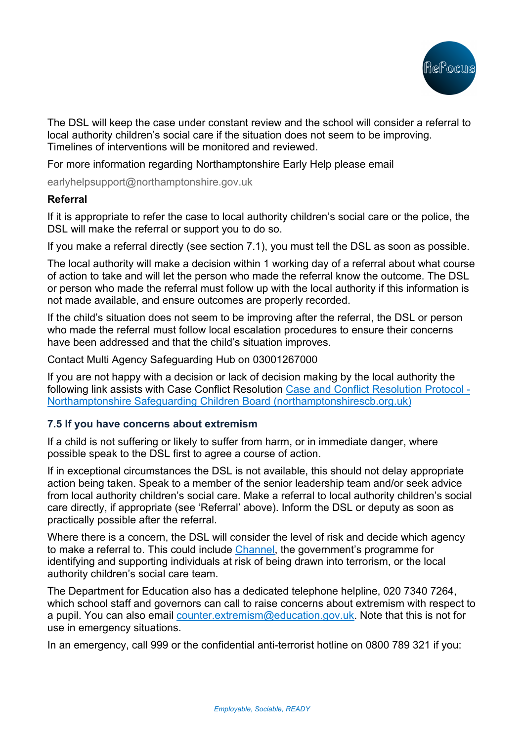The DSL will keep the case under constant review and the school will consider a referral to local authority children's social care if the situation does not seem to be improving. Timelines of interventions will be monitored and reviewed.

For more information regarding Northamptonshire Early Help please email

earlyhelpsupport@northamptonshire.gov.uk

**Referral**

If it is appropriate to refer the case to local authority children's social care or the police, the DSL will make the referral or support you to do so.

If you make a referral directly (see section 7.1), you must tell the DSL as soon as possible.

The local authority will make a decision within 1 working day of a referral about what course of action to take and will let the person who made the referral know the outcome. The DSL or person who made the referral must follow up with the local authority if this information is not made available, and ensure outcomes are properly recorded.

If the child's situation does not seem to be improving after the referral, the DSL or person who made the referral must follow local escalation procedures to ensure their concerns have been addressed and that the child's situation improves.

Contact Multi Agency Safeguarding Hub on 03001267000

If you are not happy with a decision or lack of decision making by the local authority the following link assists with Case Conflict Resolution [Case and Conflict Resolution Protocol - Northamptonshire Safeguarding Children Board (northamptonshirescb.org.uk)]

### 7.5 If you have concerns about extremism

If a child is not suffering or likely to suffer from harm, or in immediate danger, where possible speak to the DSL first to agree a course of action.

If in exceptional circumstances the DSL is not available, this should not delay appropriate action being taken. Speak to a member of the senior leadership team and/or seek advice from local authority children's social care. Make a referral to local authority children's social care directly, if appropriate (see 'Referral' above). Inform the DSL or deputy as soon as practically possible after the referral.

Where there is a concern, the DSL will consider the level of risk and decide which agency to make a referral to. This could include Channel, the government's programme for identifying and supporting individuals at risk of being drawn into terrorism, or the local authority children's social care team.

The Department for Education also has a dedicated telephone helpline, 020 7340 7264, which school staff and governors can call to raise concerns about extremism with respect to a pupil. You can also email counter.extremism@education.gov.uk. Note that this is not for use in emergency situations.

In an emergency, call 999 or the confidential anti-terrorist hotline on 0800 789 321 if you: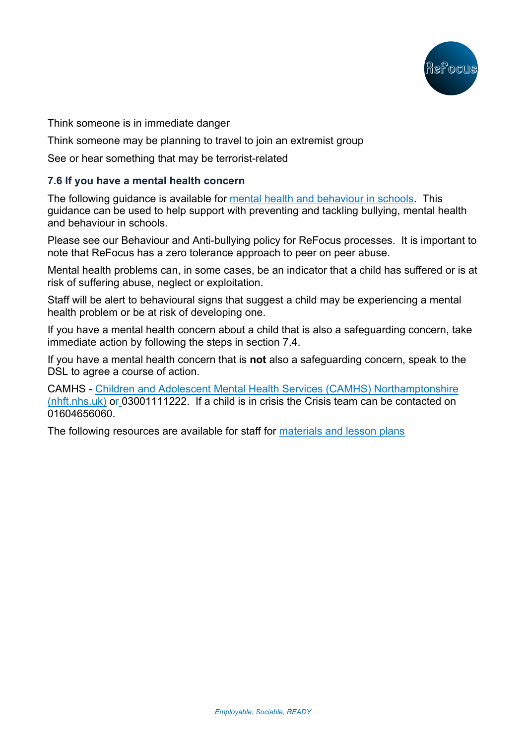Think someone is in immediate danger

Think someone may be planning to travel to join an extremist group

See or hear something that may be terrorist-related

### 7.6 If you have a mental health concern

The following guidance is available for [mental health and behaviour in schools](). This guidance can be used to help support with preventing and tackling bullying, mental health and behaviour in schools.

Please see our Behaviour and Anti-bullying policy for ReFocus processes. It is important to note that ReFocus has a zero tolerance approach to peer on peer abuse.

Mental health problems can, in some cases, be an indicator that a child has suffered or is at risk of suffering abuse, neglect or exploitation.

Staff will be alert to behavioural signs that suggest a child may be experiencing a mental health problem or be at risk of developing one.

If you have a mental health concern about a child that is also a safeguarding concern, take immediate action by following the steps in section 7.4.

If you have a mental health concern that is **not** also a safeguarding concern, speak to the DSL to agree a course of action.

CAMHS - [Children and Adolescent Mental Health Services (CAMHS) Northamptonshire (nhft.nhs.uk)]() or 03001111222. If a child is in crisis the Crisis team can be contacted on 01604656060.

The following resources are available for staff for [materials and lesson plans]()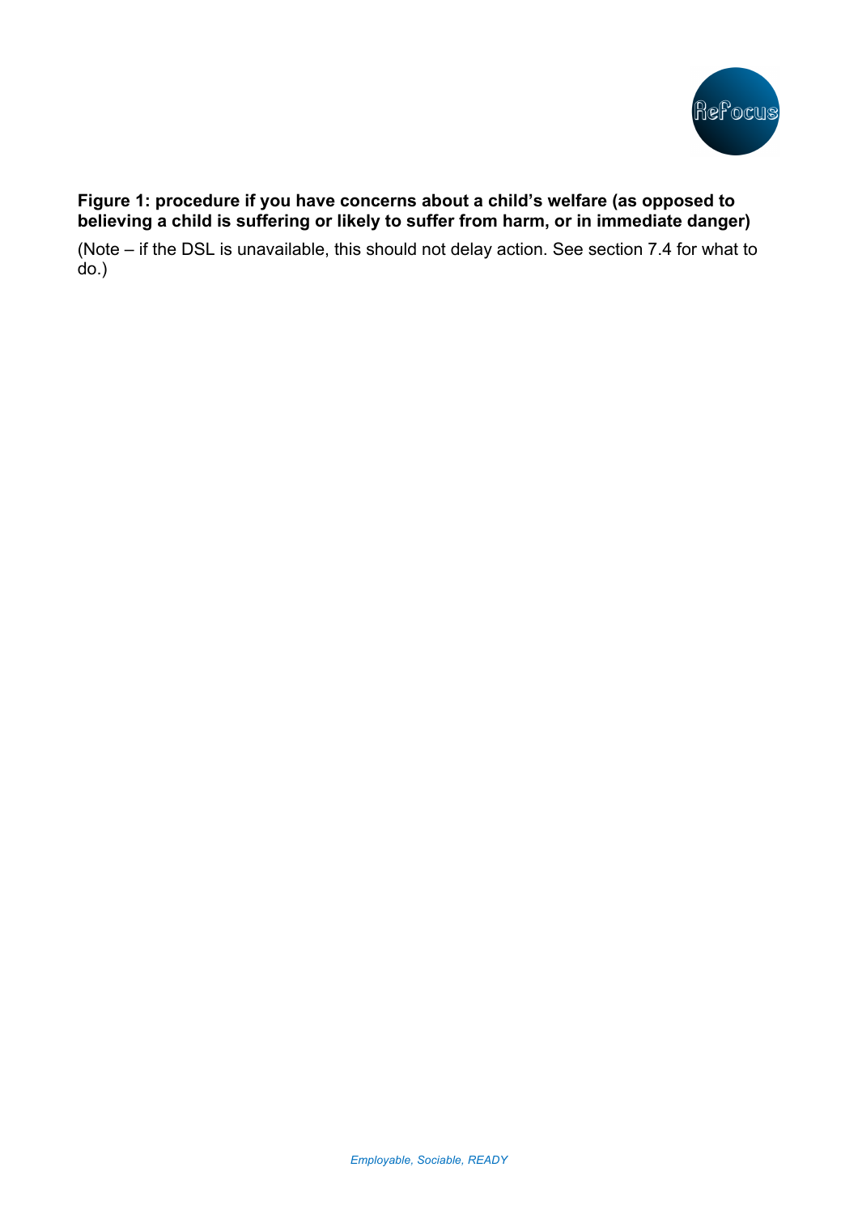**Figure 1: procedure if you have concerns about a child's welfare (as opposed to believing a child is suffering or likely to suffer from harm, or in immediate danger)**

(Note – if the DSL is unavailable, this should not delay action. See section 7.4 for what to do.)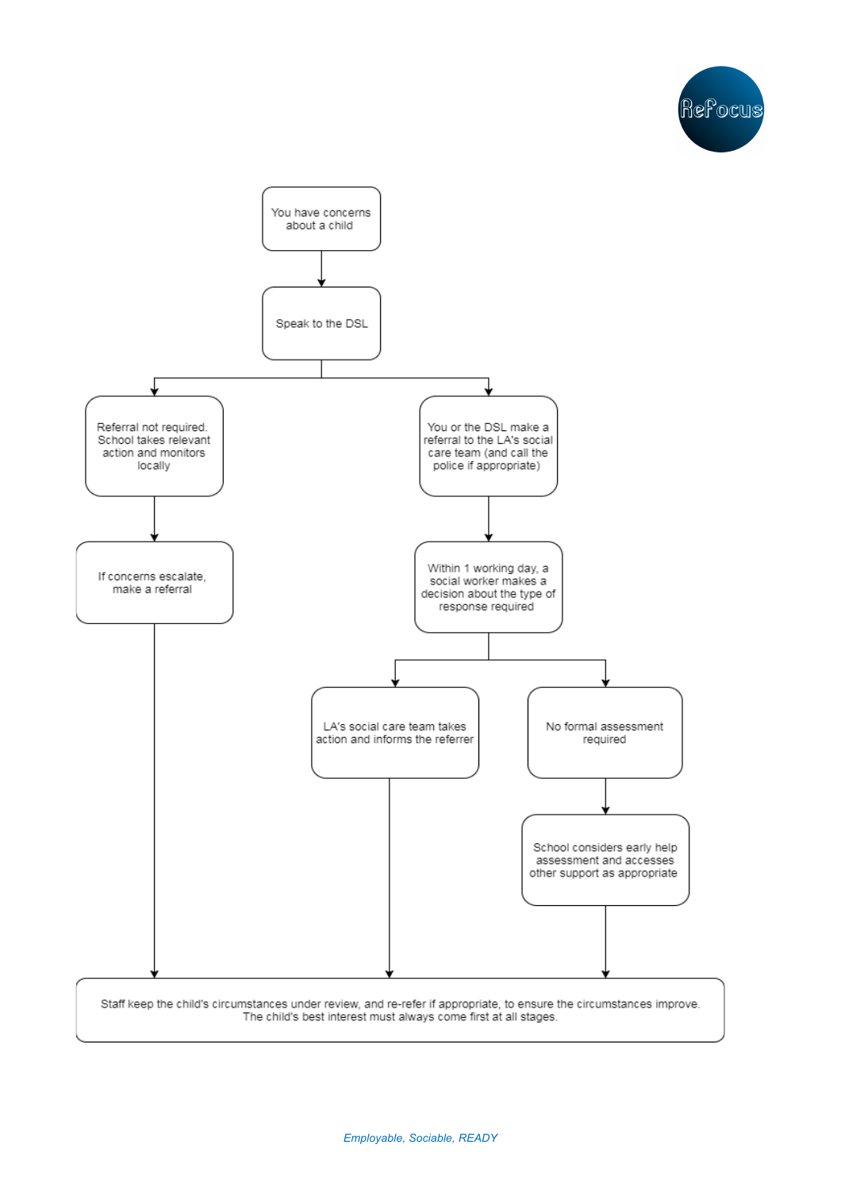You have concerns about a child

Speak to the DSL

Referral not required. School takes relevant action and monitors locally

If concerns escalate, make a referral

You or the DSL make a referral to the LA's social care team (and call the police if appropriate)

Within 1 working day, a social worker makes a decision about the type of response required

LA's social care team takes action and informs the referrer

No formal assessment required

School considers early help assessment and accesses other support as appropriate

Staff keep the child's circumstances under review, and re-refer if appropriate, to ensure the circumstances improve. The child's best interest must always come first at all stages.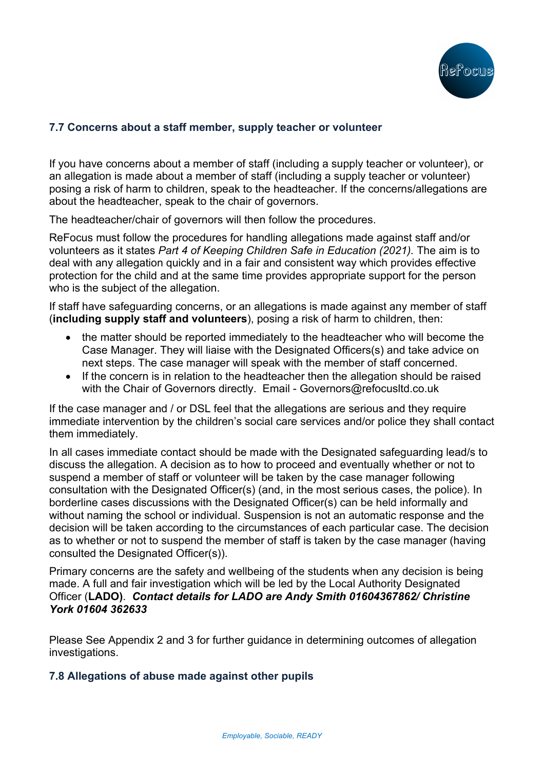### 7.7 Concerns about a staff member, supply teacher or volunteer

If you have concerns about a member of staff (including a supply teacher or volunteer), or an allegation is made about a member of staff (including a supply teacher or volunteer) posing a risk of harm to children, speak to the headteacher. If the concerns/allegations are about the headteacher, speak to the chair of governors.

The headteacher/chair of governors will then follow the procedures.

ReFocus must follow the procedures for handling allegations made against staff and/or volunteers as it states *Part 4 of Keeping Children Safe in Education (2021).* The aim is to deal with any allegation quickly and in a fair and consistent way which provides effective protection for the child and at the same time provides appropriate support for the person who is the subject of the allegation.

If staff have safeguarding concerns, or an allegations is made against any member of staff (**including supply staff and volunteers**), posing a risk of harm to children, then:

- the matter should be reported immediately to the headteacher who will become the Case Manager. They will liaise with the Designated Officers(s) and take advice on next steps. The case manager will speak with the member of staff concerned.
- If the concern is in relation to the headteacher then the allegation should be raised with the Chair of Governors directly. Email - Governors@refocusltd.co.uk

If the case manager and / or DSL feel that the allegations are serious and they require immediate intervention by the children's social care services and/or police they shall contact them immediately.

In all cases immediate contact should be made with the Designated safeguarding lead/s to discuss the allegation. A decision as to how to proceed and eventually whether or not to suspend a member of staff or volunteer will be taken by the case manager following consultation with the Designated Officer(s) (and, in the most serious cases, the police). In borderline cases discussions with the Designated Officer(s) can be held informally and without naming the school or individual. Suspension is not an automatic response and the decision will be taken according to the circumstances of each particular case. The decision as to whether or not to suspend the member of staff is taken by the case manager (having consulted the Designated Officer(s)).

Primary concerns are the safety and wellbeing of the students when any decision is being made. A full and fair investigation which will be led by the Local Authority Designated Officer (**LADO**). ***Contact details for LADO are Andy Smith 01604367862/ Christine York 01604 362633***

Please See Appendix 2 and 3 for further guidance in determining outcomes of allegation investigations.

### 7.8 Allegations of abuse made against other pupils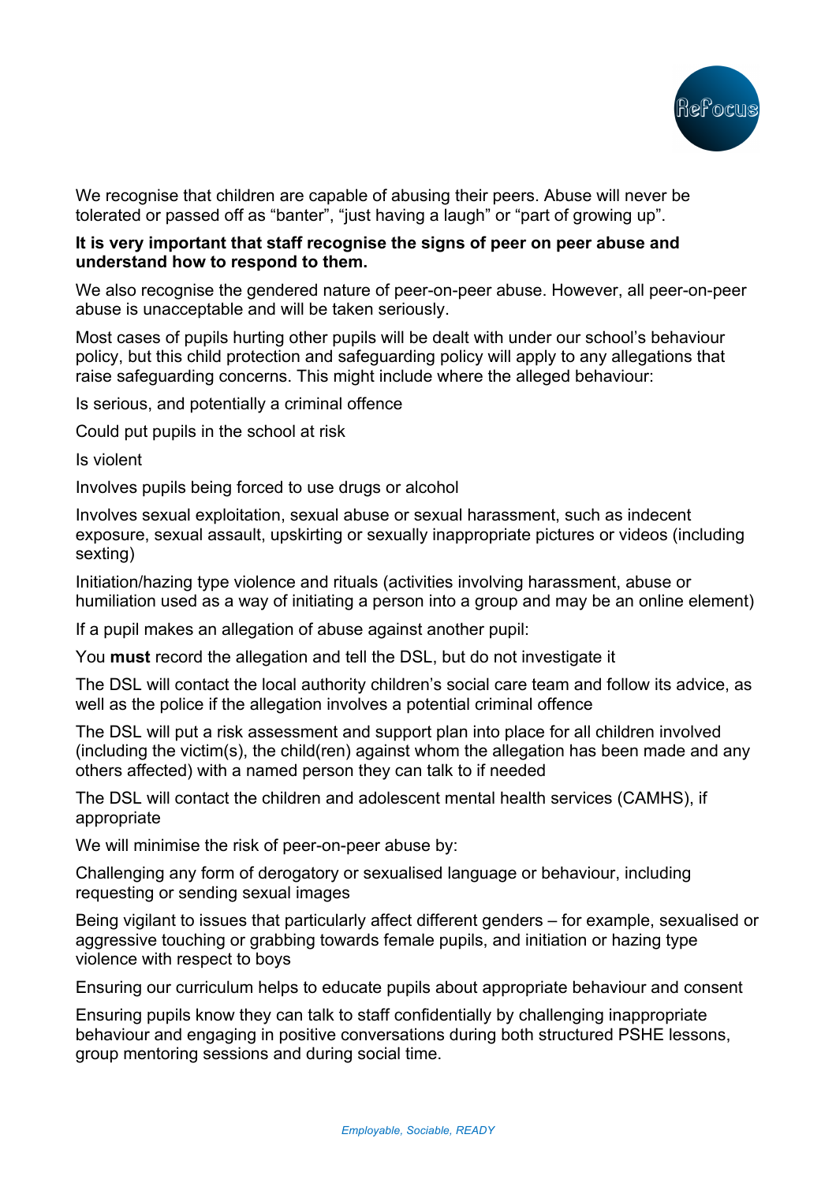We recognise that children are capable of abusing their peers. Abuse will never be tolerated or passed off as "banter", "just having a laugh" or "part of growing up".

**It is very important that staff recognise the signs of peer on peer abuse and understand how to respond to them.**

We also recognise the gendered nature of peer-on-peer abuse. However, all peer-on-peer abuse is unacceptable and will be taken seriously.

Most cases of pupils hurting other pupils will be dealt with under our school's behaviour policy, but this child protection and safeguarding policy will apply to any allegations that raise safeguarding concerns. This might include where the alleged behaviour:

Is serious, and potentially a criminal offence

Could put pupils in the school at risk

Is violent

Involves pupils being forced to use drugs or alcohol

Involves sexual exploitation, sexual abuse or sexual harassment, such as indecent exposure, sexual assault, upskirting or sexually inappropriate pictures or videos (including sexting)

Initiation/hazing type violence and rituals (activities involving harassment, abuse or humiliation used as a way of initiating a person into a group and may be an online element)

If a pupil makes an allegation of abuse against another pupil:

You **must** record the allegation and tell the DSL, but do not investigate it

The DSL will contact the local authority children's social care team and follow its advice, as well as the police if the allegation involves a potential criminal offence

The DSL will put a risk assessment and support plan into place for all children involved (including the victim(s), the child(ren) against whom the allegation has been made and any others affected) with a named person they can talk to if needed

The DSL will contact the children and adolescent mental health services (CAMHS), if appropriate

We will minimise the risk of peer-on-peer abuse by:

Challenging any form of derogatory or sexualised language or behaviour, including requesting or sending sexual images

Being vigilant to issues that particularly affect different genders – for example, sexualised or aggressive touching or grabbing towards female pupils, and initiation or hazing type violence with respect to boys

Ensuring our curriculum helps to educate pupils about appropriate behaviour and consent

Ensuring pupils know they can talk to staff confidentially by challenging inappropriate behaviour and engaging in positive conversations during both structured PSHE lessons, group mentoring sessions and during social time.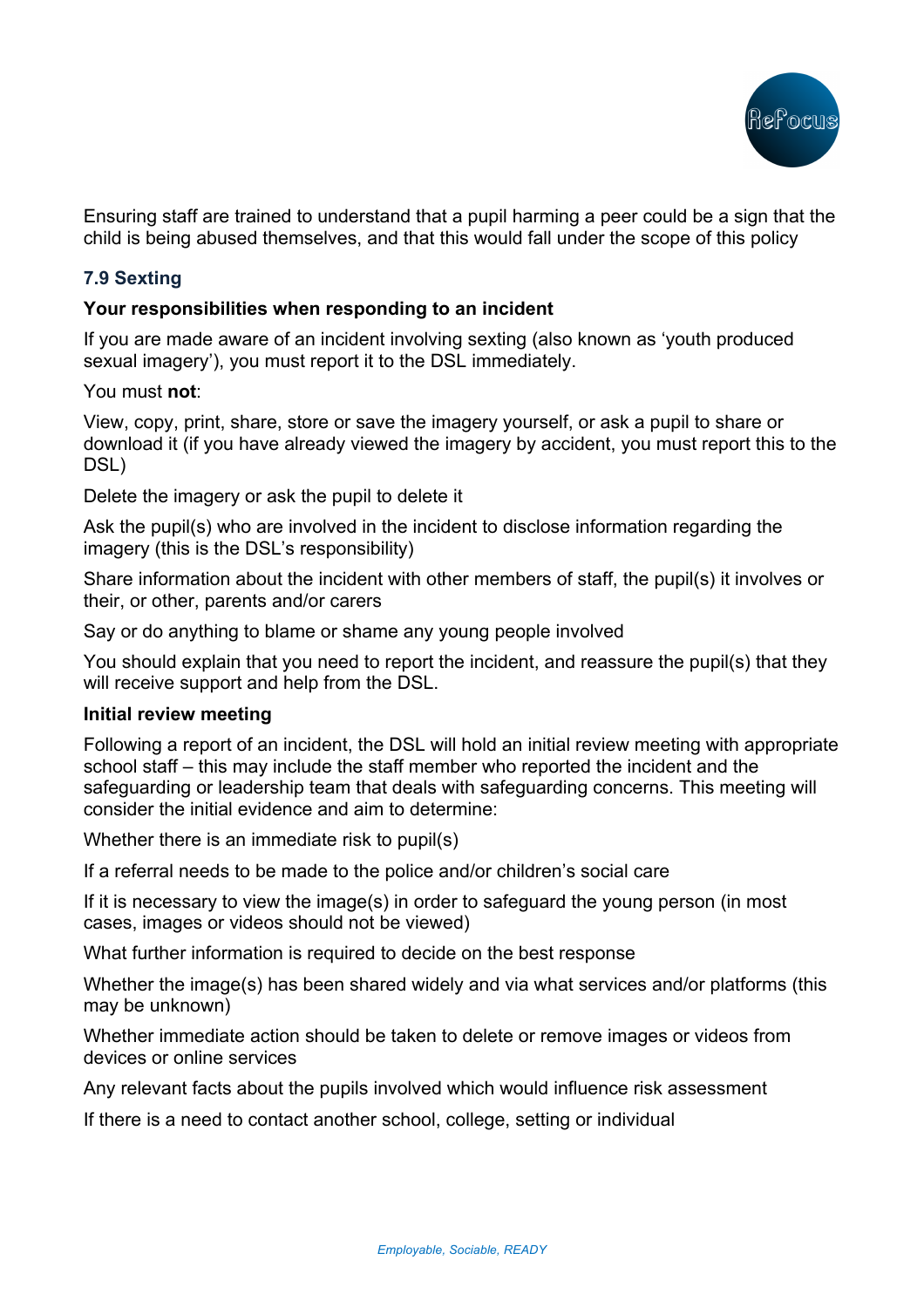Ensuring staff are trained to understand that a pupil harming a peer could be a sign that the child is being abused themselves, and that this would fall under the scope of this policy

### 7.9 Sexting

**Your responsibilities when responding to an incident**

If you are made aware of an incident involving sexting (also known as 'youth produced sexual imagery'), you must report it to the DSL immediately.

You must **not**:

View, copy, print, share, store or save the imagery yourself, or ask a pupil to share or download it (if you have already viewed the imagery by accident, you must report this to the DSL)

Delete the imagery or ask the pupil to delete it

Ask the pupil(s) who are involved in the incident to disclose information regarding the imagery (this is the DSL's responsibility)

Share information about the incident with other members of staff, the pupil(s) it involves or their, or other, parents and/or carers

Say or do anything to blame or shame any young people involved

You should explain that you need to report the incident, and reassure the pupil(s) that they will receive support and help from the DSL.

**Initial review meeting**

Following a report of an incident, the DSL will hold an initial review meeting with appropriate school staff – this may include the staff member who reported the incident and the safeguarding or leadership team that deals with safeguarding concerns. This meeting will consider the initial evidence and aim to determine:

Whether there is an immediate risk to pupil(s)

If a referral needs to be made to the police and/or children's social care

If it is necessary to view the image(s) in order to safeguard the young person (in most cases, images or videos should not be viewed)

What further information is required to decide on the best response

Whether the image(s) has been shared widely and via what services and/or platforms (this may be unknown)

Whether immediate action should be taken to delete or remove images or videos from devices or online services

Any relevant facts about the pupils involved which would influence risk assessment

If there is a need to contact another school, college, setting or individual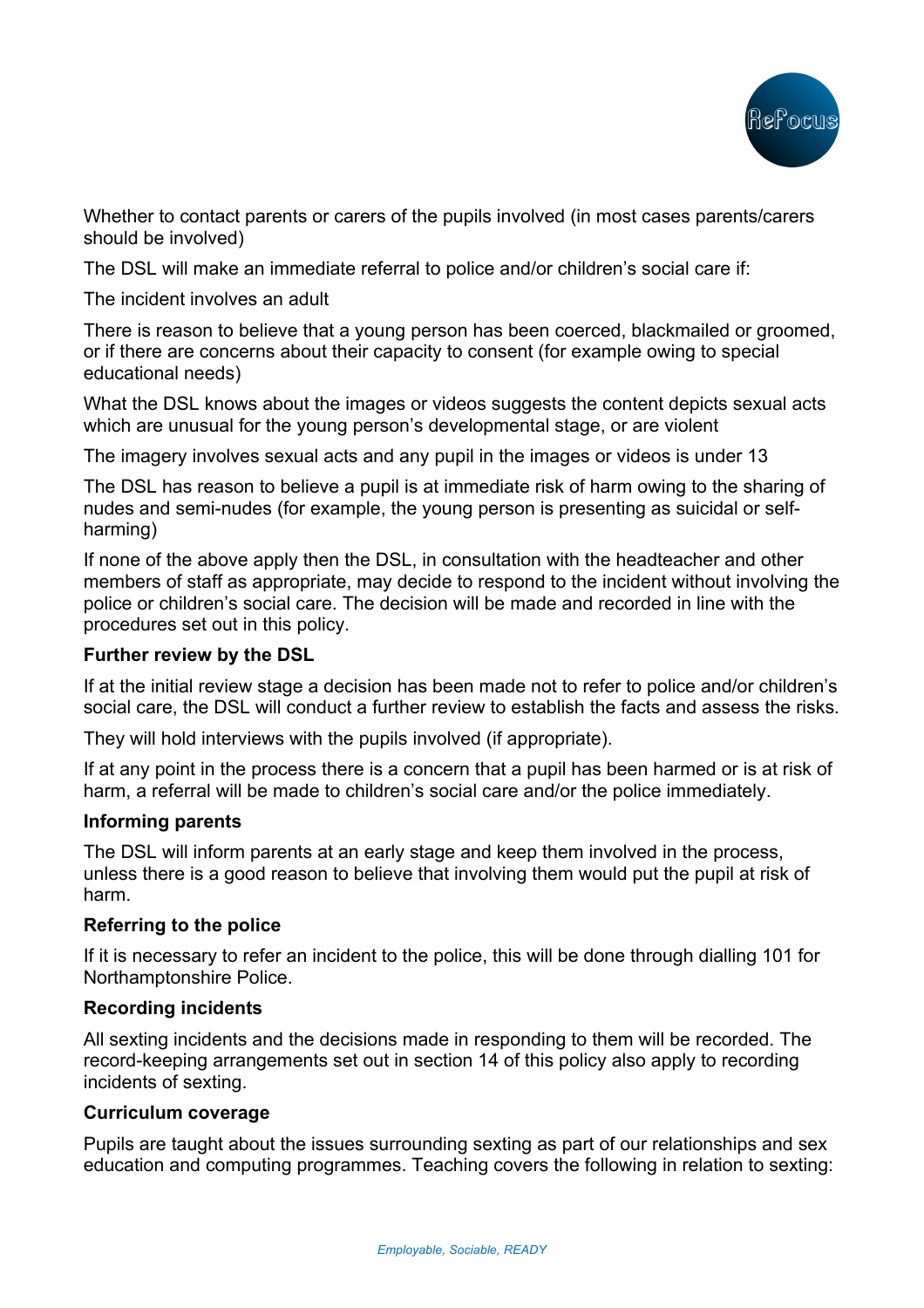Whether to contact parents or carers of the pupils involved (in most cases parents/carers should be involved)

The DSL will make an immediate referral to police and/or children's social care if:

The incident involves an adult

There is reason to believe that a young person has been coerced, blackmailed or groomed, or if there are concerns about their capacity to consent (for example owing to special educational needs)

What the DSL knows about the images or videos suggests the content depicts sexual acts which are unusual for the young person's developmental stage, or are violent

The imagery involves sexual acts and any pupil in the images or videos is under 13

The DSL has reason to believe a pupil is at immediate risk of harm owing to the sharing of nudes and semi-nudes (for example, the young person is presenting as suicidal or self-harming)

If none of the above apply then the DSL, in consultation with the headteacher and other members of staff as appropriate, may decide to respond to the incident without involving the police or children's social care. The decision will be made and recorded in line with the procedures set out in this policy.

**Further review by the DSL**

If at the initial review stage a decision has been made not to refer to police and/or children's social care, the DSL will conduct a further review to establish the facts and assess the risks.

They will hold interviews with the pupils involved (if appropriate).

If at any point in the process there is a concern that a pupil has been harmed or is at risk of harm, a referral will be made to children's social care and/or the police immediately.

**Informing parents**

The DSL will inform parents at an early stage and keep them involved in the process, unless there is a good reason to believe that involving them would put the pupil at risk of harm.

**Referring to the police**

If it is necessary to refer an incident to the police, this will be done through dialling 101 for Northamptonshire Police.

**Recording incidents**

All sexting incidents and the decisions made in responding to them will be recorded. The record-keeping arrangements set out in section 14 of this policy also apply to recording incidents of sexting.

**Curriculum coverage**

Pupils are taught about the issues surrounding sexting as part of our relationships and sex education and computing programmes. Teaching covers the following in relation to sexting: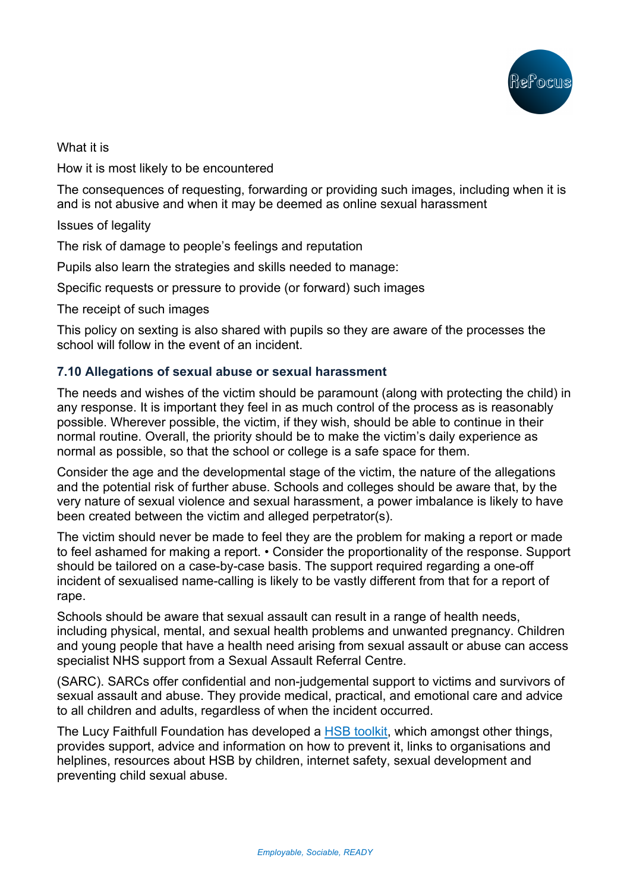What it is

How it is most likely to be encountered

The consequences of requesting, forwarding or providing such images, including when it is and is not abusive and when it may be deemed as online sexual harassment

Issues of legality

The risk of damage to people's feelings and reputation

Pupils also learn the strategies and skills needed to manage:

Specific requests or pressure to provide (or forward) such images

The receipt of such images

This policy on sexting is also shared with pupils so they are aware of the processes the school will follow in the event of an incident.

### 7.10 Allegations of sexual abuse or sexual harassment

The needs and wishes of the victim should be paramount (along with protecting the child) in any response. It is important they feel in as much control of the process as is reasonably possible. Wherever possible, the victim, if they wish, should be able to continue in their normal routine. Overall, the priority should be to make the victim's daily experience as normal as possible, so that the school or college is a safe space for them.

Consider the age and the developmental stage of the victim, the nature of the allegations and the potential risk of further abuse. Schools and colleges should be aware that, by the very nature of sexual violence and sexual harassment, a power imbalance is likely to have been created between the victim and alleged perpetrator(s).

The victim should never be made to feel they are the problem for making a report or made to feel ashamed for making a report. • Consider the proportionality of the response. Support should be tailored on a case-by-case basis. The support required regarding a one-off incident of sexualised name-calling is likely to be vastly different from that for a report of rape.

Schools should be aware that sexual assault can result in a range of health needs, including physical, mental, and sexual health problems and unwanted pregnancy. Children and young people that have a health need arising from sexual assault or abuse can access specialist NHS support from a Sexual Assault Referral Centre.

(SARC). SARCs offer confidential and non-judgemental support to victims and survivors of sexual assault and abuse. They provide medical, practical, and emotional care and advice to all children and adults, regardless of when the incident occurred.

The Lucy Faithfull Foundation has developed a HSB toolkit, which amongst other things, provides support, advice and information on how to prevent it, links to organisations and helplines, resources about HSB by children, internet safety, sexual development and preventing child sexual abuse.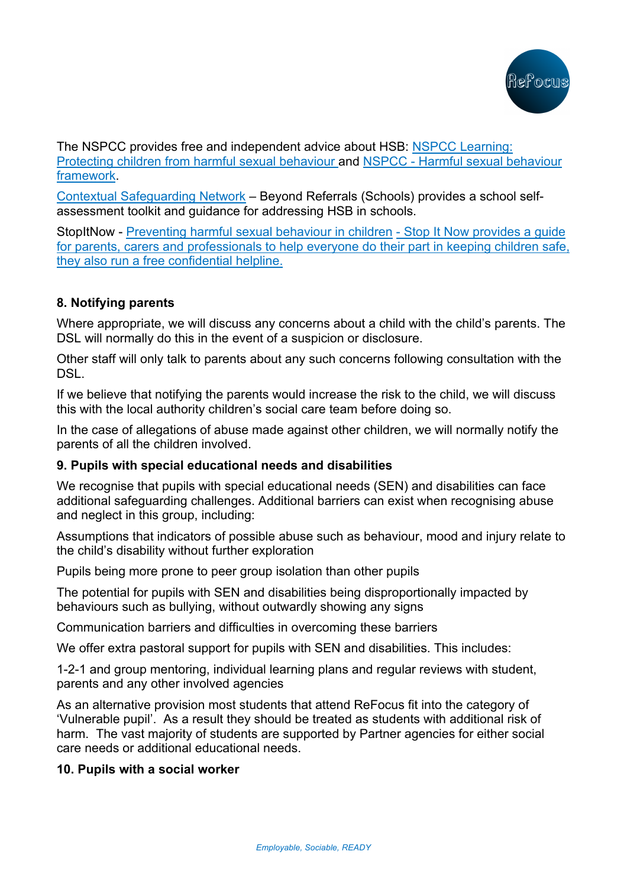The NSPCC provides free and independent advice about HSB: NSPCC Learning: Protecting children from harmful sexual behaviour and NSPCC - Harmful sexual behaviour framework.

Contextual Safeguarding Network – Beyond Referrals (Schools) provides a school self-assessment toolkit and guidance for addressing HSB in schools.

StopItNow - Preventing harmful sexual behaviour in children - Stop It Now provides a guide for parents, carers and professionals to help everyone do their part in keeping children safe, they also run a free confidential helpline.

### 8. Notifying parents

Where appropriate, we will discuss any concerns about a child with the child's parents. The DSL will normally do this in the event of a suspicion or disclosure.

Other staff will only talk to parents about any such concerns following consultation with the DSL.

If we believe that notifying the parents would increase the risk to the child, we will discuss this with the local authority children's social care team before doing so.

In the case of allegations of abuse made against other children, we will normally notify the parents of all the children involved.

### 9. Pupils with special educational needs and disabilities

We recognise that pupils with special educational needs (SEN) and disabilities can face additional safeguarding challenges. Additional barriers can exist when recognising abuse and neglect in this group, including:

Assumptions that indicators of possible abuse such as behaviour, mood and injury relate to the child's disability without further exploration

Pupils being more prone to peer group isolation than other pupils

The potential for pupils with SEN and disabilities being disproportionally impacted by behaviours such as bullying, without outwardly showing any signs

Communication barriers and difficulties in overcoming these barriers

We offer extra pastoral support for pupils with SEN and disabilities. This includes:

1-2-1 and group mentoring, individual learning plans and regular reviews with student, parents and any other involved agencies

As an alternative provision most students that attend ReFocus fit into the category of 'Vulnerable pupil'. As a result they should be treated as students with additional risk of harm. The vast majority of students are supported by Partner agencies for either social care needs or additional educational needs.

### 10. Pupils with a social worker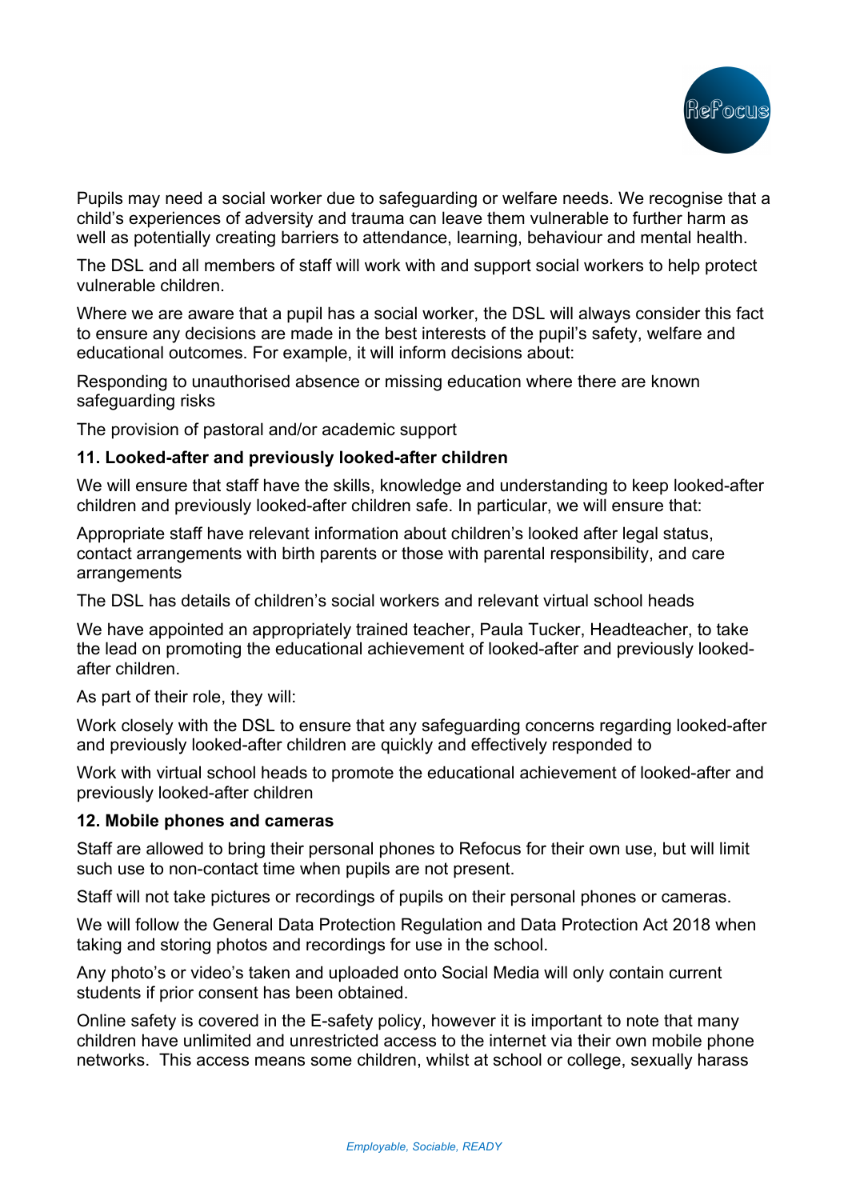Pupils may need a social worker due to safeguarding or welfare needs. We recognise that a child's experiences of adversity and trauma can leave them vulnerable to further harm as well as potentially creating barriers to attendance, learning, behaviour and mental health.

The DSL and all members of staff will work with and support social workers to help protect vulnerable children.

Where we are aware that a pupil has a social worker, the DSL will always consider this fact to ensure any decisions are made in the best interests of the pupil's safety, welfare and educational outcomes. For example, it will inform decisions about:

Responding to unauthorised absence or missing education where there are known safeguarding risks

The provision of pastoral and/or academic support

**11. Looked-after and previously looked-after children**

We will ensure that staff have the skills, knowledge and understanding to keep looked-after children and previously looked-after children safe. In particular, we will ensure that:

Appropriate staff have relevant information about children's looked after legal status, contact arrangements with birth parents or those with parental responsibility, and care arrangements

The DSL has details of children's social workers and relevant virtual school heads

We have appointed an appropriately trained teacher, Paula Tucker, Headteacher, to take the lead on promoting the educational achievement of looked-after and previously looked-after children.

As part of their role, they will:

Work closely with the DSL to ensure that any safeguarding concerns regarding looked-after and previously looked-after children are quickly and effectively responded to

Work with virtual school heads to promote the educational achievement of looked-after and previously looked-after children

**12. Mobile phones and cameras**

Staff are allowed to bring their personal phones to Refocus for their own use, but will limit such use to non-contact time when pupils are not present.

Staff will not take pictures or recordings of pupils on their personal phones or cameras.

We will follow the General Data Protection Regulation and Data Protection Act 2018 when taking and storing photos and recordings for use in the school.

Any photo's or video's taken and uploaded onto Social Media will only contain current students if prior consent has been obtained.

Online safety is covered in the E-safety policy, however it is important to note that many children have unlimited and unrestricted access to the internet via their own mobile phone networks. This access means some children, whilst at school or college, sexually harass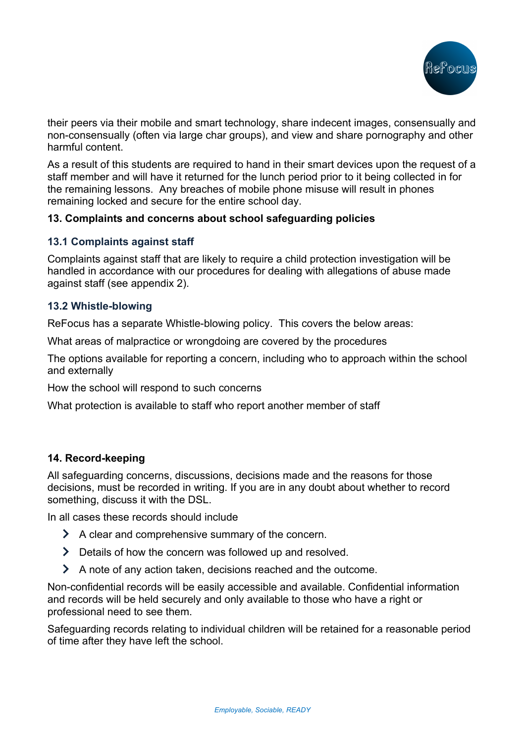their peers via their mobile and smart technology, share indecent images, consensually and non-consensually (often via large char groups), and view and share pornography and other harmful content.

As a result of this students are required to hand in their smart devices upon the request of a staff member and will have it returned for the lunch period prior to it being collected in for the remaining lessons. Any breaches of mobile phone misuse will result in phones remaining locked and secure for the entire school day.

## 13. Complaints and concerns about school safeguarding policies

### 13.1 Complaints against staff

Complaints against staff that are likely to require a child protection investigation will be handled in accordance with our procedures for dealing with allegations of abuse made against staff (see appendix 2).

### 13.2 Whistle-blowing

ReFocus has a separate Whistle-blowing policy. This covers the below areas:

What areas of malpractice or wrongdoing are covered by the procedures

The options available for reporting a concern, including who to approach within the school and externally

How the school will respond to such concerns

What protection is available to staff who report another member of staff

## 14. Record-keeping

All safeguarding concerns, discussions, decisions made and the reasons for those decisions, must be recorded in writing. If you are in any doubt about whether to record something, discuss it with the DSL.

In all cases these records should include

- A clear and comprehensive summary of the concern.
- Details of how the concern was followed up and resolved.
- A note of any action taken, decisions reached and the outcome.

Non-confidential records will be easily accessible and available. Confidential information and records will be held securely and only available to those who have a right or professional need to see them.

Safeguarding records relating to individual children will be retained for a reasonable period of time after they have left the school.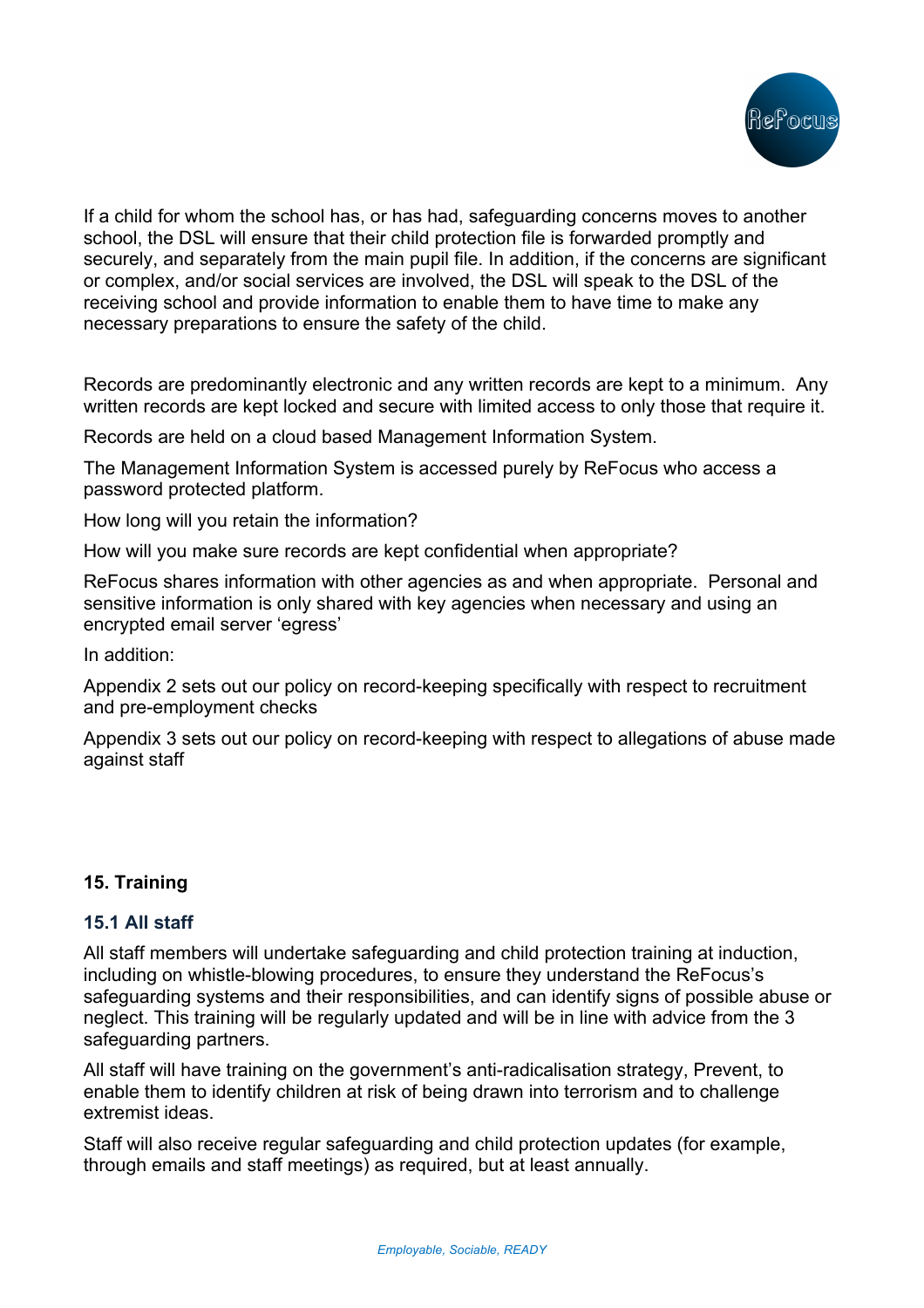If a child for whom the school has, or has had, safeguarding concerns moves to another school, the DSL will ensure that their child protection file is forwarded promptly and securely, and separately from the main pupil file. In addition, if the concerns are significant or complex, and/or social services are involved, the DSL will speak to the DSL of the receiving school and provide information to enable them to have time to make any necessary preparations to ensure the safety of the child.

Records are predominantly electronic and any written records are kept to a minimum. Any written records are kept locked and secure with limited access to only those that require it.

Records are held on a cloud based Management Information System.

The Management Information System is accessed purely by ReFocus who access a password protected platform.

How long will you retain the information?

How will you make sure records are kept confidential when appropriate?

ReFocus shares information with other agencies as and when appropriate. Personal and sensitive information is only shared with key agencies when necessary and using an encrypted email server 'egress'

In addition:

Appendix 2 sets out our policy on record-keeping specifically with respect to recruitment and pre-employment checks

Appendix 3 sets out our policy on record-keeping with respect to allegations of abuse made against staff

## 15. Training

### 15.1 All staff

All staff members will undertake safeguarding and child protection training at induction, including on whistle-blowing procedures, to ensure they understand the ReFocus's safeguarding systems and their responsibilities, and can identify signs of possible abuse or neglect. This training will be regularly updated and will be in line with advice from the 3 safeguarding partners.

All staff will have training on the government's anti-radicalisation strategy, Prevent, to enable them to identify children at risk of being drawn into terrorism and to challenge extremist ideas.

Staff will also receive regular safeguarding and child protection updates (for example, through emails and staff meetings) as required, but at least annually.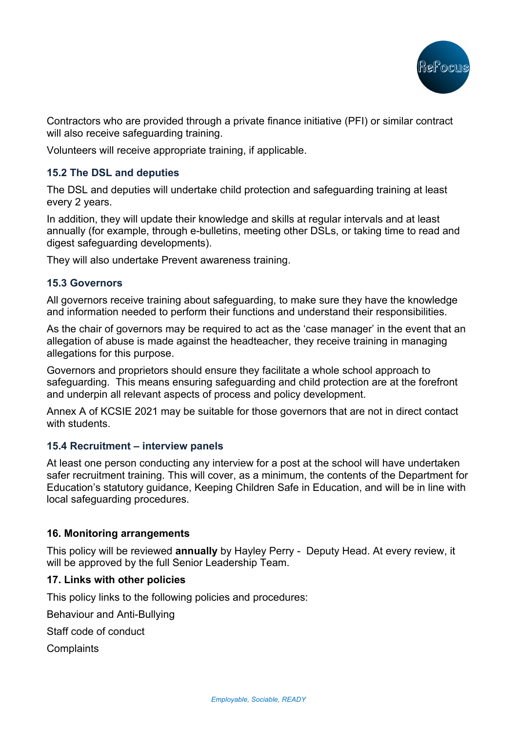Contractors who are provided through a private finance initiative (PFI) or similar contract will also receive safeguarding training.

Volunteers will receive appropriate training, if applicable.

### 15.2 The DSL and deputies

The DSL and deputies will undertake child protection and safeguarding training at least every 2 years.

In addition, they will update their knowledge and skills at regular intervals and at least annually (for example, through e-bulletins, meeting other DSLs, or taking time to read and digest safeguarding developments).

They will also undertake Prevent awareness training.

### 15.3 Governors

All governors receive training about safeguarding, to make sure they have the knowledge and information needed to perform their functions and understand their responsibilities.

As the chair of governors may be required to act as the 'case manager' in the event that an allegation of abuse is made against the headteacher, they receive training in managing allegations for this purpose.

Governors and proprietors should ensure they facilitate a whole school approach to safeguarding. This means ensuring safeguarding and child protection are at the forefront and underpin all relevant aspects of process and policy development.

Annex A of KCSIE 2021 may be suitable for those governors that are not in direct contact with students.

### 15.4 Recruitment – interview panels

At least one person conducting any interview for a post at the school will have undertaken safer recruitment training. This will cover, as a minimum, the contents of the Department for Education's statutory guidance, Keeping Children Safe in Education, and will be in line with local safeguarding procedures.

## 16. Monitoring arrangements

This policy will be reviewed **annually** by Hayley Perry - Deputy Head. At every review, it will be approved by the full Senior Leadership Team.

## 17. Links with other policies

This policy links to the following policies and procedures:

Behaviour and Anti-Bullying

Staff code of conduct

Complaints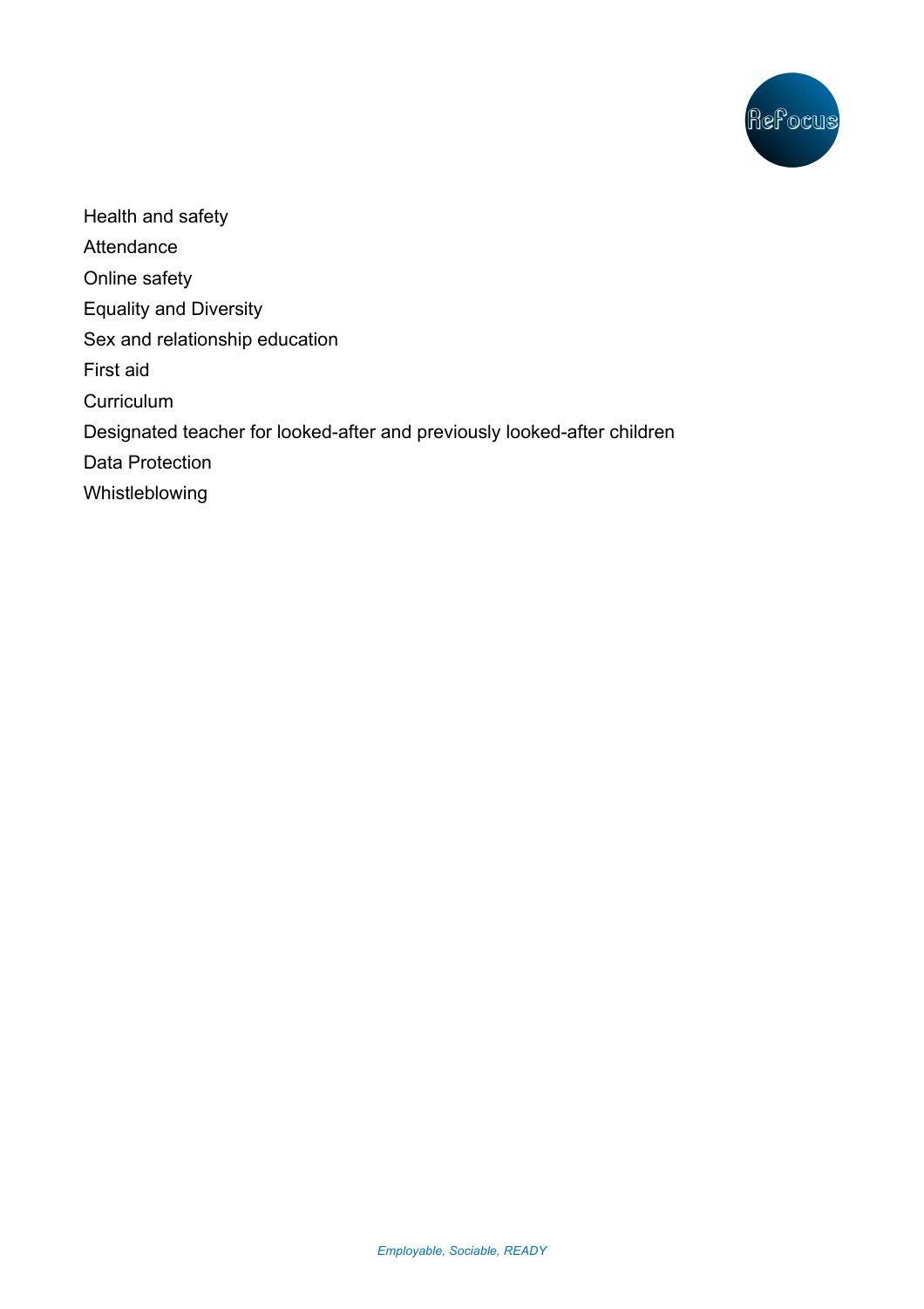Health and safety

Attendance

Online safety

Equality and Diversity

Sex and relationship education

First aid

Curriculum

Designated teacher for looked-after and previously looked-after children

Data Protection

Whistleblowing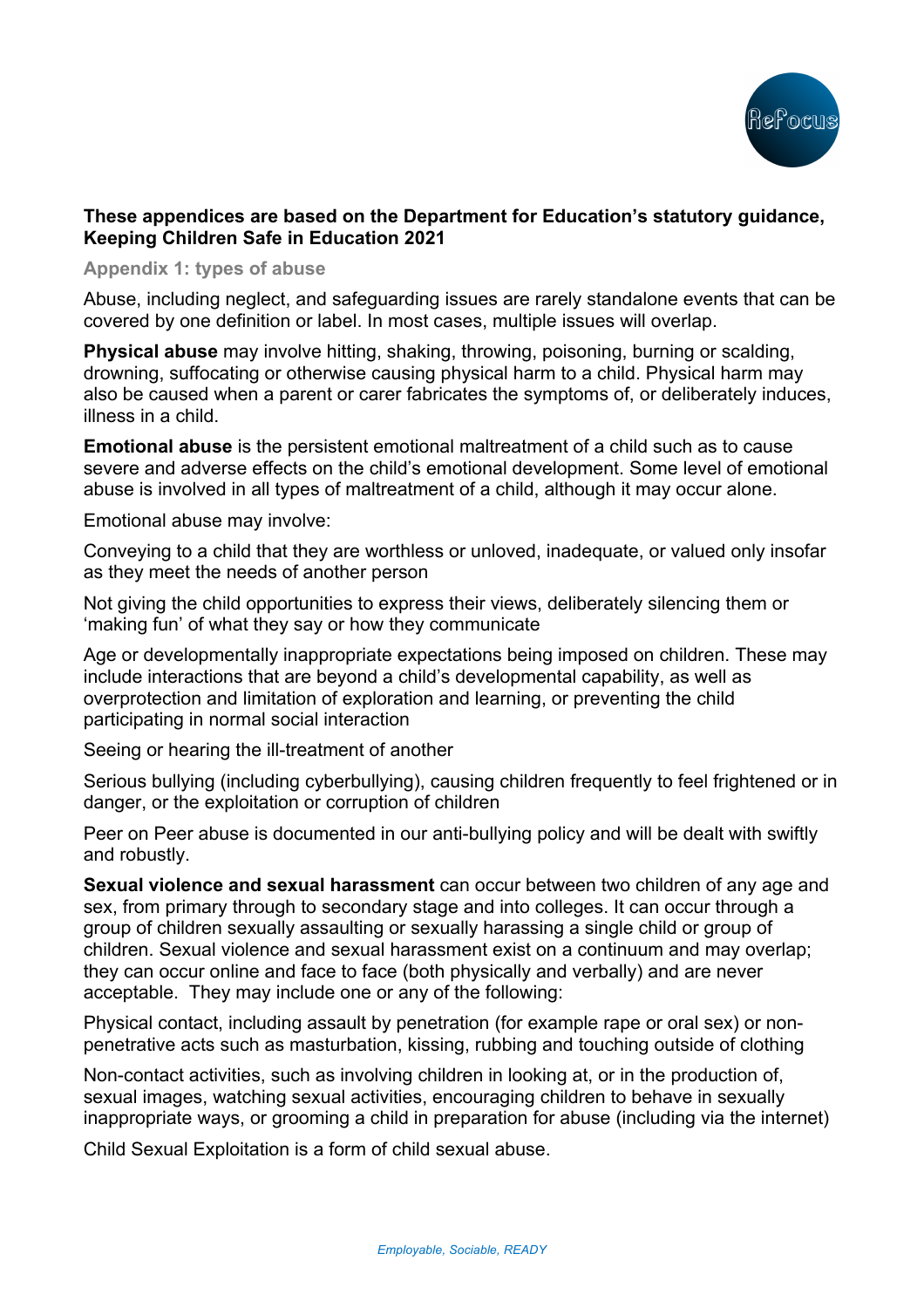**These appendices are based on the Department for Education's statutory guidance, Keeping Children Safe in Education 2021**

## Appendix 1: types of abuse

Abuse, including neglect, and safeguarding issues are rarely standalone events that can be covered by one definition or label. In most cases, multiple issues will overlap.

**Physical abuse** may involve hitting, shaking, throwing, poisoning, burning or scalding, drowning, suffocating or otherwise causing physical harm to a child. Physical harm may also be caused when a parent or carer fabricates the symptoms of, or deliberately induces, illness in a child.

**Emotional abuse** is the persistent emotional maltreatment of a child such as to cause severe and adverse effects on the child's emotional development. Some level of emotional abuse is involved in all types of maltreatment of a child, although it may occur alone.

Emotional abuse may involve:

Conveying to a child that they are worthless or unloved, inadequate, or valued only insofar as they meet the needs of another person

Not giving the child opportunities to express their views, deliberately silencing them or 'making fun' of what they say or how they communicate

Age or developmentally inappropriate expectations being imposed on children. These may include interactions that are beyond a child's developmental capability, as well as overprotection and limitation of exploration and learning, or preventing the child participating in normal social interaction

Seeing or hearing the ill-treatment of another

Serious bullying (including cyberbullying), causing children frequently to feel frightened or in danger, or the exploitation or corruption of children

Peer on Peer abuse is documented in our anti-bullying policy and will be dealt with swiftly and robustly.

**Sexual violence and sexual harassment** can occur between two children of any age and sex, from primary through to secondary stage and into colleges. It can occur through a group of children sexually assaulting or sexually harassing a single child or group of children. Sexual violence and sexual harassment exist on a continuum and may overlap; they can occur online and face to face (both physically and verbally) and are never acceptable. They may include one or any of the following:

Physical contact, including assault by penetration (for example rape or oral sex) or non-penetrative acts such as masturbation, kissing, rubbing and touching outside of clothing

Non-contact activities, such as involving children in looking at, or in the production of, sexual images, watching sexual activities, encouraging children to behave in sexually inappropriate ways, or grooming a child in preparation for abuse (including via the internet)

Child Sexual Exploitation is a form of child sexual abuse.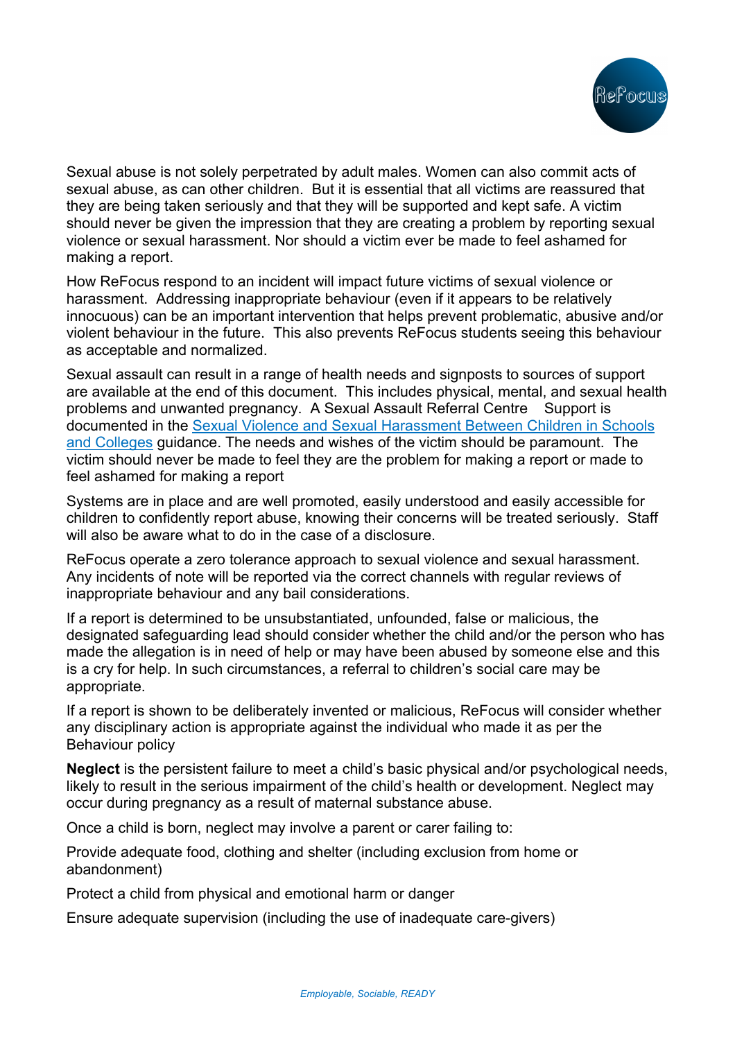Sexual abuse is not solely perpetrated by adult males. Women can also commit acts of sexual abuse, as can other children.  But it is essential that all victims are reassured that they are being taken seriously and that they will be supported and kept safe. A victim should never be given the impression that they are creating a problem by reporting sexual violence or sexual harassment. Nor should a victim ever be made to feel ashamed for making a report.

How ReFocus respond to an incident will impact future victims of sexual violence or harassment.  Addressing inappropriate behaviour (even if it appears to be relatively innocuous) can be an important intervention that helps prevent problematic, abusive and/or violent behaviour in the future.  This also prevents ReFocus students seeing this behaviour as acceptable and normalized.

Sexual assault can result in a range of health needs and signposts to sources of support are available at the end of this document.  This includes physical, mental, and sexual health problems and unwanted pregnancy.  A Sexual Assault Referral Centre   Support is documented in the [Sexual Violence and Sexual Harassment Between Children in Schools and Colleges]() guidance. The needs and wishes of the victim should be paramount.  The victim should never be made to feel they are the problem for making a report or made to feel ashamed for making a report

Systems are in place and are well promoted, easily understood and easily accessible for children to confidently report abuse, knowing their concerns will be treated seriously.  Staff will also be aware what to do in the case of a disclosure.

ReFocus operate a zero tolerance approach to sexual violence and sexual harassment. Any incidents of note will be reported via the correct channels with regular reviews of inappropriate behaviour and any bail considerations.

If a report is determined to be unsubstantiated, unfounded, false or malicious, the designated safeguarding lead should consider whether the child and/or the person who has made the allegation is in need of help or may have been abused by someone else and this is a cry for help. In such circumstances, a referral to children's social care may be appropriate.

If a report is shown to be deliberately invented or malicious, ReFocus will consider whether any disciplinary action is appropriate against the individual who made it as per the Behaviour policy

**Neglect** is the persistent failure to meet a child's basic physical and/or psychological needs, likely to result in the serious impairment of the child's health or development. Neglect may occur during pregnancy as a result of maternal substance abuse.

Once a child is born, neglect may involve a parent or carer failing to:

Provide adequate food, clothing and shelter (including exclusion from home or abandonment)

Protect a child from physical and emotional harm or danger

Ensure adequate supervision (including the use of inadequate care-givers)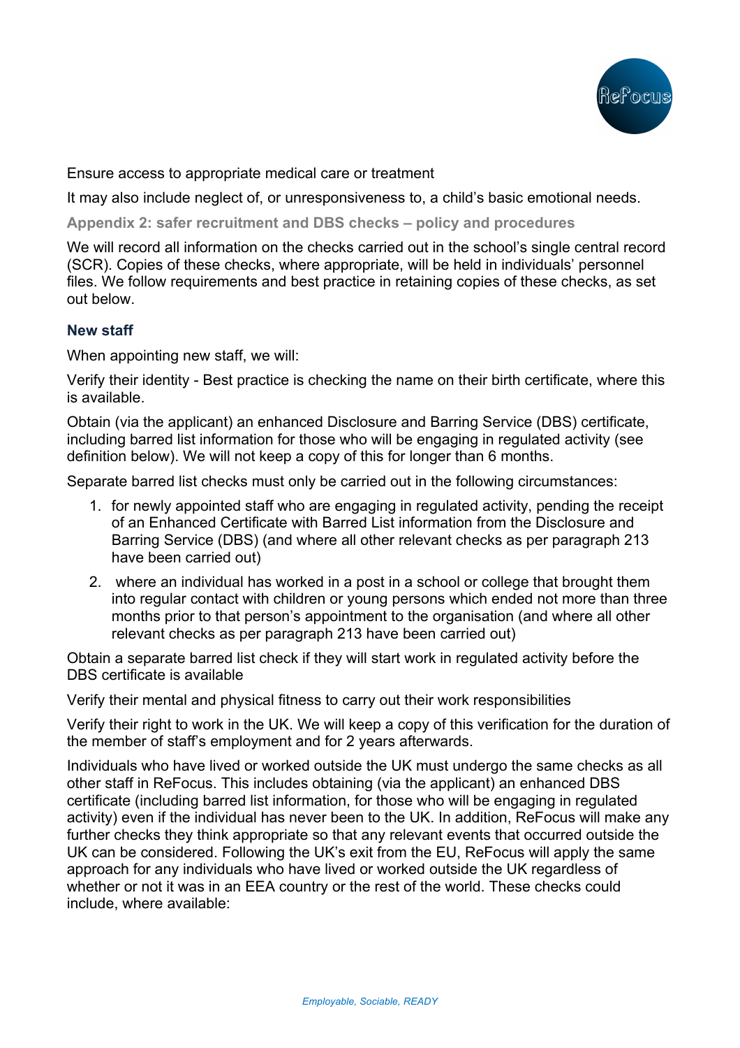Ensure access to appropriate medical care or treatment

It may also include neglect of, or unresponsiveness to, a child's basic emotional needs.

## Appendix 2: safer recruitment and DBS checks – policy and procedures

We will record all information on the checks carried out in the school's single central record (SCR). Copies of these checks, where appropriate, will be held in individuals' personnel files. We follow requirements and best practice in retaining copies of these checks, as set out below.

### New staff

When appointing new staff, we will:

Verify their identity - Best practice is checking the name on their birth certificate, where this is available.

Obtain (via the applicant) an enhanced Disclosure and Barring Service (DBS) certificate, including barred list information for those who will be engaging in regulated activity (see definition below). We will not keep a copy of this for longer than 6 months.

Separate barred list checks must only be carried out in the following circumstances:

1. for newly appointed staff who are engaging in regulated activity, pending the receipt of an Enhanced Certificate with Barred List information from the Disclosure and Barring Service (DBS) (and where all other relevant checks as per paragraph 213 have been carried out)
2. where an individual has worked in a post in a school or college that brought them into regular contact with children or young persons which ended not more than three months prior to that person's appointment to the organisation (and where all other relevant checks as per paragraph 213 have been carried out)

Obtain a separate barred list check if they will start work in regulated activity before the DBS certificate is available

Verify their mental and physical fitness to carry out their work responsibilities

Verify their right to work in the UK. We will keep a copy of this verification for the duration of the member of staff's employment and for 2 years afterwards.

Individuals who have lived or worked outside the UK must undergo the same checks as all other staff in ReFocus. This includes obtaining (via the applicant) an enhanced DBS certificate (including barred list information, for those who will be engaging in regulated activity) even if the individual has never been to the UK. In addition, ReFocus will make any further checks they think appropriate so that any relevant events that occurred outside the UK can be considered. Following the UK's exit from the EU, ReFocus will apply the same approach for any individuals who have lived or worked outside the UK regardless of whether or not it was in an EEA country or the rest of the world. These checks could include, where available: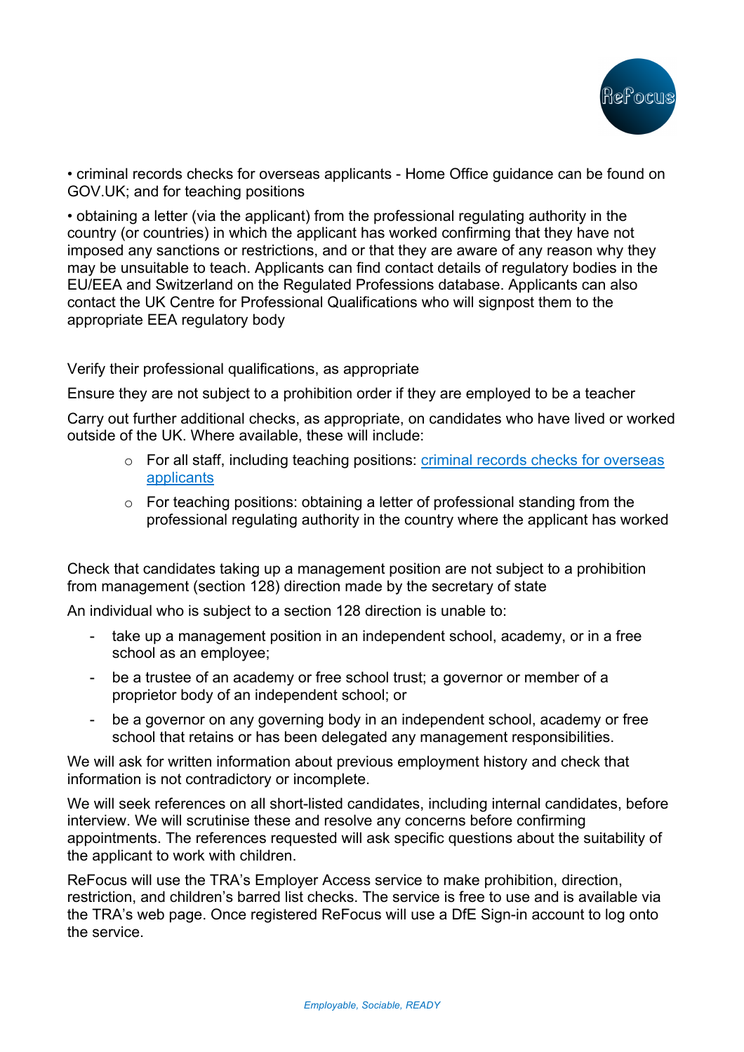• criminal records checks for overseas applicants - Home Office guidance can be found on GOV.UK; and for teaching positions

• obtaining a letter (via the applicant) from the professional regulating authority in the country (or countries) in which the applicant has worked confirming that they have not imposed any sanctions or restrictions, and or that they are aware of any reason why they may be unsuitable to teach. Applicants can find contact details of regulatory bodies in the EU/EEA and Switzerland on the Regulated Professions database. Applicants can also contact the UK Centre for Professional Qualifications who will signpost them to the appropriate EEA regulatory body

Verify their professional qualifications, as appropriate

Ensure they are not subject to a prohibition order if they are employed to be a teacher

Carry out further additional checks, as appropriate, on candidates who have lived or worked outside of the UK. Where available, these will include:

- For all staff, including teaching positions: [criminal records checks for overseas applicants]
- For teaching positions: obtaining a letter of professional standing from the professional regulating authority in the country where the applicant has worked

Check that candidates taking up a management position are not subject to a prohibition from management (section 128) direction made by the secretary of state

An individual who is subject to a section 128 direction is unable to:

- take up a management position in an independent school, academy, or in a free school as an employee;
- be a trustee of an academy or free school trust; a governor or member of a proprietor body of an independent school; or
- be a governor on any governing body in an independent school, academy or free school that retains or has been delegated any management responsibilities.

We will ask for written information about previous employment history and check that information is not contradictory or incomplete.

We will seek references on all short-listed candidates, including internal candidates, before interview. We will scrutinise these and resolve any concerns before confirming appointments. The references requested will ask specific questions about the suitability of the applicant to work with children.

ReFocus will use the TRA's Employer Access service to make prohibition, direction, restriction, and children's barred list checks. The service is free to use and is available via the TRA's web page. Once registered ReFocus will use a DfE Sign-in account to log onto the service.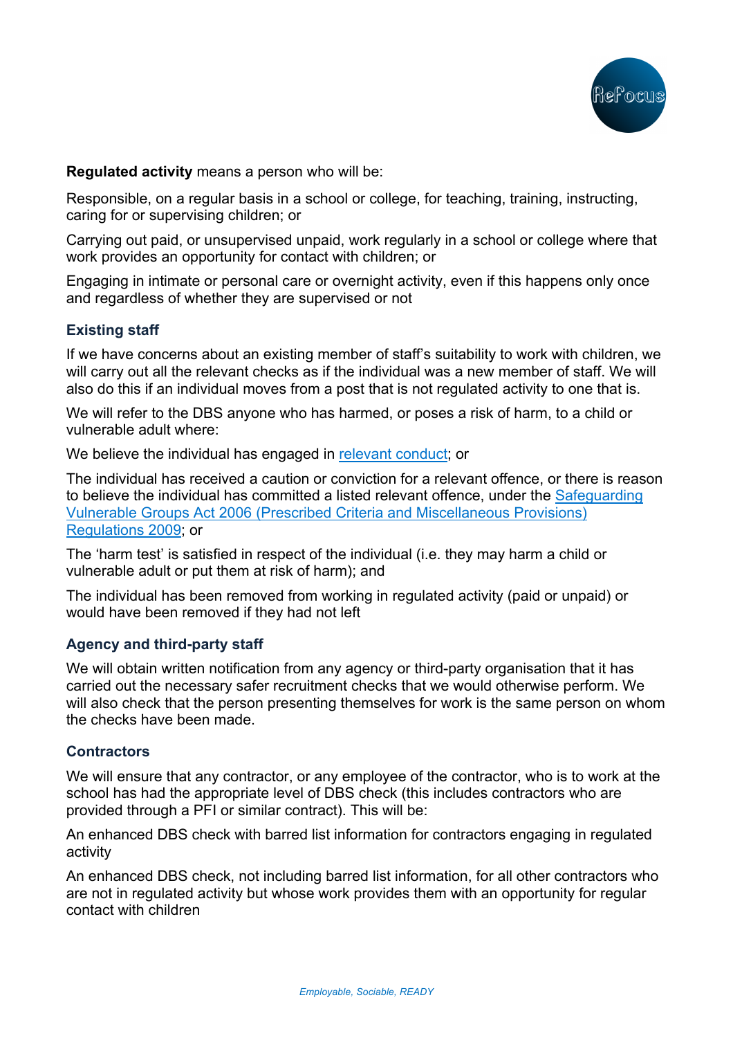**Regulated activity** means a person who will be:

Responsible, on a regular basis in a school or college, for teaching, training, instructing, caring for or supervising children; or

Carrying out paid, or unsupervised unpaid, work regularly in a school or college where that work provides an opportunity for contact with children; or

Engaging in intimate or personal care or overnight activity, even if this happens only once and regardless of whether they are supervised or not

### Existing staff

If we have concerns about an existing member of staff's suitability to work with children, we will carry out all the relevant checks as if the individual was a new member of staff. We will also do this if an individual moves from a post that is not regulated activity to one that is.

We will refer to the DBS anyone who has harmed, or poses a risk of harm, to a child or vulnerable adult where:

We believe the individual has engaged in relevant conduct; or

The individual has received a caution or conviction for a relevant offence, or there is reason to believe the individual has committed a listed relevant offence, under the Safeguarding Vulnerable Groups Act 2006 (Prescribed Criteria and Miscellaneous Provisions) Regulations 2009; or

The 'harm test' is satisfied in respect of the individual (i.e. they may harm a child or vulnerable adult or put them at risk of harm); and

The individual has been removed from working in regulated activity (paid or unpaid) or would have been removed if they had not left

### Agency and third-party staff

We will obtain written notification from any agency or third-party organisation that it has carried out the necessary safer recruitment checks that we would otherwise perform. We will also check that the person presenting themselves for work is the same person on whom the checks have been made.

### Contractors

We will ensure that any contractor, or any employee of the contractor, who is to work at the school has had the appropriate level of DBS check (this includes contractors who are provided through a PFI or similar contract). This will be:

An enhanced DBS check with barred list information for contractors engaging in regulated activity

An enhanced DBS check, not including barred list information, for all other contractors who are not in regulated activity but whose work provides them with an opportunity for regular contact with children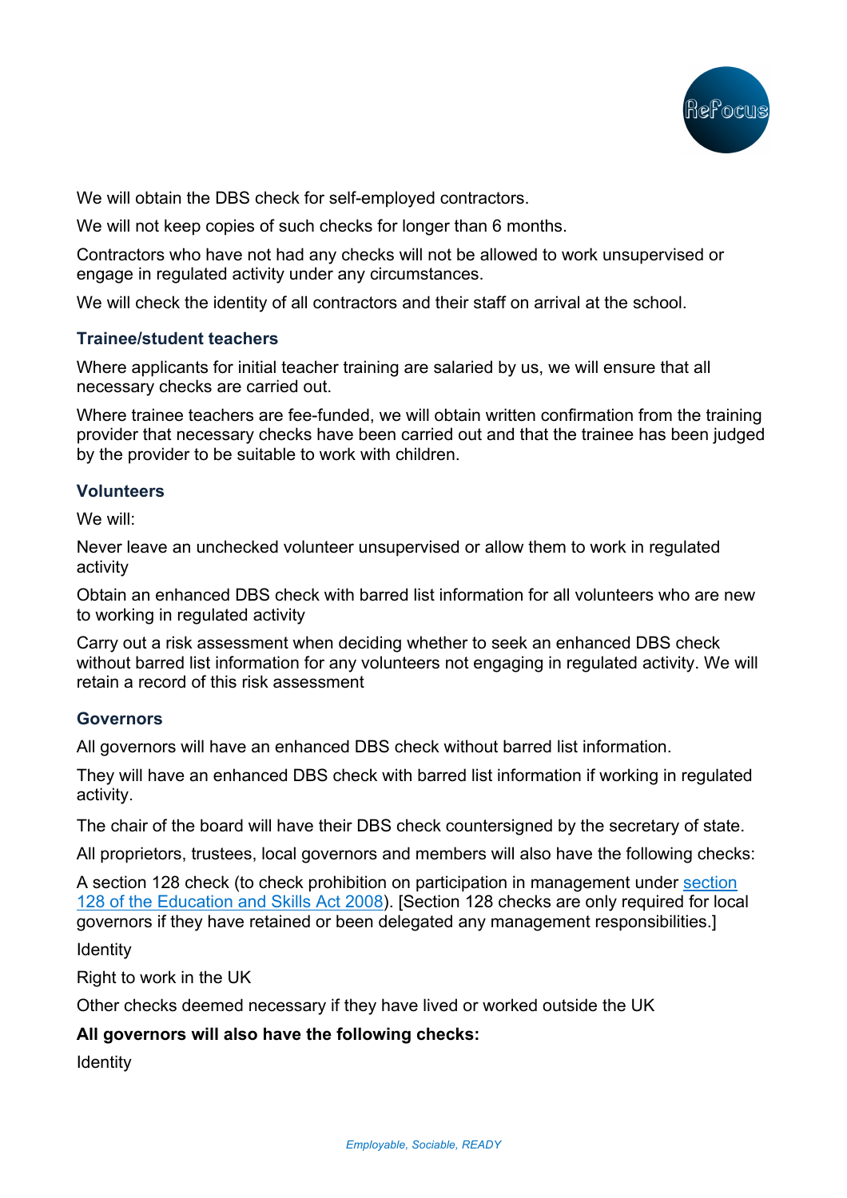We will obtain the DBS check for self-employed contractors.

We will not keep copies of such checks for longer than 6 months.

Contractors who have not had any checks will not be allowed to work unsupervised or engage in regulated activity under any circumstances.

We will check the identity of all contractors and their staff on arrival at the school.

### Trainee/student teachers

Where applicants for initial teacher training are salaried by us, we will ensure that all necessary checks are carried out.

Where trainee teachers are fee-funded, we will obtain written confirmation from the training provider that necessary checks have been carried out and that the trainee has been judged by the provider to be suitable to work with children.

### Volunteers

We will:

Never leave an unchecked volunteer unsupervised or allow them to work in regulated activity

Obtain an enhanced DBS check with barred list information for all volunteers who are new to working in regulated activity

Carry out a risk assessment when deciding whether to seek an enhanced DBS check without barred list information for any volunteers not engaging in regulated activity. We will retain a record of this risk assessment

### Governors

All governors will have an enhanced DBS check without barred list information.

They will have an enhanced DBS check with barred list information if working in regulated activity.

The chair of the board will have their DBS check countersigned by the secretary of state.

All proprietors, trustees, local governors and members will also have the following checks:

A section 128 check (to check prohibition on participation in management under section 128 of the Education and Skills Act 2008). [Section 128 checks are only required for local governors if they have retained or been delegated any management responsibilities.]

Identity

Right to work in the UK

Other checks deemed necessary if they have lived or worked outside the UK

**All governors will also have the following checks:**

Identity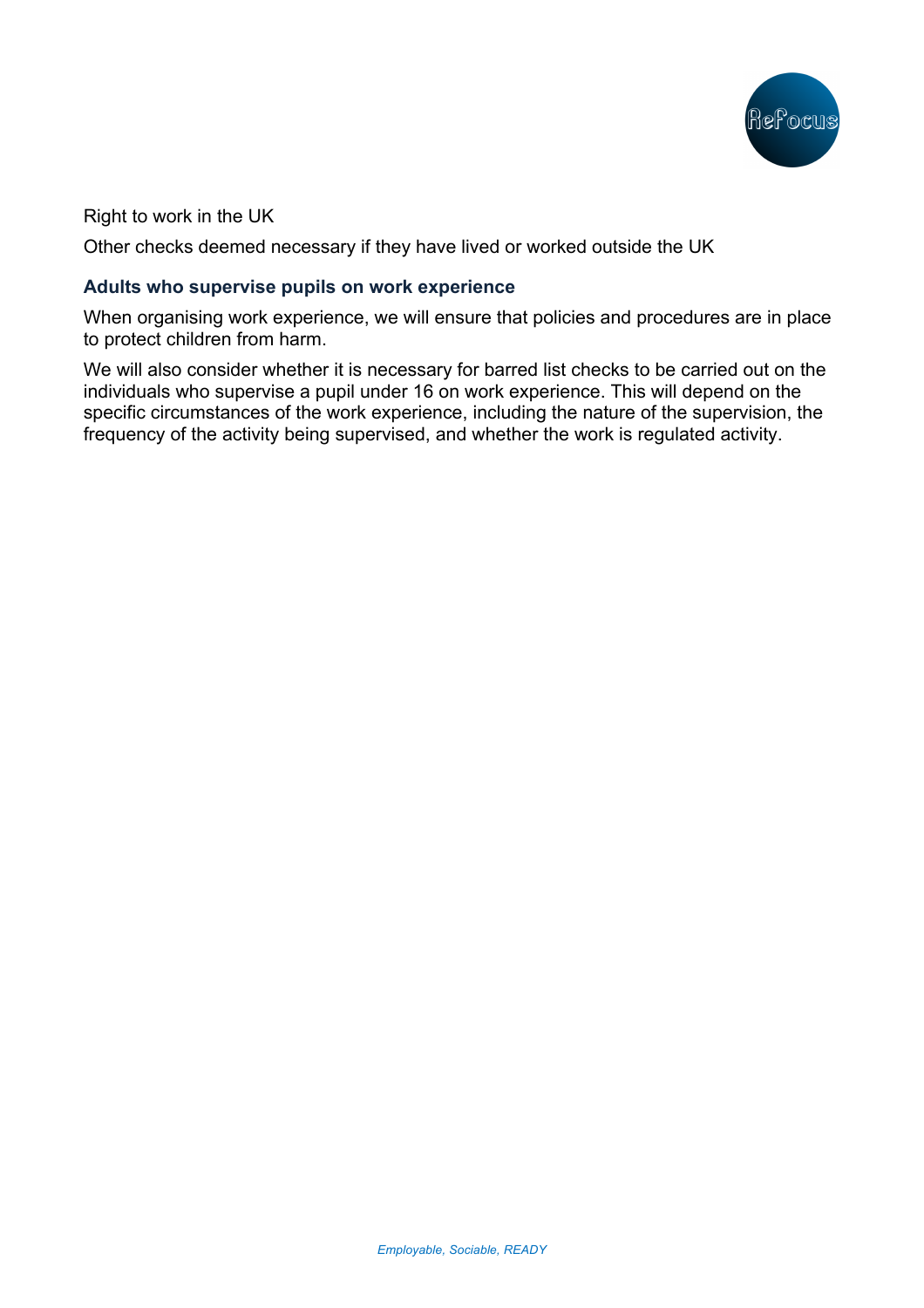Right to work in the UK

Other checks deemed necessary if they have lived or worked outside the UK

### Adults who supervise pupils on work experience

When organising work experience, we will ensure that policies and procedures are in place to protect children from harm.

We will also consider whether it is necessary for barred list checks to be carried out on the individuals who supervise a pupil under 16 on work experience. This will depend on the specific circumstances of the work experience, including the nature of the supervision, the frequency of the activity being supervised, and whether the work is regulated activity.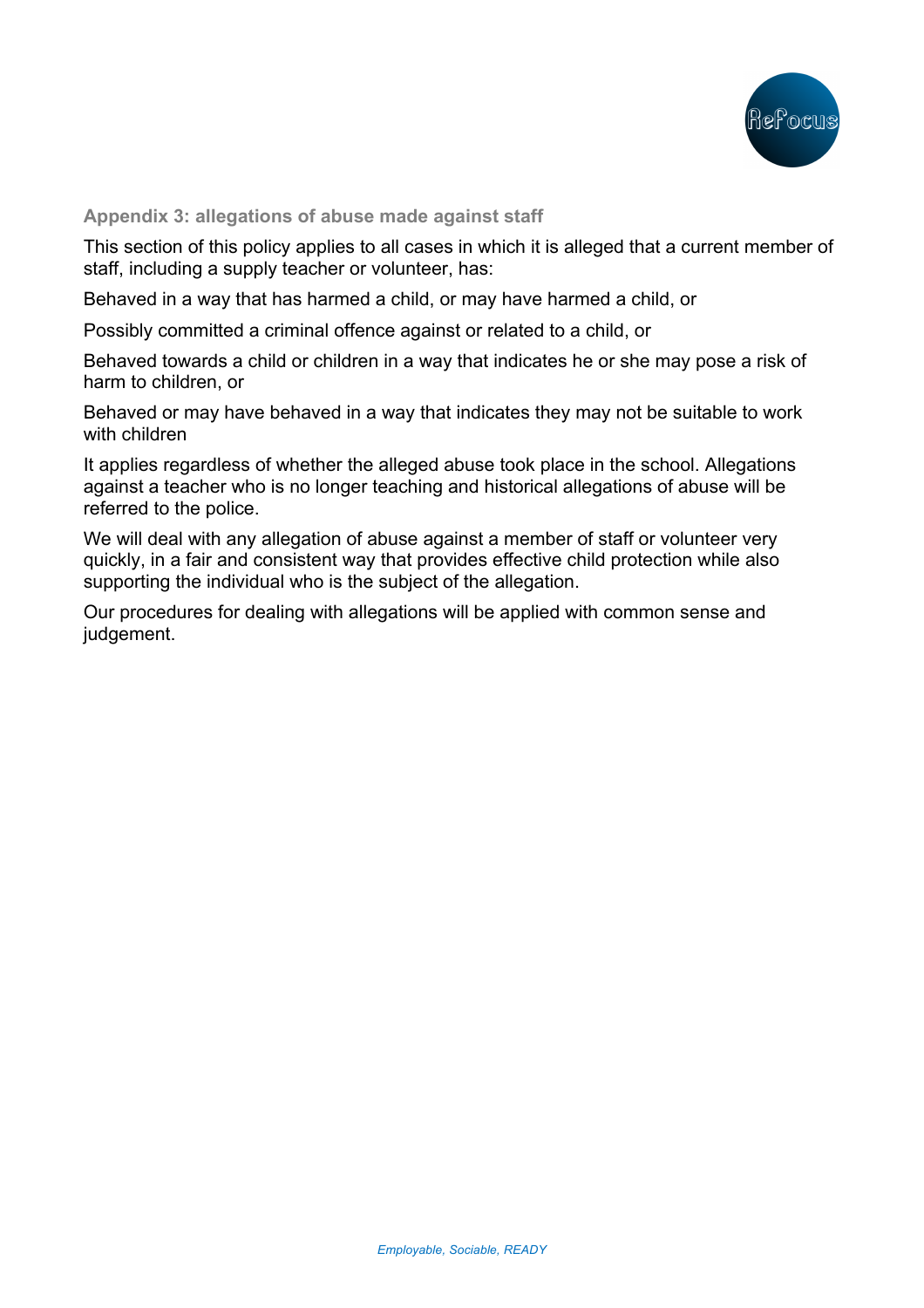### Appendix 3: allegations of abuse made against staff

This section of this policy applies to all cases in which it is alleged that a current member of staff, including a supply teacher or volunteer, has:

Behaved in a way that has harmed a child, or may have harmed a child, or

Possibly committed a criminal offence against or related to a child, or

Behaved towards a child or children in a way that indicates he or she may pose a risk of harm to children, or

Behaved or may have behaved in a way that indicates they may not be suitable to work with children

It applies regardless of whether the alleged abuse took place in the school. Allegations against a teacher who is no longer teaching and historical allegations of abuse will be referred to the police.

We will deal with any allegation of abuse against a member of staff or volunteer very quickly, in a fair and consistent way that provides effective child protection while also supporting the individual who is the subject of the allegation.

Our procedures for dealing with allegations will be applied with common sense and judgement.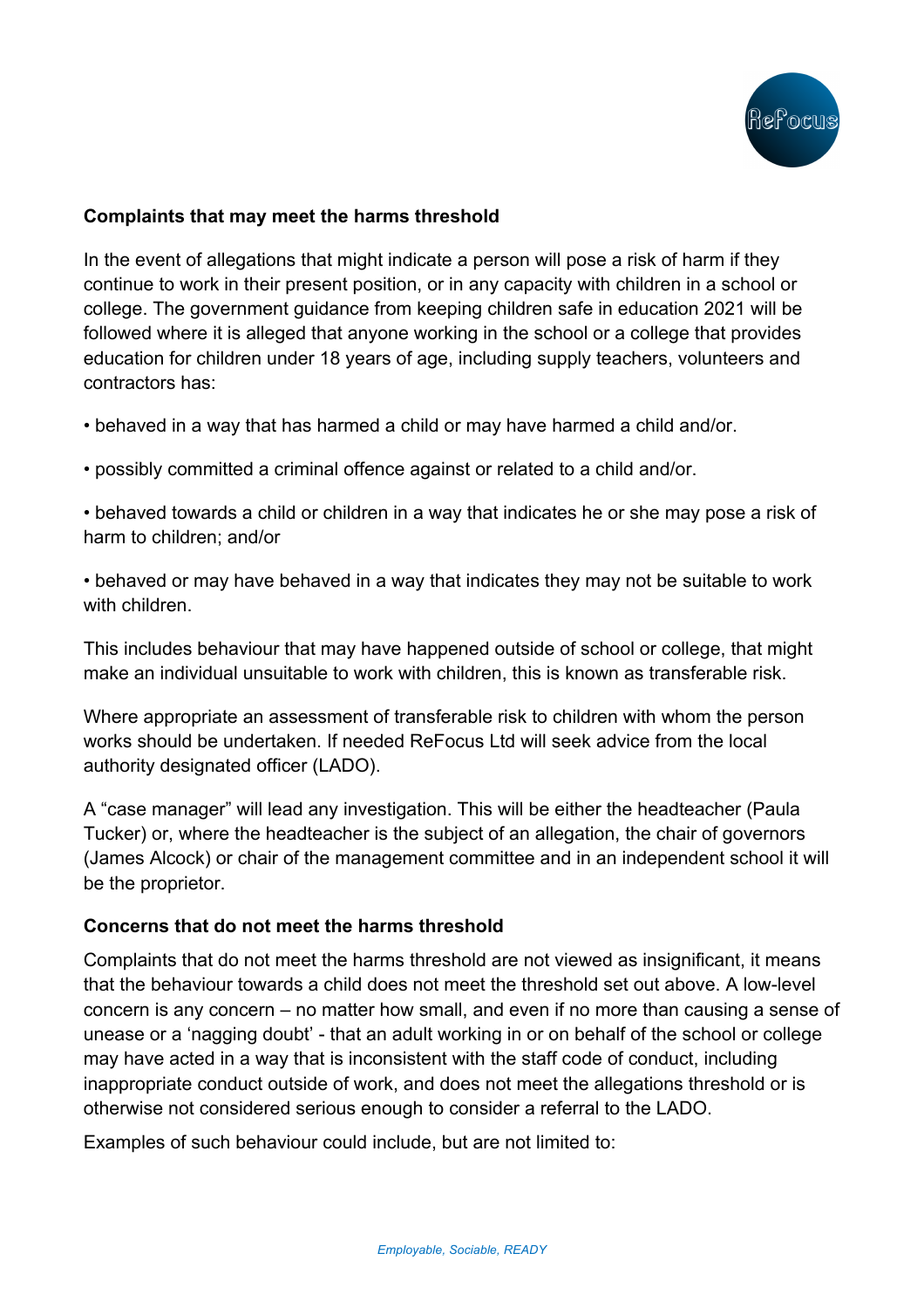**Complaints that may meet the harms threshold**

In the event of allegations that might indicate a person will pose a risk of harm if they continue to work in their present position, or in any capacity with children in a school or college. The government guidance from keeping children safe in education 2021 will be followed where it is alleged that anyone working in the school or a college that provides education for children under 18 years of age, including supply teachers, volunteers and contractors has:

- behaved in a way that has harmed a child or may have harmed a child and/or.
- possibly committed a criminal offence against or related to a child and/or.
- behaved towards a child or children in a way that indicates he or she may pose a risk of harm to children; and/or
- behaved or may have behaved in a way that indicates they may not be suitable to work with children.

This includes behaviour that may have happened outside of school or college, that might make an individual unsuitable to work with children, this is known as transferable risk.

Where appropriate an assessment of transferable risk to children with whom the person works should be undertaken. If needed ReFocus Ltd will seek advice from the local authority designated officer (LADO).

A "case manager" will lead any investigation. This will be either the headteacher (Paula Tucker) or, where the headteacher is the subject of an allegation, the chair of governors (James Alcock) or chair of the management committee and in an independent school it will be the proprietor.

**Concerns that do not meet the harms threshold**

Complaints that do not meet the harms threshold are not viewed as insignificant, it means that the behaviour towards a child does not meet the threshold set out above. A low-level concern is any concern – no matter how small, and even if no more than causing a sense of unease or a 'nagging doubt' - that an adult working in or on behalf of the school or college may have acted in a way that is inconsistent with the staff code of conduct, including inappropriate conduct outside of work, and does not meet the allegations threshold or is otherwise not considered serious enough to consider a referral to the LADO.

Examples of such behaviour could include, but are not limited to: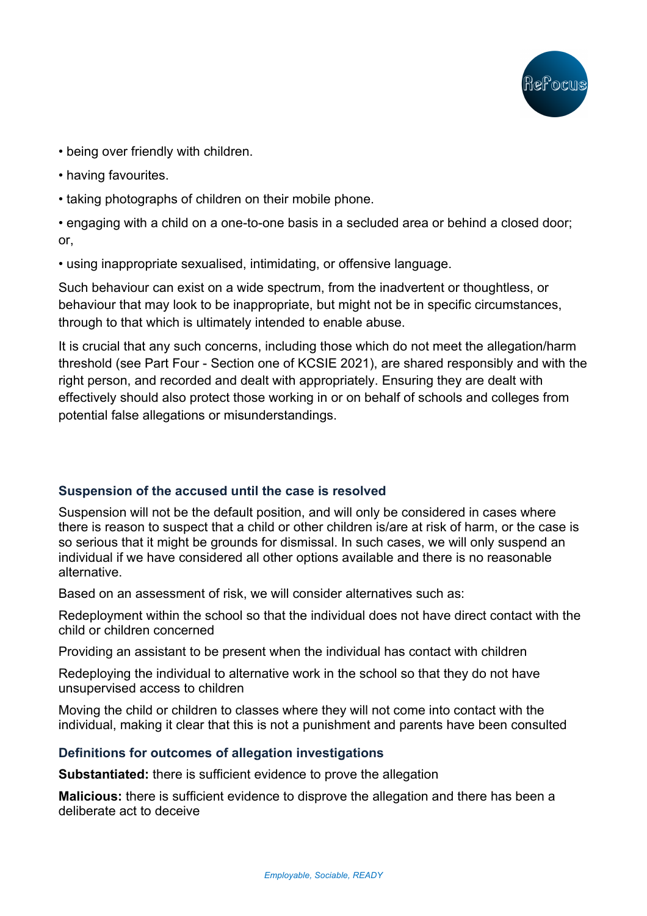• being over friendly with children.

• having favourites.

• taking photographs of children on their mobile phone.

• engaging with a child on a one-to-one basis in a secluded area or behind a closed door; or,

• using inappropriate sexualised, intimidating, or offensive language.

Such behaviour can exist on a wide spectrum, from the inadvertent or thoughtless, or behaviour that may look to be inappropriate, but might not be in specific circumstances, through to that which is ultimately intended to enable abuse.

It is crucial that any such concerns, including those which do not meet the allegation/harm threshold (see Part Four - Section one of KCSIE 2021), are shared responsibly and with the right person, and recorded and dealt with appropriately. Ensuring they are dealt with effectively should also protect those working in or on behalf of schools and colleges from potential false allegations or misunderstandings.

### Suspension of the accused until the case is resolved

Suspension will not be the default position, and will only be considered in cases where there is reason to suspect that a child or other children is/are at risk of harm, or the case is so serious that it might be grounds for dismissal. In such cases, we will only suspend an individual if we have considered all other options available and there is no reasonable alternative.

Based on an assessment of risk, we will consider alternatives such as:

Redeployment within the school so that the individual does not have direct contact with the child or children concerned

Providing an assistant to be present when the individual has contact with children

Redeploying the individual to alternative work in the school so that they do not have unsupervised access to children

Moving the child or children to classes where they will not come into contact with the individual, making it clear that this is not a punishment and parents have been consulted

### Definitions for outcomes of allegation investigations

**Substantiated:** there is sufficient evidence to prove the allegation

**Malicious:** there is sufficient evidence to disprove the allegation and there has been a deliberate act to deceive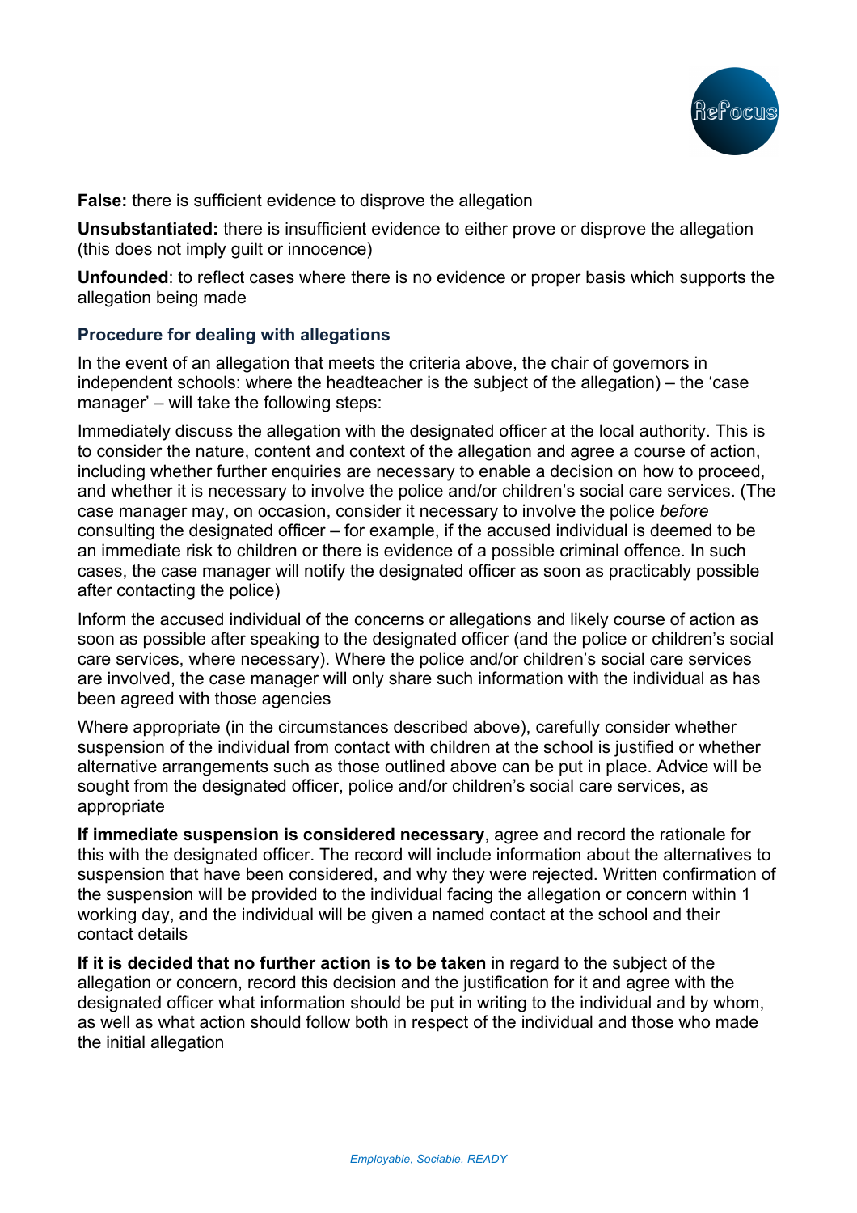**False:** there is sufficient evidence to disprove the allegation

**Unsubstantiated:** there is insufficient evidence to either prove or disprove the allegation (this does not imply guilt or innocence)

**Unfounded**: to reflect cases where there is no evidence or proper basis which supports the allegation being made

### Procedure for dealing with allegations

In the event of an allegation that meets the criteria above, the chair of governors in independent schools: where the headteacher is the subject of the allegation) – the 'case manager' – will take the following steps:

Immediately discuss the allegation with the designated officer at the local authority. This is to consider the nature, content and context of the allegation and agree a course of action, including whether further enquiries are necessary to enable a decision on how to proceed, and whether it is necessary to involve the police and/or children's social care services. (The case manager may, on occasion, consider it necessary to involve the police *before* consulting the designated officer – for example, if the accused individual is deemed to be an immediate risk to children or there is evidence of a possible criminal offence. In such cases, the case manager will notify the designated officer as soon as practicably possible after contacting the police)

Inform the accused individual of the concerns or allegations and likely course of action as soon as possible after speaking to the designated officer (and the police or children's social care services, where necessary). Where the police and/or children's social care services are involved, the case manager will only share such information with the individual as has been agreed with those agencies

Where appropriate (in the circumstances described above), carefully consider whether suspension of the individual from contact with children at the school is justified or whether alternative arrangements such as those outlined above can be put in place. Advice will be sought from the designated officer, police and/or children's social care services, as appropriate

**If immediate suspension is considered necessary**, agree and record the rationale for this with the designated officer. The record will include information about the alternatives to suspension that have been considered, and why they were rejected. Written confirmation of the suspension will be provided to the individual facing the allegation or concern within 1 working day, and the individual will be given a named contact at the school and their contact details

**If it is decided that no further action is to be taken** in regard to the subject of the allegation or concern, record this decision and the justification for it and agree with the designated officer what information should be put in writing to the individual and by whom, as well as what action should follow both in respect of the individual and those who made the initial allegation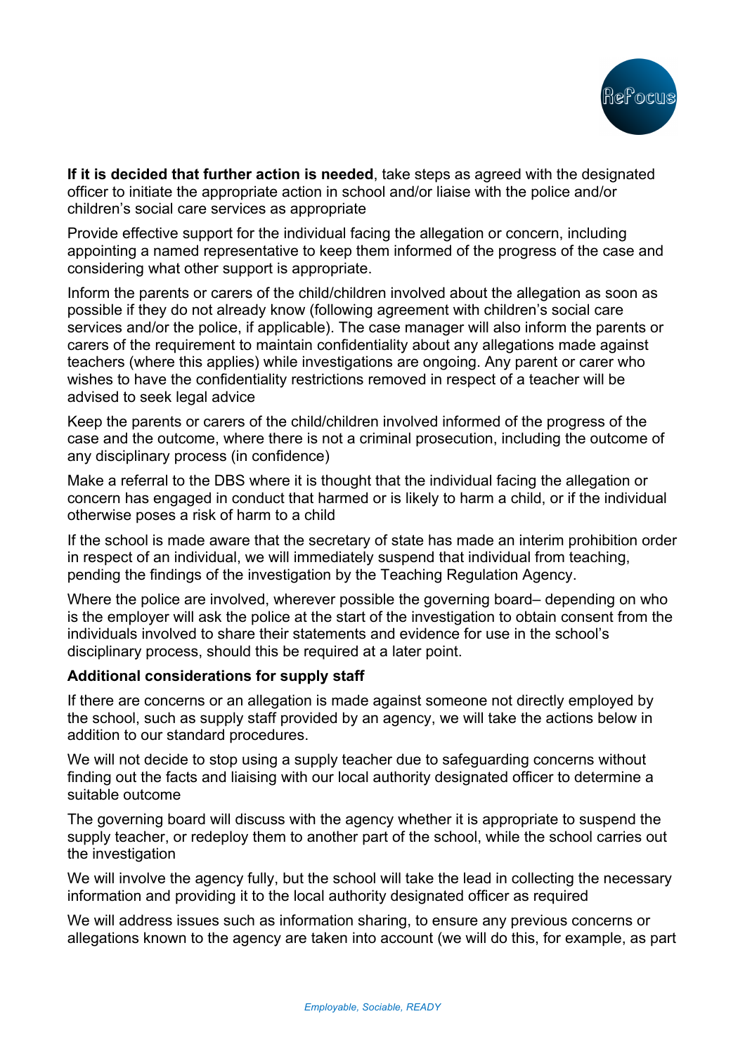**If it is decided that further action is needed**, take steps as agreed with the designated officer to initiate the appropriate action in school and/or liaise with the police and/or children's social care services as appropriate

Provide effective support for the individual facing the allegation or concern, including appointing a named representative to keep them informed of the progress of the case and considering what other support is appropriate.

Inform the parents or carers of the child/children involved about the allegation as soon as possible if they do not already know (following agreement with children's social care services and/or the police, if applicable). The case manager will also inform the parents or carers of the requirement to maintain confidentiality about any allegations made against teachers (where this applies) while investigations are ongoing. Any parent or carer who wishes to have the confidentiality restrictions removed in respect of a teacher will be advised to seek legal advice

Keep the parents or carers of the child/children involved informed of the progress of the case and the outcome, where there is not a criminal prosecution, including the outcome of any disciplinary process (in confidence)

Make a referral to the DBS where it is thought that the individual facing the allegation or concern has engaged in conduct that harmed or is likely to harm a child, or if the individual otherwise poses a risk of harm to a child

If the school is made aware that the secretary of state has made an interim prohibition order in respect of an individual, we will immediately suspend that individual from teaching, pending the findings of the investigation by the Teaching Regulation Agency.

Where the police are involved, wherever possible the governing board– depending on who is the employer will ask the police at the start of the investigation to obtain consent from the individuals involved to share their statements and evidence for use in the school's disciplinary process, should this be required at a later point.

**Additional considerations for supply staff**

If there are concerns or an allegation is made against someone not directly employed by the school, such as supply staff provided by an agency, we will take the actions below in addition to our standard procedures.

We will not decide to stop using a supply teacher due to safeguarding concerns without finding out the facts and liaising with our local authority designated officer to determine a suitable outcome

The governing board will discuss with the agency whether it is appropriate to suspend the supply teacher, or redeploy them to another part of the school, while the school carries out the investigation

We will involve the agency fully, but the school will take the lead in collecting the necessary information and providing it to the local authority designated officer as required

We will address issues such as information sharing, to ensure any previous concerns or allegations known to the agency are taken into account (we will do this, for example, as part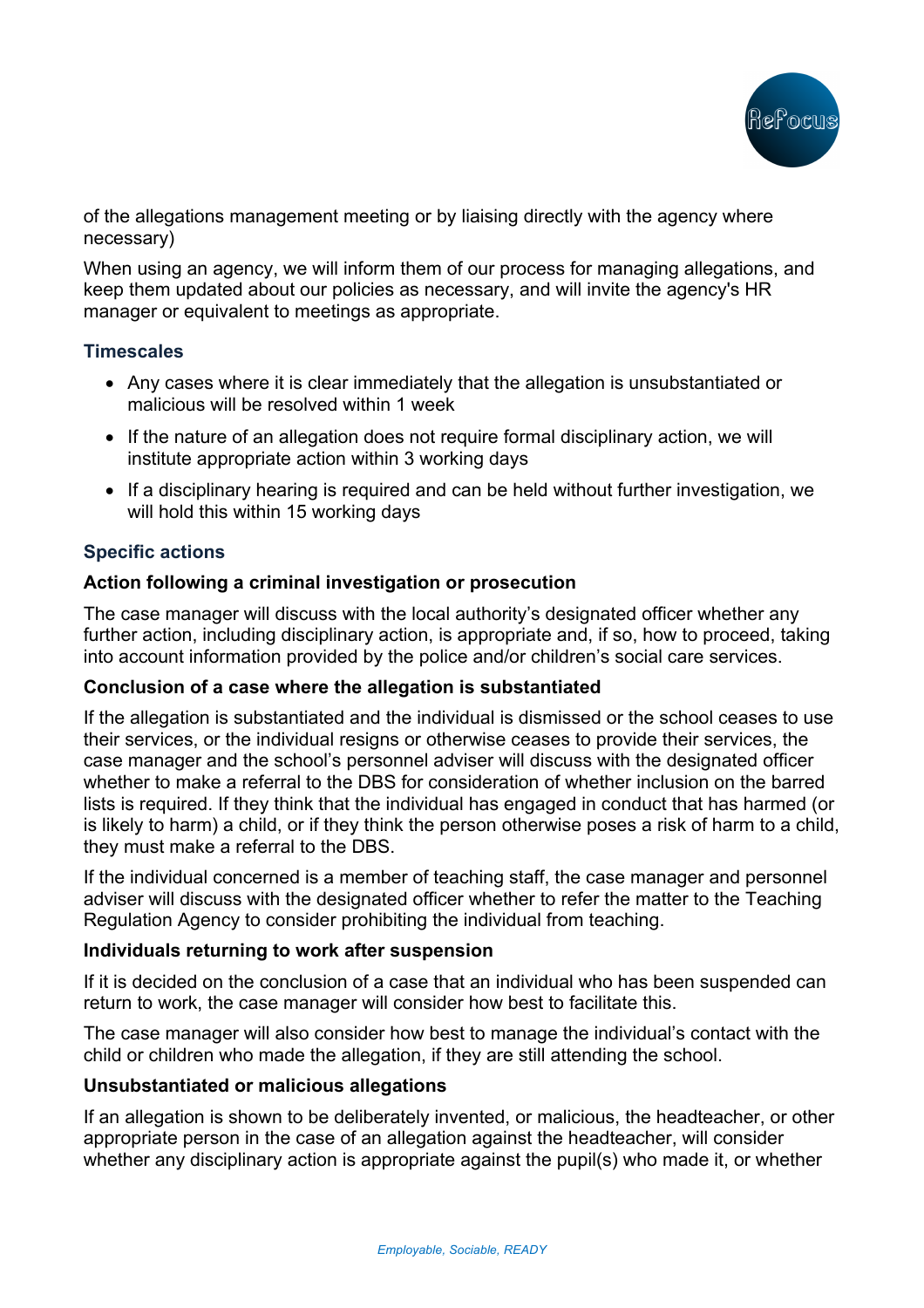of the allegations management meeting or by liaising directly with the agency where necessary)

When using an agency, we will inform them of our process for managing allegations, and keep them updated about our policies as necessary, and will invite the agency's HR manager or equivalent to meetings as appropriate.

### Timescales

- Any cases where it is clear immediately that the allegation is unsubstantiated or malicious will be resolved within 1 week
- If the nature of an allegation does not require formal disciplinary action, we will institute appropriate action within 3 working days
- If a disciplinary hearing is required and can be held without further investigation, we will hold this within 15 working days

### Specific actions

#### Action following a criminal investigation or prosecution

The case manager will discuss with the local authority's designated officer whether any further action, including disciplinary action, is appropriate and, if so, how to proceed, taking into account information provided by the police and/or children's social care services.

#### Conclusion of a case where the allegation is substantiated

If the allegation is substantiated and the individual is dismissed or the school ceases to use their services, or the individual resigns or otherwise ceases to provide their services, the case manager and the school's personnel adviser will discuss with the designated officer whether to make a referral to the DBS for consideration of whether inclusion on the barred lists is required. If they think that the individual has engaged in conduct that has harmed (or is likely to harm) a child, or if they think the person otherwise poses a risk of harm to a child, they must make a referral to the DBS.

If the individual concerned is a member of teaching staff, the case manager and personnel adviser will discuss with the designated officer whether to refer the matter to the Teaching Regulation Agency to consider prohibiting the individual from teaching.

#### Individuals returning to work after suspension

If it is decided on the conclusion of a case that an individual who has been suspended can return to work, the case manager will consider how best to facilitate this.

The case manager will also consider how best to manage the individual's contact with the child or children who made the allegation, if they are still attending the school.

#### Unsubstantiated or malicious allegations

If an allegation is shown to be deliberately invented, or malicious, the headteacher, or other appropriate person in the case of an allegation against the headteacher, will consider whether any disciplinary action is appropriate against the pupil(s) who made it, or whether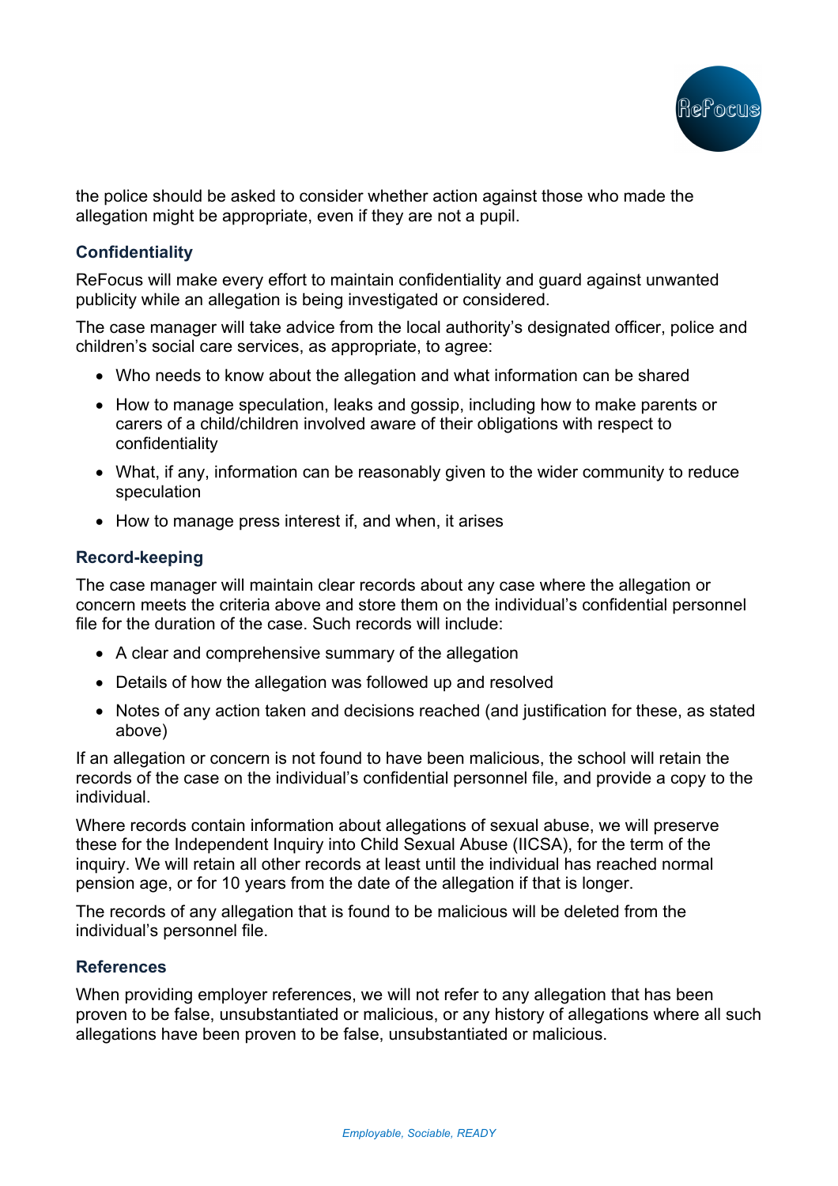the police should be asked to consider whether action against those who made the allegation might be appropriate, even if they are not a pupil.

### Confidentiality

ReFocus will make every effort to maintain confidentiality and guard against unwanted publicity while an allegation is being investigated or considered.

The case manager will take advice from the local authority's designated officer, police and children's social care services, as appropriate, to agree:

- Who needs to know about the allegation and what information can be shared
- How to manage speculation, leaks and gossip, including how to make parents or carers of a child/children involved aware of their obligations with respect to confidentiality
- What, if any, information can be reasonably given to the wider community to reduce speculation
- How to manage press interest if, and when, it arises

### Record-keeping

The case manager will maintain clear records about any case where the allegation or concern meets the criteria above and store them on the individual's confidential personnel file for the duration of the case. Such records will include:

- A clear and comprehensive summary of the allegation
- Details of how the allegation was followed up and resolved
- Notes of any action taken and decisions reached (and justification for these, as stated above)

If an allegation or concern is not found to have been malicious, the school will retain the records of the case on the individual's confidential personnel file, and provide a copy to the individual.

Where records contain information about allegations of sexual abuse, we will preserve these for the Independent Inquiry into Child Sexual Abuse (IICSA), for the term of the inquiry. We will retain all other records at least until the individual has reached normal pension age, or for 10 years from the date of the allegation if that is longer.

The records of any allegation that is found to be malicious will be deleted from the individual's personnel file.

### References

When providing employer references, we will not refer to any allegation that has been proven to be false, unsubstantiated or malicious, or any history of allegations where all such allegations have been proven to be false, unsubstantiated or malicious.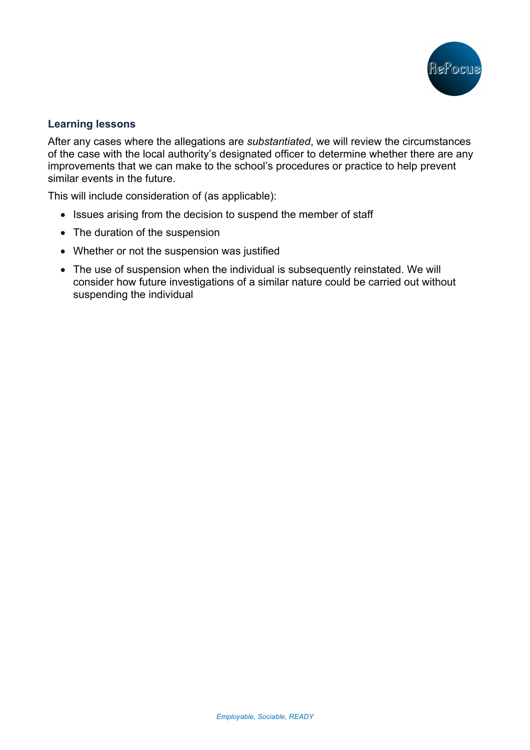### Learning lessons

After any cases where the allegations are *substantiated*, we will review the circumstances of the case with the local authority's designated officer to determine whether there are any improvements that we can make to the school's procedures or practice to help prevent similar events in the future.

This will include consideration of (as applicable):

- Issues arising from the decision to suspend the member of staff
- The duration of the suspension
- Whether or not the suspension was justified
- The use of suspension when the individual is subsequently reinstated. We will consider how future investigations of a similar nature could be carried out without suspending the individual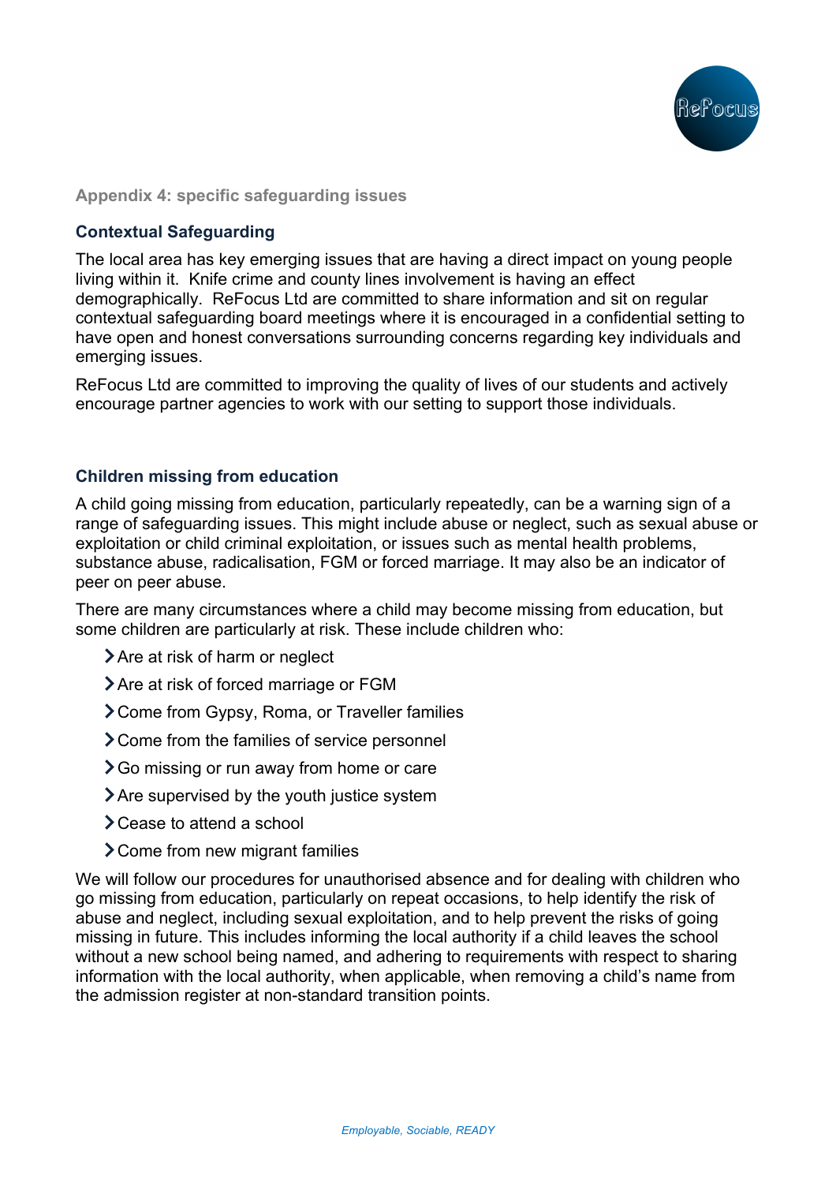### Appendix 4: specific safeguarding issues

#### Contextual Safeguarding

The local area has key emerging issues that are having a direct impact on young people living within it. Knife crime and county lines involvement is having an effect demographically. ReFocus Ltd are committed to share information and sit on regular contextual safeguarding board meetings where it is encouraged in a confidential setting to have open and honest conversations surrounding concerns regarding key individuals and emerging issues.

ReFocus Ltd are committed to improving the quality of lives of our students and actively encourage partner agencies to work with our setting to support those individuals.

#### Children missing from education

A child going missing from education, particularly repeatedly, can be a warning sign of a range of safeguarding issues. This might include abuse or neglect, such as sexual abuse or exploitation or child criminal exploitation, or issues such as mental health problems, substance abuse, radicalisation, FGM or forced marriage. It may also be an indicator of peer on peer abuse.

There are many circumstances where a child may become missing from education, but some children are particularly at risk. These include children who:

- Are at risk of harm or neglect
- Are at risk of forced marriage or FGM
- Come from Gypsy, Roma, or Traveller families
- Come from the families of service personnel
- Go missing or run away from home or care
- Are supervised by the youth justice system
- Cease to attend a school
- Come from new migrant families

We will follow our procedures for unauthorised absence and for dealing with children who go missing from education, particularly on repeat occasions, to help identify the risk of abuse and neglect, including sexual exploitation, and to help prevent the risks of going missing in future. This includes informing the local authority if a child leaves the school without a new school being named, and adhering to requirements with respect to sharing information with the local authority, when applicable, when removing a child's name from the admission register at non-standard transition points.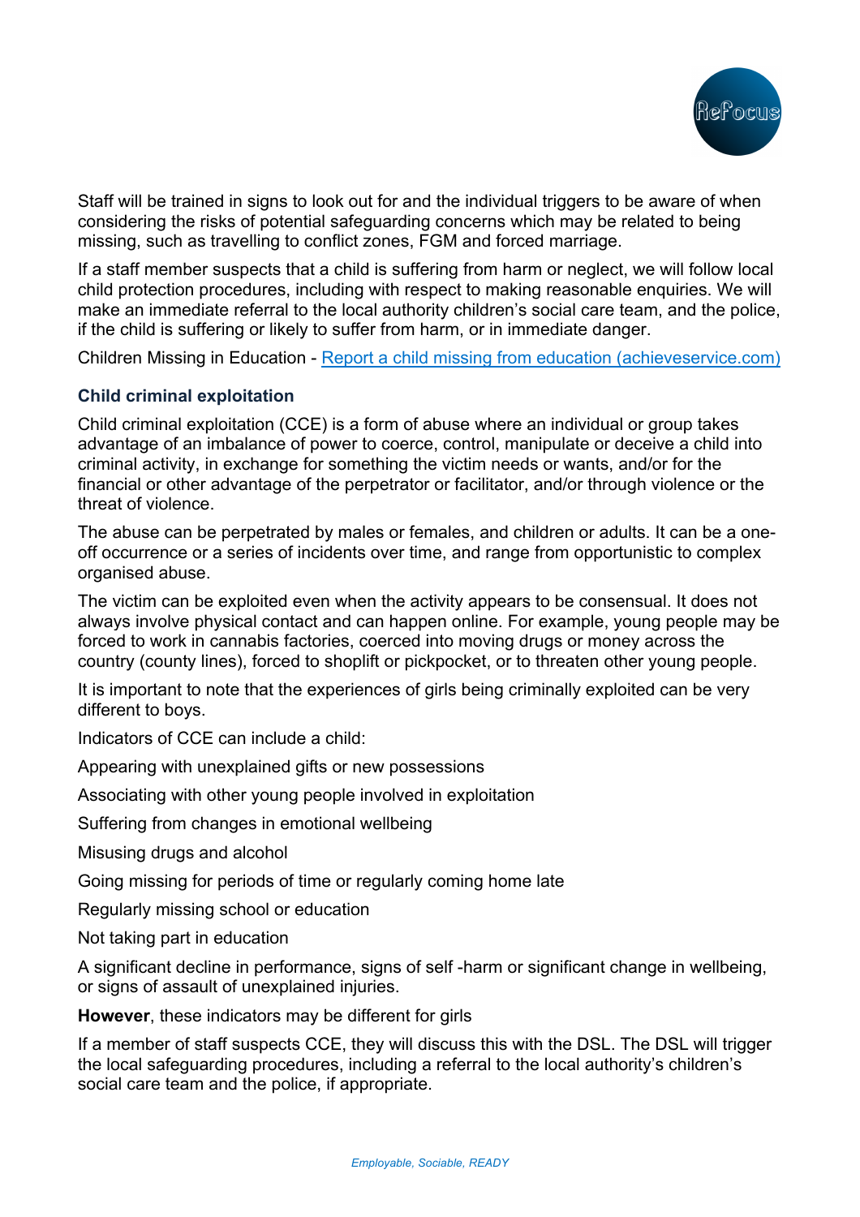Staff will be trained in signs to look out for and the individual triggers to be aware of when considering the risks of potential safeguarding concerns which may be related to being missing, such as travelling to conflict zones, FGM and forced marriage.

If a staff member suspects that a child is suffering from harm or neglect, we will follow local child protection procedures, including with respect to making reasonable enquiries. We will make an immediate referral to the local authority children's social care team, and the police, if the child is suffering or likely to suffer from harm, or in immediate danger.

Children Missing in Education - [Report a child missing from education (achieveservice.com)](achieveservice.com)

### Child criminal exploitation

Child criminal exploitation (CCE) is a form of abuse where an individual or group takes advantage of an imbalance of power to coerce, control, manipulate or deceive a child into criminal activity, in exchange for something the victim needs or wants, and/or for the financial or other advantage of the perpetrator or facilitator, and/or through violence or the threat of violence.

The abuse can be perpetrated by males or females, and children or adults. It can be a one-off occurrence or a series of incidents over time, and range from opportunistic to complex organised abuse.

The victim can be exploited even when the activity appears to be consensual. It does not always involve physical contact and can happen online. For example, young people may be forced to work in cannabis factories, coerced into moving drugs or money across the country (county lines), forced to shoplift or pickpocket, or to threaten other young people.

It is important to note that the experiences of girls being criminally exploited can be very different to boys.

Indicators of CCE can include a child:

Appearing with unexplained gifts or new possessions

Associating with other young people involved in exploitation

Suffering from changes in emotional wellbeing

Misusing drugs and alcohol

Going missing for periods of time or regularly coming home late

Regularly missing school or education

Not taking part in education

A significant decline in performance, signs of self -harm or significant change in wellbeing, or signs of assault of unexplained injuries.

**However**, these indicators may be different for girls

If a member of staff suspects CCE, they will discuss this with the DSL. The DSL will trigger the local safeguarding procedures, including a referral to the local authority's children's social care team and the police, if appropriate.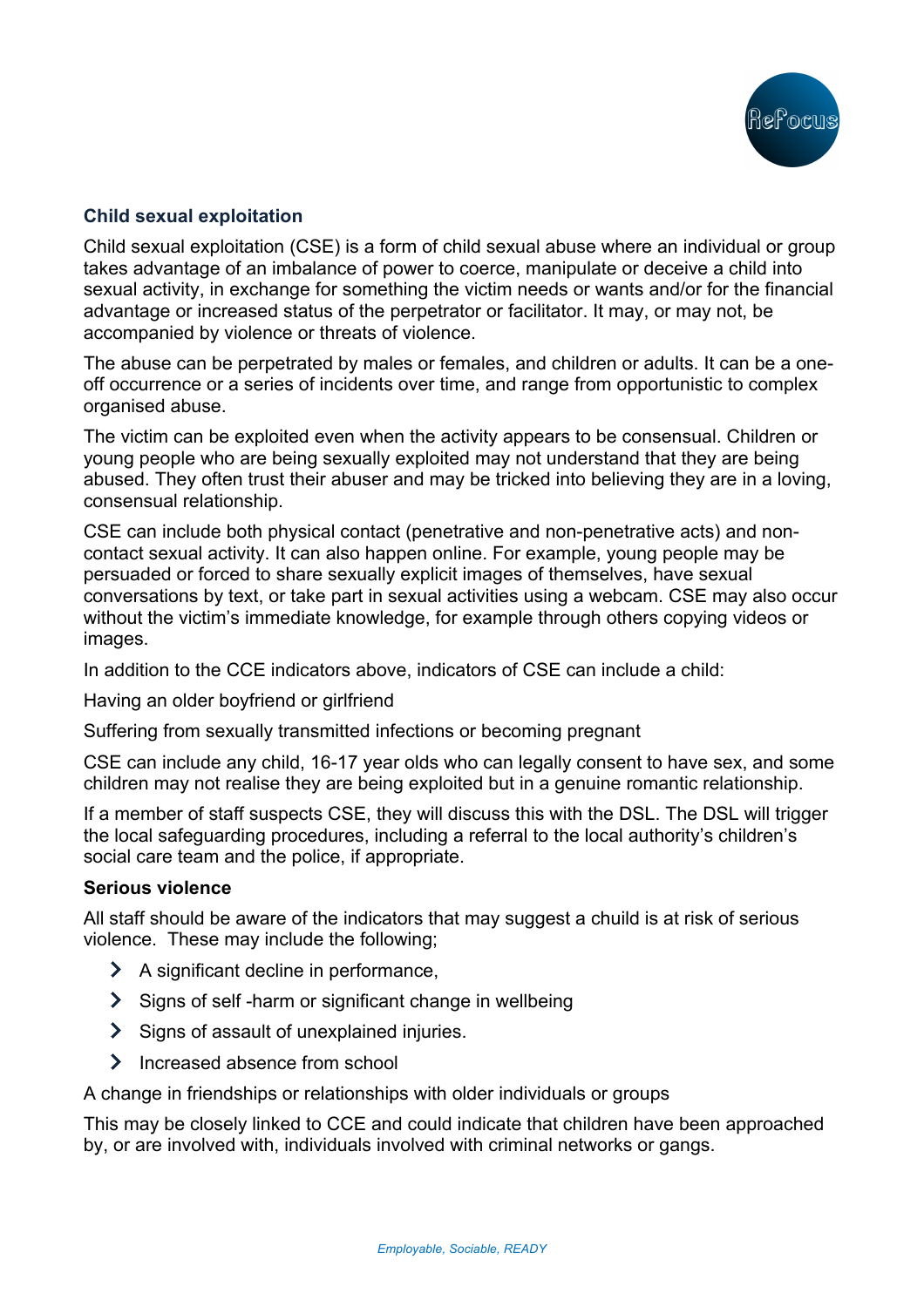### Child sexual exploitation

Child sexual exploitation (CSE) is a form of child sexual abuse where an individual or group takes advantage of an imbalance of power to coerce, manipulate or deceive a child into sexual activity, in exchange for something the victim needs or wants and/or for the financial advantage or increased status of the perpetrator or facilitator. It may, or may not, be accompanied by violence or threats of violence.

The abuse can be perpetrated by males or females, and children or adults. It can be a one-off occurrence or a series of incidents over time, and range from opportunistic to complex organised abuse.

The victim can be exploited even when the activity appears to be consensual. Children or young people who are being sexually exploited may not understand that they are being abused. They often trust their abuser and may be tricked into believing they are in a loving, consensual relationship.

CSE can include both physical contact (penetrative and non-penetrative acts) and non-contact sexual activity. It can also happen online. For example, young people may be persuaded or forced to share sexually explicit images of themselves, have sexual conversations by text, or take part in sexual activities using a webcam. CSE may also occur without the victim's immediate knowledge, for example through others copying videos or images.

In addition to the CCE indicators above, indicators of CSE can include a child:

Having an older boyfriend or girlfriend

Suffering from sexually transmitted infections or becoming pregnant

CSE can include any child, 16-17 year olds who can legally consent to have sex, and some children may not realise they are being exploited but in a genuine romantic relationship.

If a member of staff suspects CSE, they will discuss this with the DSL. The DSL will trigger the local safeguarding procedures, including a referral to the local authority's children's social care team and the police, if appropriate.

**Serious violence**

All staff should be aware of the indicators that may suggest a chuild is at risk of serious violence. These may include the following;

- A significant decline in performance,
- Signs of self -harm or significant change in wellbeing
- Signs of assault of unexplained injuries.
- Increased absence from school

A change in friendships or relationships with older individuals or groups

This may be closely linked to CCE and could indicate that children have been approached by, or are involved with, individuals involved with criminal networks or gangs.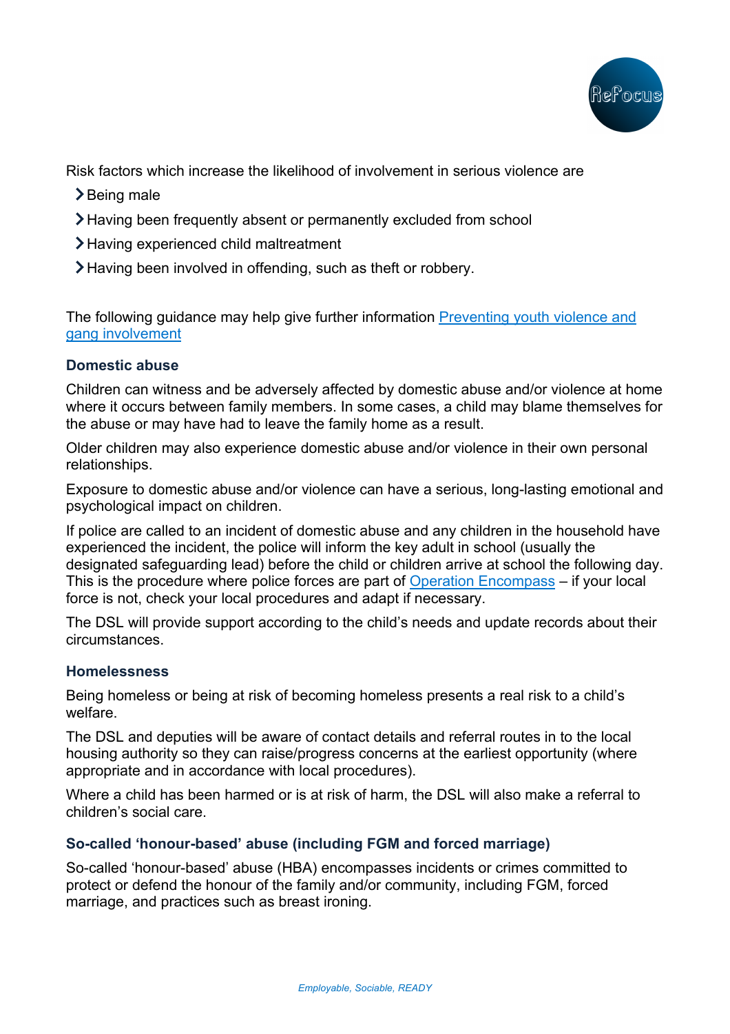Risk factors which increase the likelihood of involvement in serious violence are

- Being male
- Having been frequently absent or permanently excluded from school
- Having experienced child maltreatment
- Having been involved in offending, such as theft or robbery.

The following guidance may help give further information [Preventing youth violence and gang involvement]()

### Domestic abuse

Children can witness and be adversely affected by domestic abuse and/or violence at home where it occurs between family members. In some cases, a child may blame themselves for the abuse or may have had to leave the family home as a result.

Older children may also experience domestic abuse and/or violence in their own personal relationships.

Exposure to domestic abuse and/or violence can have a serious, long-lasting emotional and psychological impact on children.

If police are called to an incident of domestic abuse and any children in the household have experienced the incident, the police will inform the key adult in school (usually the designated safeguarding lead) before the child or children arrive at school the following day. This is the procedure where police forces are part of [Operation Encompass]() – if your local force is not, check your local procedures and adapt if necessary.

The DSL will provide support according to the child's needs and update records about their circumstances.

### Homelessness

Being homeless or being at risk of becoming homeless presents a real risk to a child's welfare.

The DSL and deputies will be aware of contact details and referral routes in to the local housing authority so they can raise/progress concerns at the earliest opportunity (where appropriate and in accordance with local procedures).

Where a child has been harmed or is at risk of harm, the DSL will also make a referral to children's social care.

### So-called 'honour-based' abuse (including FGM and forced marriage)

So-called 'honour-based' abuse (HBA) encompasses incidents or crimes committed to protect or defend the honour of the family and/or community, including FGM, forced marriage, and practices such as breast ironing.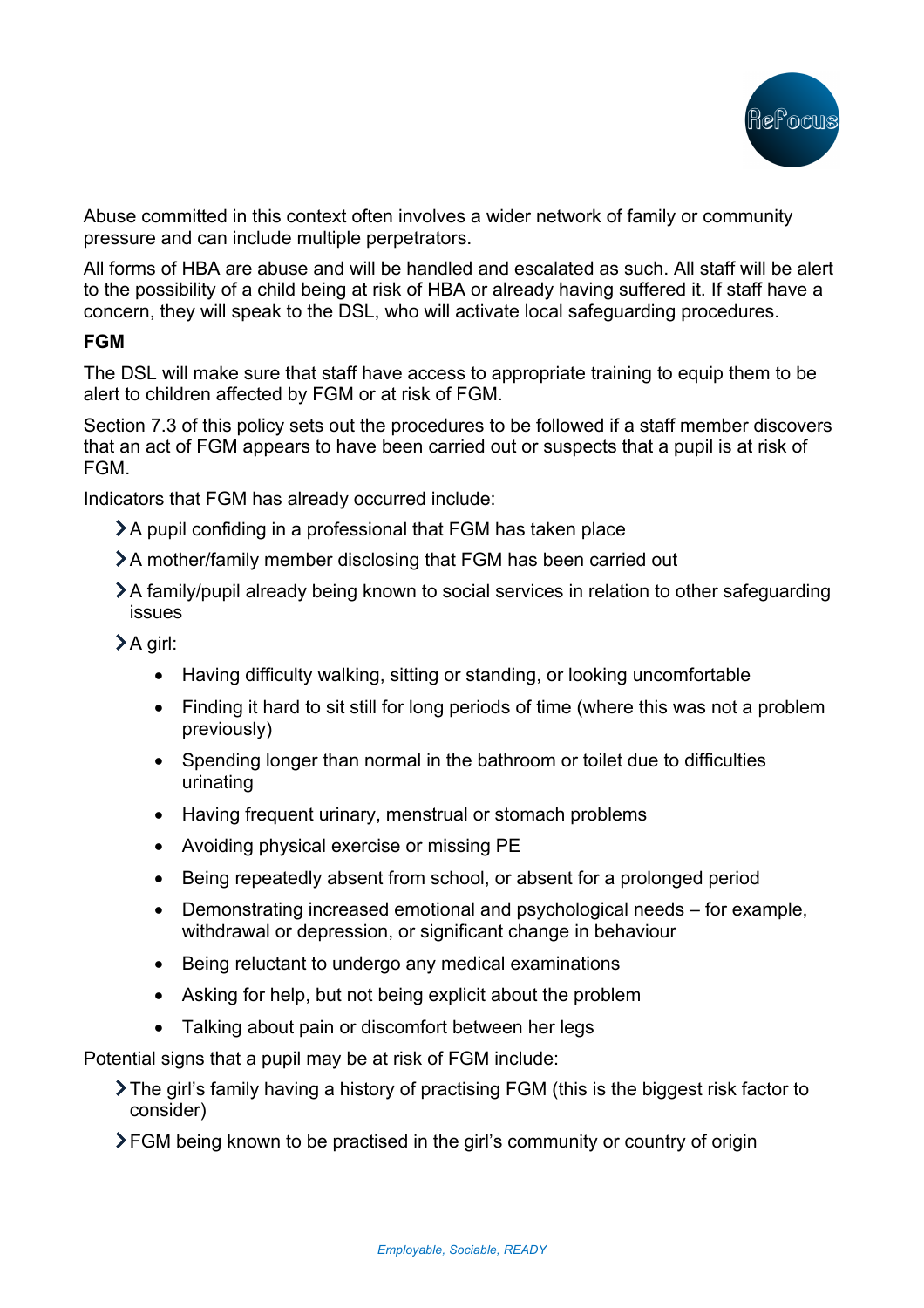Abuse committed in this context often involves a wider network of family or community pressure and can include multiple perpetrators.

All forms of HBA are abuse and will be handled and escalated as such. All staff will be alert to the possibility of a child being at risk of HBA or already having suffered it. If staff have a concern, they will speak to the DSL, who will activate local safeguarding procedures.

**FGM**

The DSL will make sure that staff have access to appropriate training to equip them to be alert to children affected by FGM or at risk of FGM.

Section 7.3 of this policy sets out the procedures to be followed if a staff member discovers that an act of FGM appears to have been carried out or suspects that a pupil is at risk of FGM.

Indicators that FGM has already occurred include:

- A pupil confiding in a professional that FGM has taken place
- A mother/family member disclosing that FGM has been carried out
- A family/pupil already being known to social services in relation to other safeguarding issues
- A girl:
  - Having difficulty walking, sitting or standing, or looking uncomfortable
  - Finding it hard to sit still for long periods of time (where this was not a problem previously)
  - Spending longer than normal in the bathroom or toilet due to difficulties urinating
  - Having frequent urinary, menstrual or stomach problems
  - Avoiding physical exercise or missing PE
  - Being repeatedly absent from school, or absent for a prolonged period
  - Demonstrating increased emotional and psychological needs – for example, withdrawal or depression, or significant change in behaviour
  - Being reluctant to undergo any medical examinations
  - Asking for help, but not being explicit about the problem
  - Talking about pain or discomfort between her legs

Potential signs that a pupil may be at risk of FGM include:

- The girl's family having a history of practising FGM (this is the biggest risk factor to consider)
- FGM being known to be practised in the girl's community or country of origin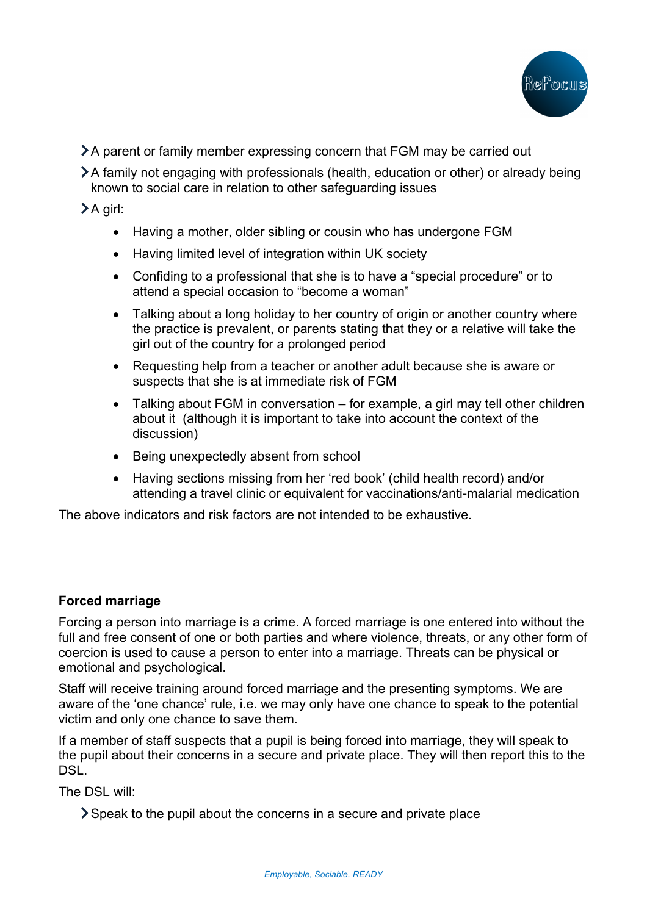- A parent or family member expressing concern that FGM may be carried out
- A family not engaging with professionals (health, education or other) or already being known to social care in relation to other safeguarding issues
- A girl:
    - Having a mother, older sibling or cousin who has undergone FGM
    - Having limited level of integration within UK society
    - Confiding to a professional that she is to have a "special procedure" or to attend a special occasion to "become a woman"
    - Talking about a long holiday to her country of origin or another country where the practice is prevalent, or parents stating that they or a relative will take the girl out of the country for a prolonged period
    - Requesting help from a teacher or another adult because she is aware or suspects that she is at immediate risk of FGM
    - Talking about FGM in conversation – for example, a girl may tell other children about it (although it is important to take into account the context of the discussion)
    - Being unexpectedly absent from school
    - Having sections missing from her 'red book' (child health record) and/or attending a travel clinic or equivalent for vaccinations/anti-malarial medication

The above indicators and risk factors are not intended to be exhaustive.

**Forced marriage**

Forcing a person into marriage is a crime. A forced marriage is one entered into without the full and free consent of one or both parties and where violence, threats, or any other form of coercion is used to cause a person to enter into a marriage. Threats can be physical or emotional and psychological.

Staff will receive training around forced marriage and the presenting symptoms. We are aware of the 'one chance' rule, i.e. we may only have one chance to speak to the potential victim and only one chance to save them.

If a member of staff suspects that a pupil is being forced into marriage, they will speak to the pupil about their concerns in a secure and private place. They will then report this to the DSL.

The DSL will:

- Speak to the pupil about the concerns in a secure and private place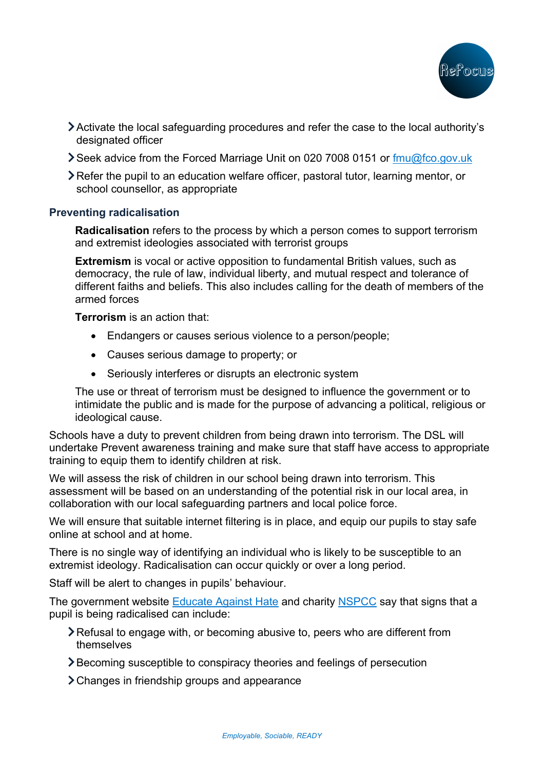- Activate the local safeguarding procedures and refer the case to the local authority's designated officer
- Seek advice from the Forced Marriage Unit on 020 7008 0151 or [fmu@fco.gov.uk](mailto:fmu@fco.gov.uk)
- Refer the pupil to an education welfare officer, pastoral tutor, learning mentor, or school counsellor, as appropriate

### Preventing radicalisation

**Radicalisation** refers to the process by which a person comes to support terrorism and extremist ideologies associated with terrorist groups

**Extremism** is vocal or active opposition to fundamental British values, such as democracy, the rule of law, individual liberty, and mutual respect and tolerance of different faiths and beliefs. This also includes calling for the death of members of the armed forces

**Terrorism** is an action that:

- Endangers or causes serious violence to a person/people;
- Causes serious damage to property; or
- Seriously interferes or disrupts an electronic system

The use or threat of terrorism must be designed to influence the government or to intimidate the public and is made for the purpose of advancing a political, religious or ideological cause.

Schools have a duty to prevent children from being drawn into terrorism. The DSL will undertake Prevent awareness training and make sure that staff have access to appropriate training to equip them to identify children at risk.

We will assess the risk of children in our school being drawn into terrorism. This assessment will be based on an understanding of the potential risk in our local area, in collaboration with our local safeguarding partners and local police force.

We will ensure that suitable internet filtering is in place, and equip our pupils to stay safe online at school and at home.

There is no single way of identifying an individual who is likely to be susceptible to an extremist ideology. Radicalisation can occur quickly or over a long period.

Staff will be alert to changes in pupils' behaviour.

The government website Educate Against Hate and charity NSPCC say that signs that a pupil is being radicalised can include:

- Refusal to engage with, or becoming abusive to, peers who are different from themselves
- Becoming susceptible to conspiracy theories and feelings of persecution
- Changes in friendship groups and appearance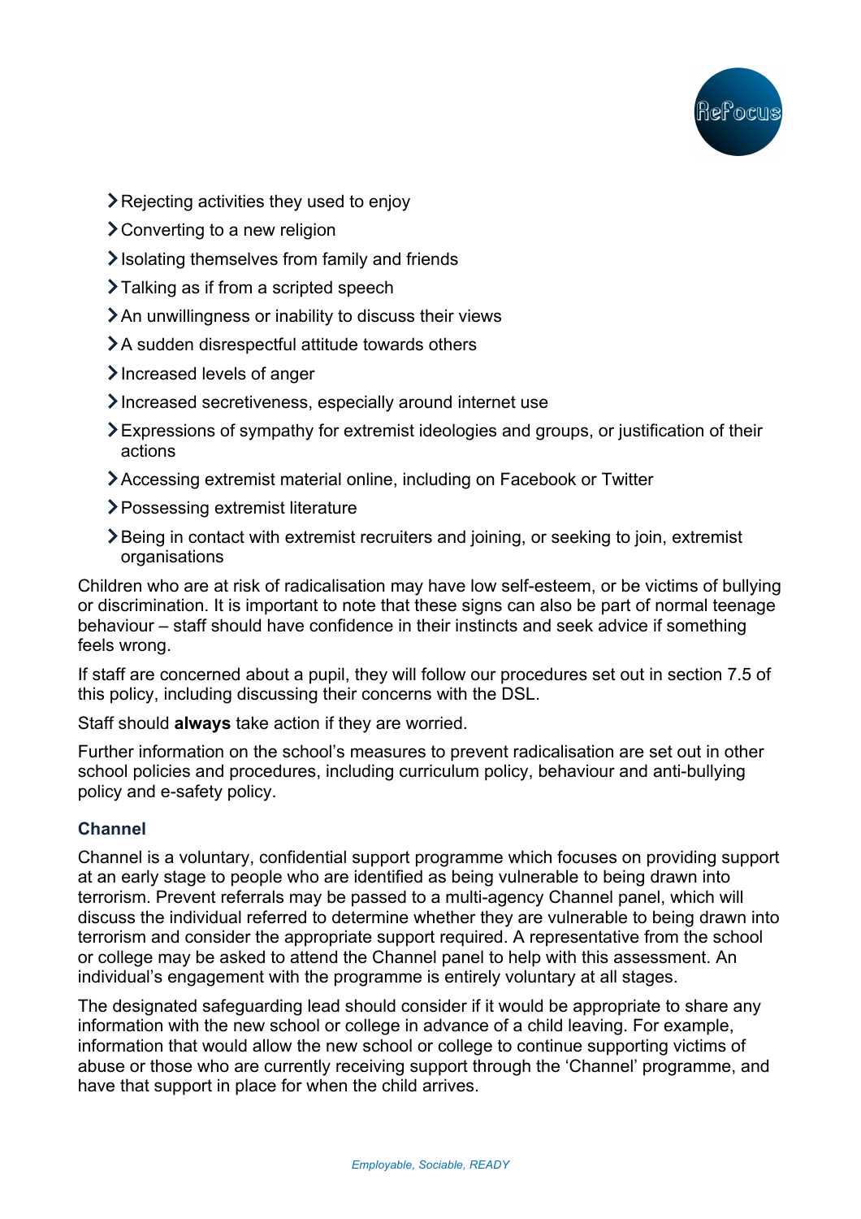- Rejecting activities they used to enjoy
- Converting to a new religion
- Isolating themselves from family and friends
- Talking as if from a scripted speech
- An unwillingness or inability to discuss their views
- A sudden disrespectful attitude towards others
- Increased levels of anger
- Increased secretiveness, especially around internet use
- Expressions of sympathy for extremist ideologies and groups, or justification of their actions
- Accessing extremist material online, including on Facebook or Twitter
- Possessing extremist literature
- Being in contact with extremist recruiters and joining, or seeking to join, extremist organisations

Children who are at risk of radicalisation may have low self-esteem, or be victims of bullying or discrimination. It is important to note that these signs can also be part of normal teenage behaviour – staff should have confidence in their instincts and seek advice if something feels wrong.

If staff are concerned about a pupil, they will follow our procedures set out in section 7.5 of this policy, including discussing their concerns with the DSL.

Staff should **always** take action if they are worried.

Further information on the school's measures to prevent radicalisation are set out in other school policies and procedures, including curriculum policy, behaviour and anti-bullying policy and e-safety policy.

### Channel

Channel is a voluntary, confidential support programme which focuses on providing support at an early stage to people who are identified as being vulnerable to being drawn into terrorism. Prevent referrals may be passed to a multi-agency Channel panel, which will discuss the individual referred to determine whether they are vulnerable to being drawn into terrorism and consider the appropriate support required. A representative from the school or college may be asked to attend the Channel panel to help with this assessment. An individual's engagement with the programme is entirely voluntary at all stages.

The designated safeguarding lead should consider if it would be appropriate to share any information with the new school or college in advance of a child leaving. For example, information that would allow the new school or college to continue supporting victims of abuse or those who are currently receiving support through the 'Channel' programme, and have that support in place for when the child arrives.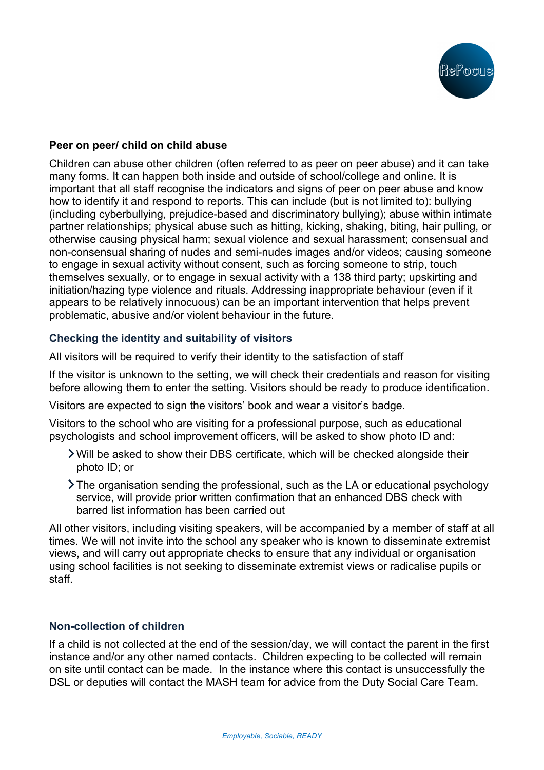**Peer on peer/ child on child abuse**

Children can abuse other children (often referred to as peer on peer abuse) and it can take many forms. It can happen both inside and outside of school/college and online. It is important that all staff recognise the indicators and signs of peer on peer abuse and know how to identify it and respond to reports. This can include (but is not limited to): bullying (including cyberbullying, prejudice-based and discriminatory bullying); abuse within intimate partner relationships; physical abuse such as hitting, kicking, shaking, biting, hair pulling, or otherwise causing physical harm; sexual violence and sexual harassment; consensual and non-consensual sharing of nudes and semi-nudes images and/or videos; causing someone to engage in sexual activity without consent, such as forcing someone to strip, touch themselves sexually, or to engage in sexual activity with a 138 third party; upskirting and initiation/hazing type violence and rituals. Addressing inappropriate behaviour (even if it appears to be relatively innocuous) can be an important intervention that helps prevent problematic, abusive and/or violent behaviour in the future.

### Checking the identity and suitability of visitors

All visitors will be required to verify their identity to the satisfaction of staff

If the visitor is unknown to the setting, we will check their credentials and reason for visiting before allowing them to enter the setting. Visitors should be ready to produce identification.

Visitors are expected to sign the visitors' book and wear a visitor's badge.

Visitors to the school who are visiting for a professional purpose, such as educational psychologists and school improvement officers, will be asked to show photo ID and:

- Will be asked to show their DBS certificate, which will be checked alongside their photo ID; or
- The organisation sending the professional, such as the LA or educational psychology service, will provide prior written confirmation that an enhanced DBS check with barred list information has been carried out

All other visitors, including visiting speakers, will be accompanied by a member of staff at all times. We will not invite into the school any speaker who is known to disseminate extremist views, and will carry out appropriate checks to ensure that any individual or organisation using school facilities is not seeking to disseminate extremist views or radicalise pupils or staff.

### Non-collection of children

If a child is not collected at the end of the session/day, we will contact the parent in the first instance and/or any other named contacts. Children expecting to be collected will remain on site until contact can be made. In the instance where this contact is unsuccessfully the DSL or deputies will contact the MASH team for advice from the Duty Social Care Team.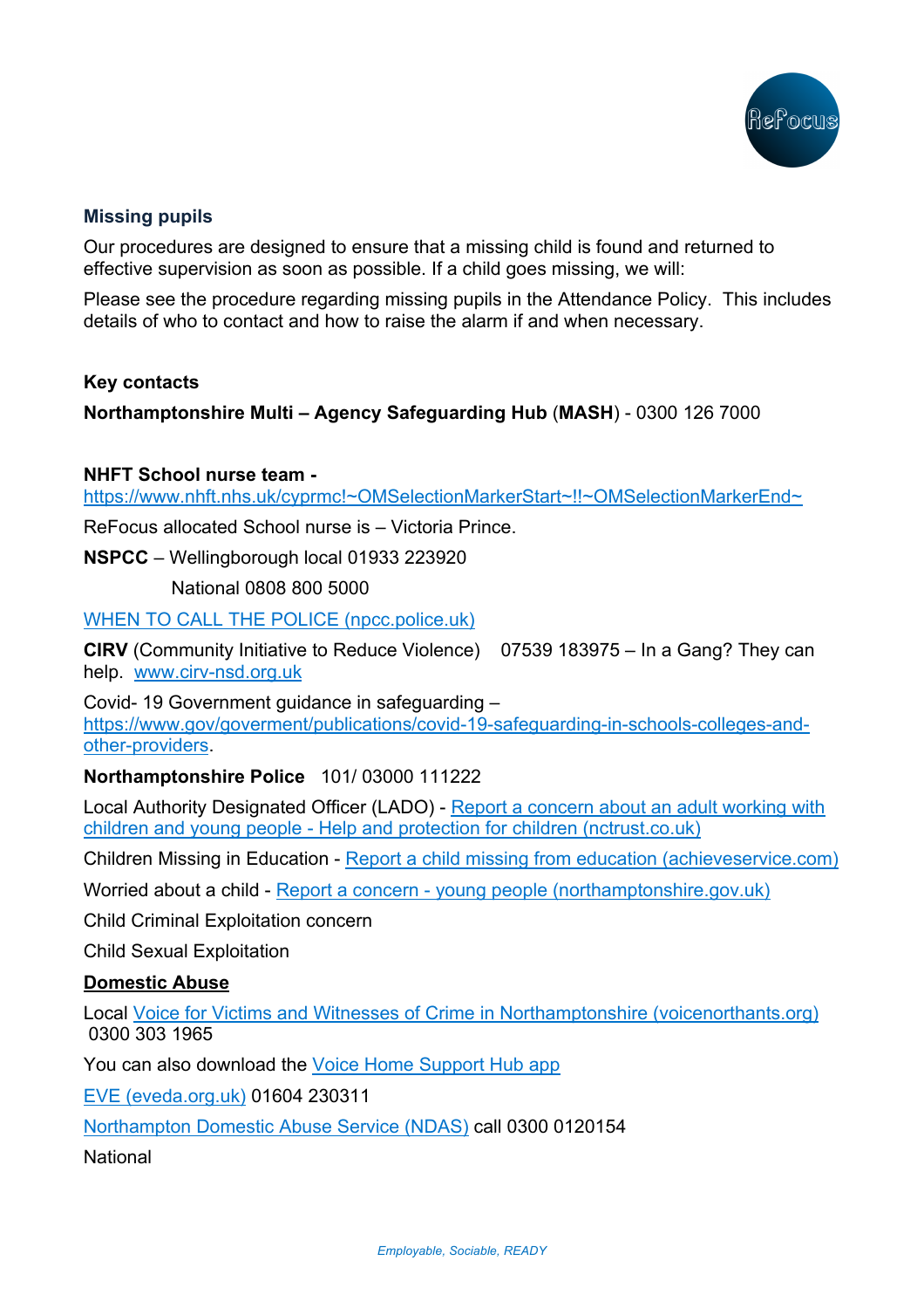### Missing pupils

Our procedures are designed to ensure that a missing child is found and returned to effective supervision as soon as possible. If a child goes missing, we will:

Please see the procedure regarding missing pupils in the Attendance Policy. This includes details of who to contact and how to raise the alarm if and when necessary.

### Key contacts

**Northamptonshire Multi – Agency Safeguarding Hub** (**MASH**) - 0300 126 7000

**NHFT School nurse team -**
https://www.nhft.nhs.uk/cyprmc!~OMSelectionMarkerStart~!!~OMSelectionMarkerEnd~

ReFocus allocated School nurse is – Victoria Prince.

**NSPCC** – Wellingborough local 01933 223920

National 0808 800 5000

WHEN TO CALL THE POLICE (npcc.police.uk)

**CIRV** (Community Initiative to Reduce Violence) 07539 183975 – In a Gang? They can help. www.cirv-nsd.org.uk

Covid- 19 Government guidance in safeguarding – https://www.gov/goverment/publications/covid-19-safeguarding-in-schools-colleges-and-other-providers.

**Northamptonshire Police** 101/ 03000 111222

Local Authority Designated Officer (LADO) - Report a concern about an adult working with children and young people - Help and protection for children (nctrust.co.uk)

Children Missing in Education - Report a child missing from education (achieveservice.com)

Worried about a child - Report a concern - young people (northamptonshire.gov.uk)

Child Criminal Exploitation concern

Child Sexual Exploitation

**Domestic Abuse**

Local Voice for Victims and Witnesses of Crime in Northamptonshire (voicenorthants.org) 0300 303 1965

You can also download the Voice Home Support Hub app

EVE (eveda.org.uk) 01604 230311

Northampton Domestic Abuse Service (NDAS) call 0300 0120154

National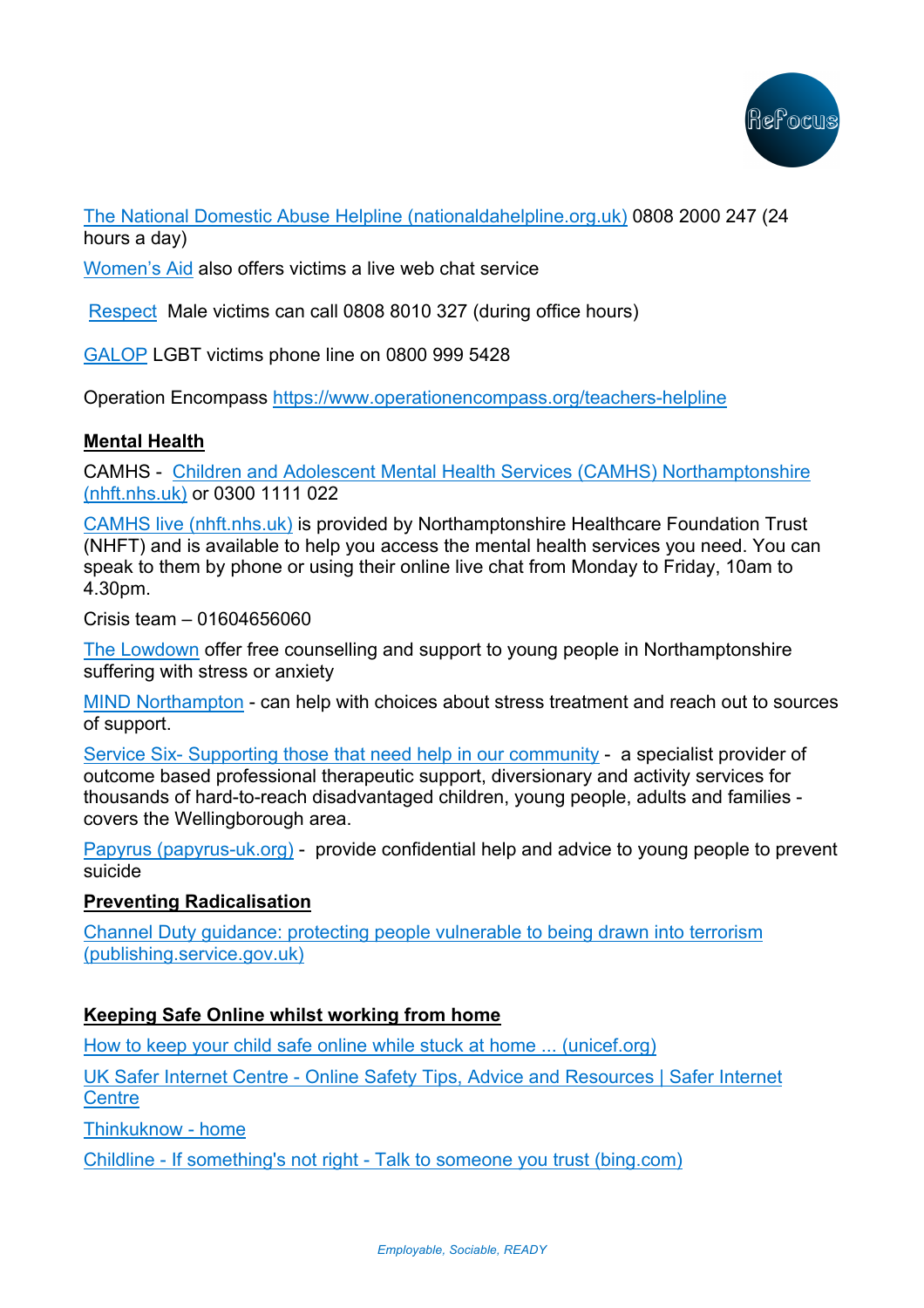The National Domestic Abuse Helpline (nationaldahelpline.org.uk) 0808 2000 247 (24 hours a day)

Women's Aid also offers victims a live web chat service

Respect Male victims can call 0808 8010 327 (during office hours)

GALOP LGBT victims phone line on 0800 999 5428

Operation Encompass https://www.operationencompass.org/teachers-helpline

**Mental Health**

CAMHS - Children and Adolescent Mental Health Services (CAMHS) Northamptonshire (nhft.nhs.uk) or 0300 1111 022

CAMHS live (nhft.nhs.uk) is provided by Northamptonshire Healthcare Foundation Trust (NHFT) and is available to help you access the mental health services you need. You can speak to them by phone or using their online live chat from Monday to Friday, 10am to 4.30pm.

Crisis team – 01604656060

The Lowdown offer free counselling and support to young people in Northamptonshire suffering with stress or anxiety

MIND Northampton - can help with choices about stress treatment and reach out to sources of support.

Service Six- Supporting those that need help in our community - a specialist provider of outcome based professional therapeutic support, diversionary and activity services for thousands of hard-to-reach disadvantaged children, young people, adults and families - covers the Wellingborough area.

Papyrus (papyrus-uk.org) - provide confidential help and advice to young people to prevent suicide

**Preventing Radicalisation**

Channel Duty guidance: protecting people vulnerable to being drawn into terrorism (publishing.service.gov.uk)

**Keeping Safe Online whilst working from home**

How to keep your child safe online while stuck at home ... (unicef.org)

UK Safer Internet Centre - Online Safety Tips, Advice and Resources | Safer Internet Centre

Thinkuknow - home

Childline - If something's not right - Talk to someone you trust (bing.com)

*Employable, Sociable, READY*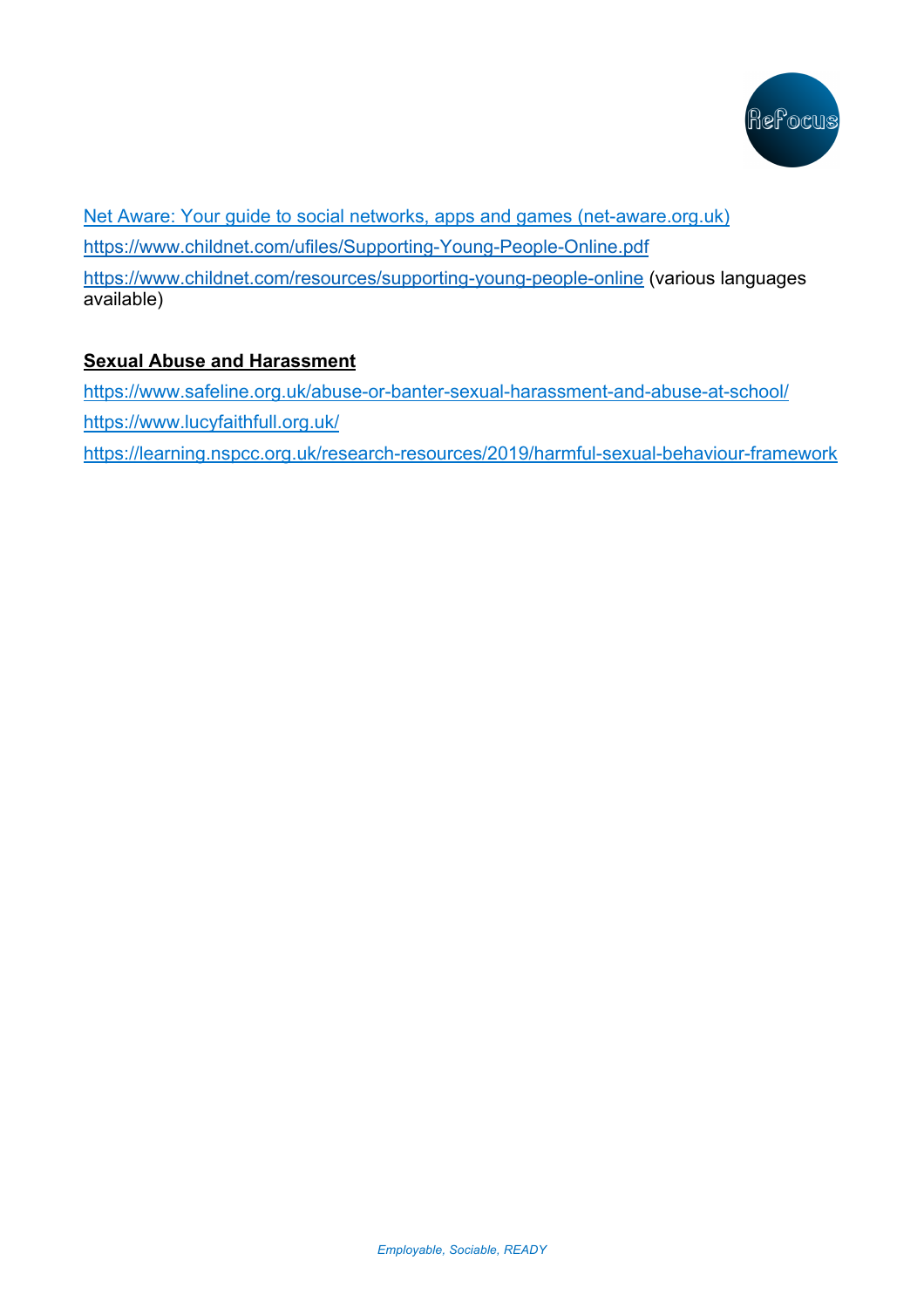Net Aware: Your guide to social networks, apps and games (net-aware.org.uk)

https://www.childnet.com/ufiles/Supporting-Young-People-Online.pdf

https://www.childnet.com/resources/supporting-young-people-online (various languages available)

**Sexual Abuse and Harassment**

https://www.safeline.org.uk/abuse-or-banter-sexual-harassment-and-abuse-at-school/

https://www.lucyfaithfull.org.uk/

https://learning.nspcc.org.uk/research-resources/2019/harmful-sexual-behaviour-framework